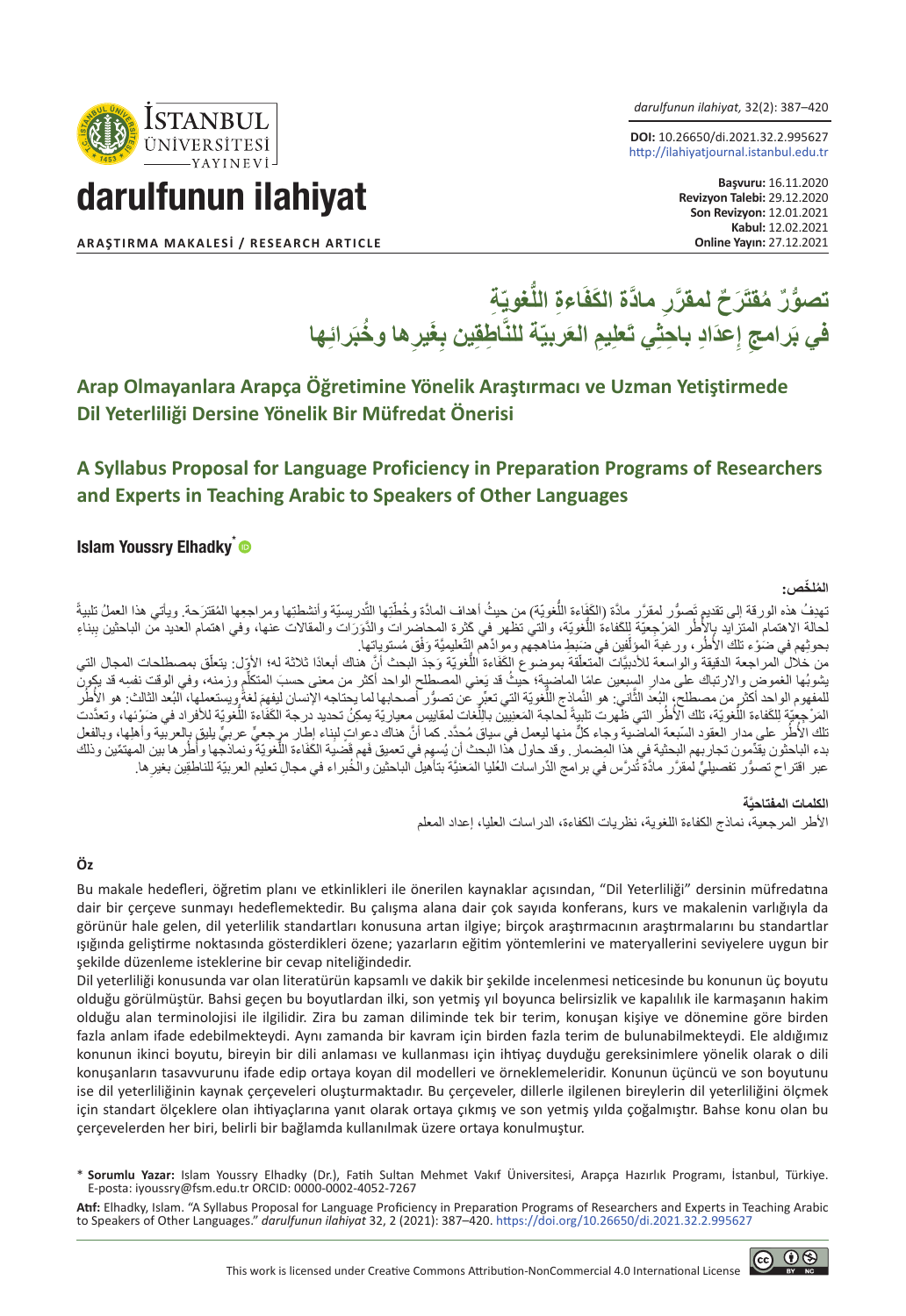**ARAŞTIRMA MAKALESİ / RESEARCH ARTICLE**

DOI: 10.26650/di.2021.32.2.995627
http://ilahiyatjournal.istanbul.edu.tr

**Başvuru:** 16.11.2020
**Revizyon Talebi:** 29.12.2020
**Son Revizyon:** 12.01.2021
**Kabul:** 12.02.2021
**Online Yayın:** 27.12.2021

# تصوُّرٌ مُقتَرَحٌ لمقرَّرِ مادَّة الكَفَاءةِ اللُّغويّةِ في بَرامجِ إعدَادِ باحِثِي تَعلِيمِ العَربيّة للنَّاطِقين بِغَيرِها وخُبَرائِها

## Arap Olmayanlara Arapça Öğretimine Yönelik Araştırmacı ve Uzman Yetiştirmede Dil Yeterliliği Dersine Yönelik Bir Müfredat Önerisi

## A Syllabus Proposal for Language Proficiency in Preparation Programs of Researchers and Experts in Teaching Arabic to Speakers of Other Languages

**Islam Youssry Elhadky***

**المُلخَّص:**

تهدفُ هذه الورقة إلى تقديم تَصوُّر لمقرَّر مادَّة (الكَفاءة اللُّغويّة) من حيثُ أهداف المادَّة وخُطّتها التّدريسيّة وأنشطتها ومراجعها المُقترَحة. ويأتي هذا العملُ تلبيةً لحالة الاهتمام المتزايد بالأُطُر المَرْجِعيّة للكفاءة اللُّغويّة، والتي تظهر في كثرة المحاضرات والدَّوَرات والمقالات عنها، وفي اهتمام العديد من الباحثين ببناءِ بحوثِهم في ضَوْءِ تلك الأُطُر، ورغبة المؤلِّفين في ضَبطِ مناهجهم وموادِّهم التّعليميَّة وَفْق مُستوياتها.

من خلال المراجعة الدقيقة والواسعة للأدبيَّات المتعلِّقة بموضوع الكَفَاءة اللُّغويّة وَجدَ البحث أنَّ هناك أبعادًا ثلاثة له؛ الأوّل: يتعلّق بمصطلحات المجال التي يشوبُها الغموض والارتباك على مدار السبعين عامًا الماضية؛ حيثُ قد يَعني المصطلح الواحد أكثر من معنى حسبَ المتكلِّم وزمنه، وفي الوقت نفسه قد يكونُ للمفهوم الواحد أكثر من مصطلح، البُعدُ الثّاني: هو النَّماذج اللُّغويّة التي تعبِّر عن تصوُّر أصحابها لما يحتاجه الإنسان ليفهمَ لغةً ويستعملها، البُعد الثالث: هو الأُطُر المَرْجِعيّة للكفاءة اللُّغويّة، تلك الأُطُر التي ظهرت تلبيةً لحاجة المَعنيين باللُّغات لمقاييس معياريّة يمكنُ تحديد درجة الكَفَاءة اللُّغويّة للأفراد في ضَوْئها، وتعدّدت تلك الأُطُر على مدار العقود السّبعة الماضية وجاء كلٌّ منها ليعمل في سياق مُحدَّد. كما أنَّ هناك دعواتٍ لبناء إطارٍ مرجعيٍّ عربيٍّ يليق بالعربية وأهلها، وبالفعل بدء الباحثون يقدِّمون تجاربهم البحثية في هذا المِضمار. وقد حاول هذا البحث أن يُسهم في تعميق فَهم قَضية الكَفَاءة اللُّغويّة ونماذجها وأُطُرها بين المهتمّين وذلك عبر اقتراح تصوُّر تفصيليٍّ لمقرَّر مادَّة تُدرَّس في برامج الدِّراسات العُليا المَعنيَّة بتأهيل الباحثين والخُبراء في مجالِ تعليم العربيّة للناطقين بغيرها.

**الكلمات المفتاحيَّة**

الأطر المرجعية، نماذج الكفاءة اللغوية، نظريات الكفاءة، الدراسات العليا، إعداد المعلم

### Öz

Bu makale hedefleri, öğretim planı ve etkinlikleri ile önerilen kaynaklar açısından, "Dil Yeterliliği" dersinin müfredatına dair bir çerçeve sunmayı hedeflemektedir. Bu çalışma alana dair çok sayıda konferans, kurs ve makalenin varlığıyla da görünür hale gelen, dil yeterlilik standartları konusuna artan ilgiye; birçok araştırmacının araştırmalarını bu standartlar ışığında geliştirme noktasında gösterdikleri özene; yazarların eğitim yöntemlerini ve materyallerini seviyelere uygun bir şekilde düzenleme isteklerine bir cevap niteliğindedir.

Dil yeterliliği konusunda var olan literatürün kapsamlı ve dakik bir şekilde incelenmesi neticesinde bu konunun üç boyutu olduğu görülmüştür. Bahsi geçen bu boyutlardan ilki, son yetmiş yıl boyunca belirsizlik ve kapalılık ile karmaşanın hakim olduğu alan terminolojisi ile ilgilidir. Zira bu zaman diliminde tek bir terim, konuşan kişiye ve dönemine göre birden fazla anlam ifade edebilmekteydi. Aynı zamanda bir kavram için birden fazla terim de bulunabilmekteydi. Ele aldığımız konunun ikinci boyutu, bireyin bir dili anlaması ve kullanması için ihtiyaç duyduğu gereksinimlere yönelik olarak o dili konuşanların tasavvurunu ifade edip ortaya koyan dil modelleri ve örneklemeleridir. Konunun üçüncü ve son boyutunu ise dil yeterliliğinin kaynak çerçeveleri oluşturmaktadır. Bu çerçeveler, dillerle ilgilenen bireylerin dil yeterliliğini ölçmek için standart ölçeklere olan ihtiyaçlarına yanıt olarak ortaya çıkmış ve son yetmiş yılda çoğalmıştır. Bahse konu olan bu çerçevelerden her biri, belirli bir bağlamda kullanılmak üzere ortaya konulmuştur.

\* **Sorumlu Yazar:** Islam Youssry Elhadky (Dr.), Fatih Sultan Mehmet Vakıf Üniversitesi, Arapça Hazırlık Programı, İstanbul, Türkiye. E-posta: iyoussry@fsm.edu.tr ORCID: 0000-0002-4052-7267

**Atıf:** Elhadky, Islam. "A Syllabus Proposal for Language Proficiency in Preparation Programs of Researchers and Experts in Teaching Arabic to Speakers of Other Languages." *darulfunun ilahiyat* 32, 2 (2021): 387–420. https://doi.org/10.26650/di.2021.32.2.995627

This work is licensed under Creative Commons Attribution-NonCommercial 4.0 International License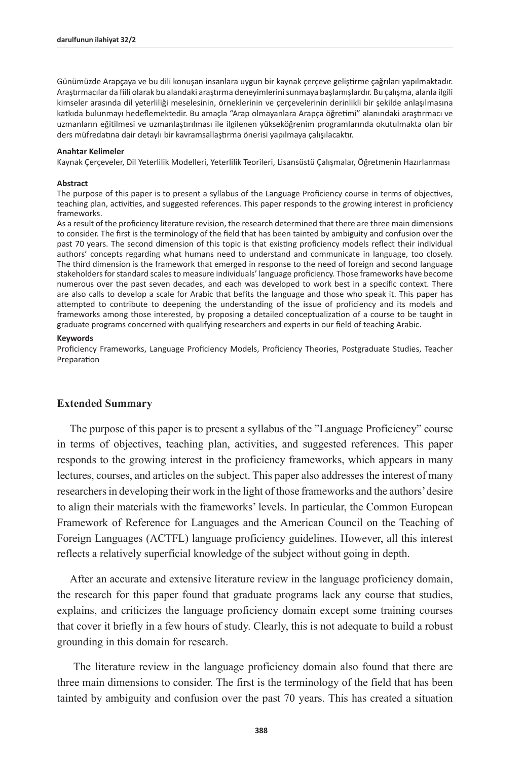Günümüzde Arapçaya ve bu dili konuşan insanlara uygun bir kaynak çerçeve geliştirme çağrıları yapılmaktadır. Araştırmacılar da fiili olarak bu alandaki araştırma deneyimlerini sunmaya başlamışlardır. Bu çalışma, alanla ilgili kimseler arasında dil yeterliliği meselesinin, örneklerinin ve çerçevelerinin derinlikli bir şekilde anlaşılmasına katkıda bulunmayı hedeflemektedir. Bu amaçla "Arap olmayanlara Arapça öğretimi" alanındaki araştırmacı ve uzmanların eğitilmesi ve uzmanlaştırılması ile ilgilenen yükseköğrenim programlarında okutulmakta olan bir ders müfredatına dair detaylı bir kavramsallaştırma önerisi yapılmaya çalışılacaktır.

**Anahtar Kelimeler**

Kaynak Çerçeveler, Dil Yeterlilik Modelleri, Yeterlilik Teorileri, Lisansüstü Çalışmalar, Öğretmenin Hazırlanması

**Abstract**

The purpose of this paper is to present a syllabus of the Language Proficiency course in terms of objectives, teaching plan, activities, and suggested references. This paper responds to the growing interest in proficiency frameworks.

As a result of the proficiency literature revision, the research determined that there are three main dimensions to consider. The first is the terminology of the field that has been tainted by ambiguity and confusion over the past 70 years. The second dimension of this topic is that existing proficiency models reflect their individual authors' concepts regarding what humans need to understand and communicate in language, too closely. The third dimension is the framework that emerged in response to the need of foreign and second language stakeholders for standard scales to measure individuals' language proficiency. Those frameworks have become numerous over the past seven decades, and each was developed to work best in a specific context. There are also calls to develop a scale for Arabic that befits the language and those who speak it. This paper has attempted to contribute to deepening the understanding of the issue of proficiency and its models and frameworks among those interested, by proposing a detailed conceptualization of a course to be taught in graduate programs concerned with qualifying researchers and experts in our field of teaching Arabic.

**Keywords**

Proficiency Frameworks, Language Proficiency Models, Proficiency Theories, Postgraduate Studies, Teacher Preparation

## Extended Summary

The purpose of this paper is to present a syllabus of the "Language Proficiency" course in terms of objectives, teaching plan, activities, and suggested references. This paper responds to the growing interest in the proficiency frameworks, which appears in many lectures, courses, and articles on the subject. This paper also addresses the interest of many researchers in developing their work in the light of those frameworks and the authors' desire to align their materials with the frameworks' levels. In particular, the Common European Framework of Reference for Languages and the American Council on the Teaching of Foreign Languages (ACTFL) language proficiency guidelines. However, all this interest reflects a relatively superficial knowledge of the subject without going in depth.

After an accurate and extensive literature review in the language proficiency domain, the research for this paper found that graduate programs lack any course that studies, explains, and criticizes the language proficiency domain except some training courses that cover it briefly in a few hours of study. Clearly, this is not adequate to build a robust grounding in this domain for research.

The literature review in the language proficiency domain also found that there are three main dimensions to consider. The first is the terminology of the field that has been tainted by ambiguity and confusion over the past 70 years. This has created a situation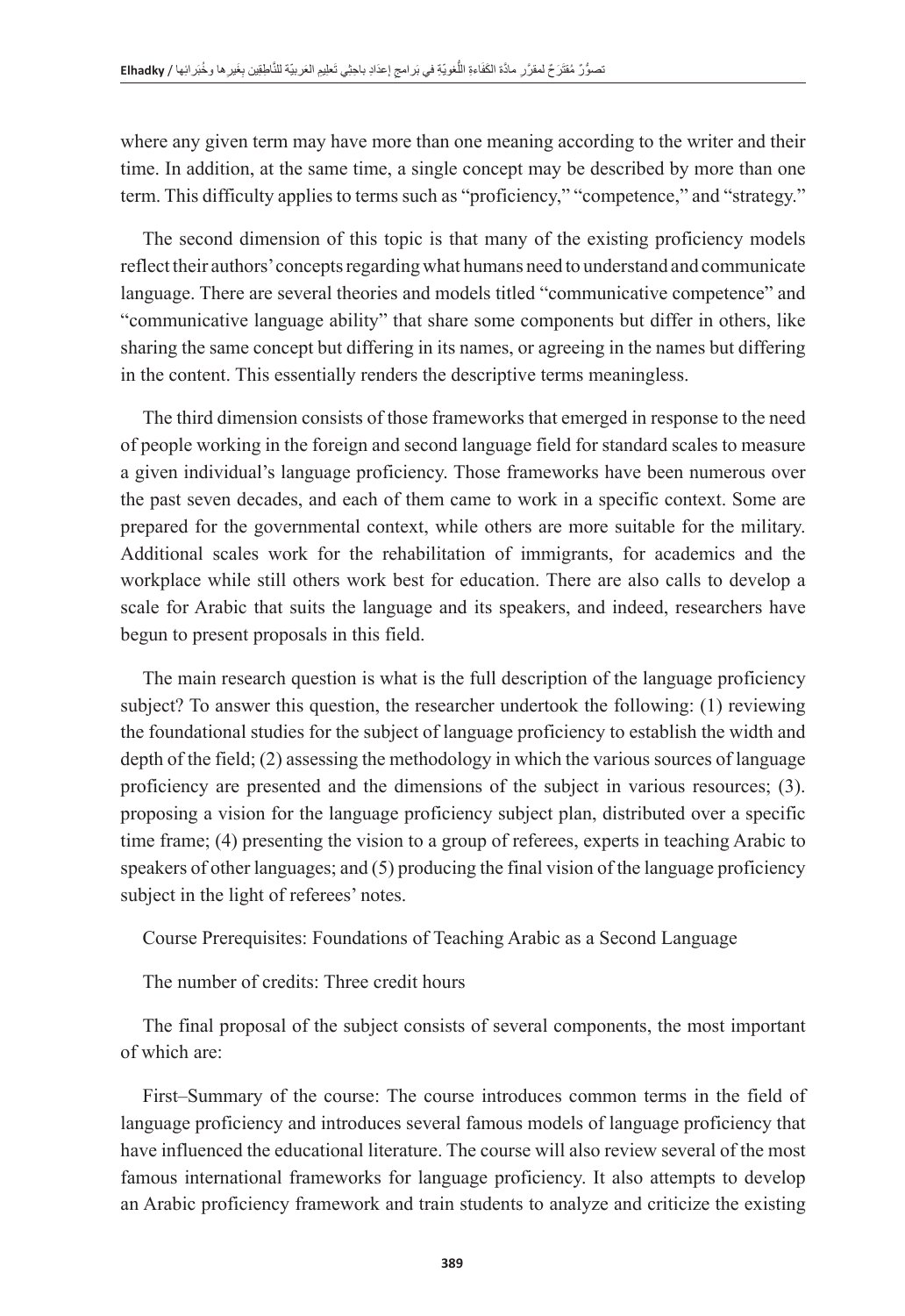where any given term may have more than one meaning according to the writer and their time. In addition, at the same time, a single concept may be described by more than one term. This difficulty applies to terms such as "proficiency," "competence," and "strategy."

The second dimension of this topic is that many of the existing proficiency models reflect their authors' concepts regarding what humans need to understand and communicate language. There are several theories and models titled "communicative competence" and "communicative language ability" that share some components but differ in others, like sharing the same concept but differing in its names, or agreeing in the names but differing in the content. This essentially renders the descriptive terms meaningless.

The third dimension consists of those frameworks that emerged in response to the need of people working in the foreign and second language field for standard scales to measure a given individual's language proficiency. Those frameworks have been numerous over the past seven decades, and each of them came to work in a specific context. Some are prepared for the governmental context, while others are more suitable for the military. Additional scales work for the rehabilitation of immigrants, for academics and the workplace while still others work best for education. There are also calls to develop a scale for Arabic that suits the language and its speakers, and indeed, researchers have begun to present proposals in this field.

The main research question is what is the full description of the language proficiency subject? To answer this question, the researcher undertook the following: (1) reviewing the foundational studies for the subject of language proficiency to establish the width and depth of the field; (2) assessing the methodology in which the various sources of language proficiency are presented and the dimensions of the subject in various resources; (3). proposing a vision for the language proficiency subject plan, distributed over a specific time frame; (4) presenting the vision to a group of referees, experts in teaching Arabic to speakers of other languages; and (5) producing the final vision of the language proficiency subject in the light of referees' notes.

Course Prerequisites: Foundations of Teaching Arabic as a Second Language

The number of credits: Three credit hours

The final proposal of the subject consists of several components, the most important of which are:

First–Summary of the course: The course introduces common terms in the field of language proficiency and introduces several famous models of language proficiency that have influenced the educational literature. The course will also review several of the most famous international frameworks for language proficiency. It also attempts to develop an Arabic proficiency framework and train students to analyze and criticize the existing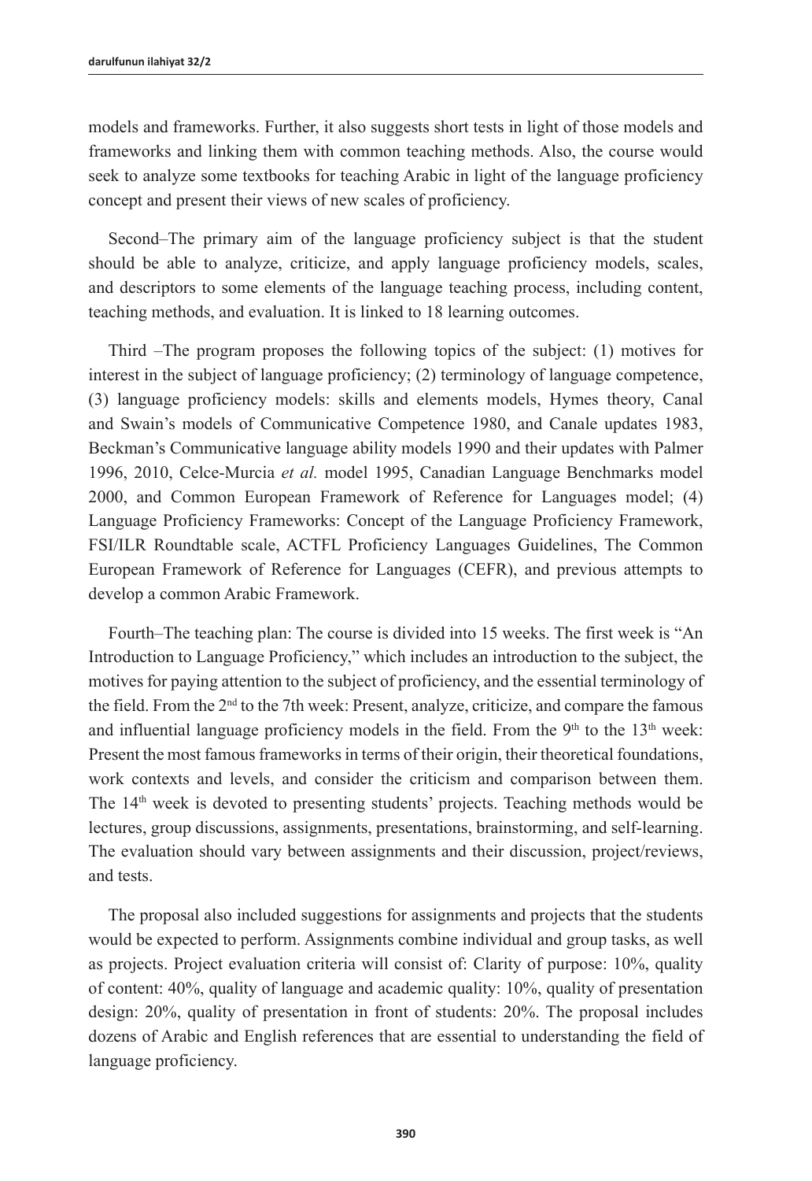models and frameworks. Further, it also suggests short tests in light of those models and frameworks and linking them with common teaching methods. Also, the course would seek to analyze some textbooks for teaching Arabic in light of the language proficiency concept and present their views of new scales of proficiency.

Second–The primary aim of the language proficiency subject is that the student should be able to analyze, criticize, and apply language proficiency models, scales, and descriptors to some elements of the language teaching process, including content, teaching methods, and evaluation. It is linked to 18 learning outcomes.

Third –The program proposes the following topics of the subject: (1) motives for interest in the subject of language proficiency; (2) terminology of language competence, (3) language proficiency models: skills and elements models, Hymes theory, Canal and Swain's models of Communicative Competence 1980, and Canale updates 1983, Beckman's Communicative language ability models 1990 and their updates with Palmer 1996, 2010, Celce-Murcia *et al.* model 1995, Canadian Language Benchmarks model 2000, and Common European Framework of Reference for Languages model; (4) Language Proficiency Frameworks: Concept of the Language Proficiency Framework, FSI/ILR Roundtable scale, ACTFL Proficiency Languages Guidelines, The Common European Framework of Reference for Languages (CEFR), and previous attempts to develop a common Arabic Framework.

Fourth–The teaching plan: The course is divided into 15 weeks. The first week is "An Introduction to Language Proficiency," which includes an introduction to the subject, the motives for paying attention to the subject of proficiency, and the essential terminology of the field. From the 2nd to the 7th week: Present, analyze, criticize, and compare the famous and influential language proficiency models in the field. From the 9th to the 13th week: Present the most famous frameworks in terms of their origin, their theoretical foundations, work contexts and levels, and consider the criticism and comparison between them. The 14th week is devoted to presenting students' projects. Teaching methods would be lectures, group discussions, assignments, presentations, brainstorming, and self-learning. The evaluation should vary between assignments and their discussion, project/reviews, and tests.

The proposal also included suggestions for assignments and projects that the students would be expected to perform. Assignments combine individual and group tasks, as well as projects. Project evaluation criteria will consist of: Clarity of purpose: 10%, quality of content: 40%, quality of language and academic quality: 10%, quality of presentation design: 20%, quality of presentation in front of students: 20%. The proposal includes dozens of Arabic and English references that are essential to understanding the field of language proficiency.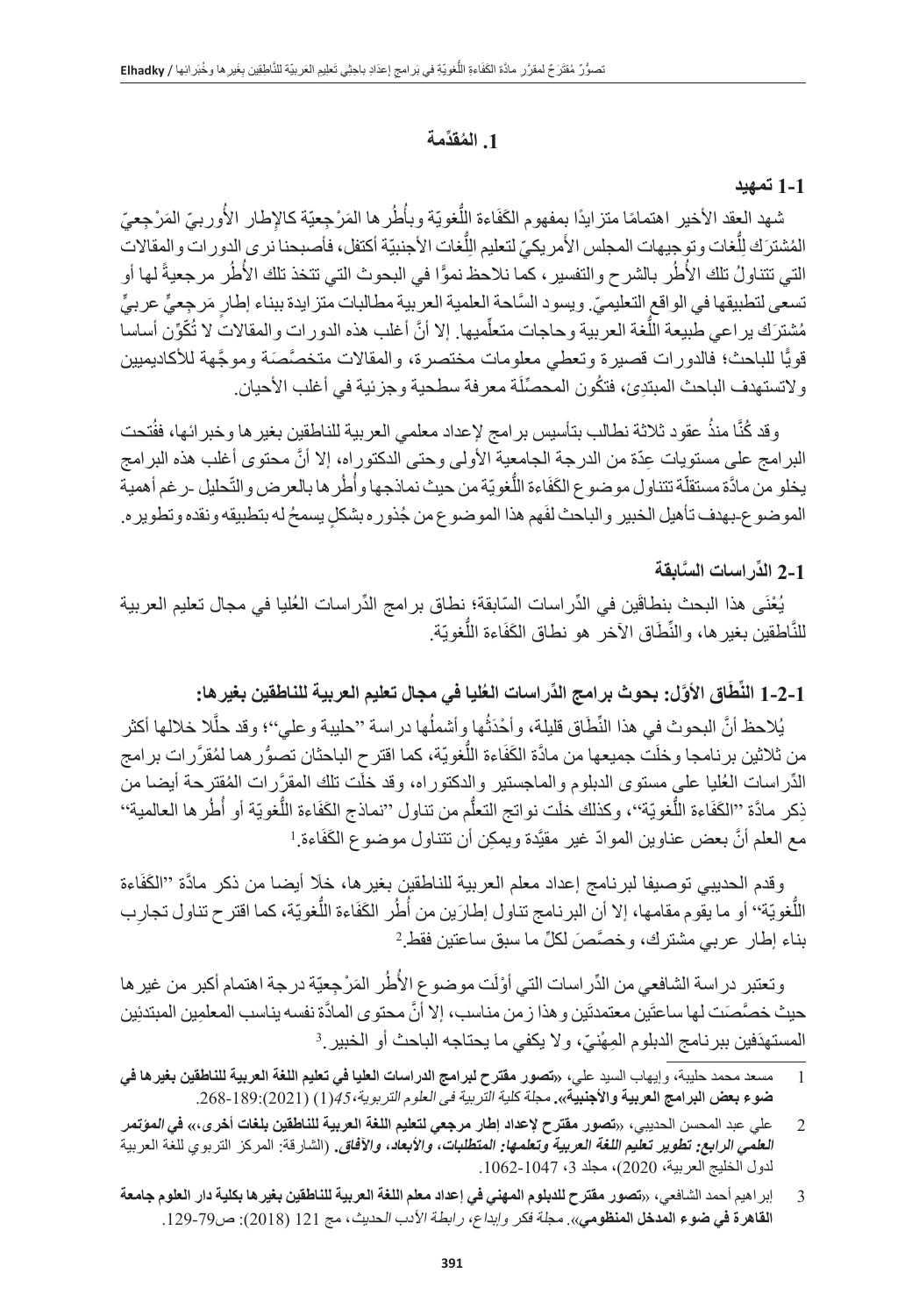## 1. المُقدِّمة

### 1-1 تمهيد

شهد العقد الأخير اهتمامًا متزايدًا بمفهوم الكَفَاءة اللُّغويّة وبأُطُرها المَرْجِعيّة كالإطار الأُوربيّ المَرْجِعيّ المُشترَك لِلُّغات وتوجيهات المجلس الأمريكيّ لتعليم اللُّغات الأجنبيّة أكتفل، فأصبحنا نرى الدورات والمقالات التي تتناولُ تلك الأُطُر بالشرح والتفسير، كما نلاحظ نموًّا في البحوث التي تتخذ تلك الأُطُر مرجعيةً لها أو تسعى لتطبيقها في الواقع التعليميّ. ويسود السَّاحة العلمية العربية مطالبات متزايدة ببناء إطارٍ مَرجِعيٍّ عربيٍّ مُشترَك يراعي طبيعة اللُّغة العربية وحاجات متعلِّميها. إلا أنَّ أغلب هذه الدورات والمقالات لا تُكَوِّن أساسا قويًّا للباحث؛ فالدورات قصيرة وتعطي معلومات مختصرة، والمقالات متخصِّصَة وموجَّهة للأكاديميين ولاتستهدف الباحث المبتدِئ، فتكُون المحصِّلَة معرفة سطحية وجزئية في أغلب الأحيان.

وقد كُنَّا منذُ عقود ثلاثة نطالب بتأسيس برامج لإعداد معلمي العربية للناطقين بغيرها وخبرائها، ففُتحت البرامج على مستويات عِدّة من الدرجة الجامعية الأولى وحتى الدكتوراه، إلا أنَّ محتوى أغلب هذه البرامج يخلو من مادَّة مستقلَّة تتناول موضوع الكَفَاءة اللُّغويّة من حيث نماذجها وأُطُرها بالعرض والتّحليل -رغم أهمية الموضوع- بهدف تأهيل الخبير والباحث لفَهم هذا الموضوع من جُذوره بشكلٍ يسمحُ له بتطبيقه ونقده وتطويره.

### 2-1 الدِّراسات السَّابقة

يُعْنَى هذا البحث بنطاقَين في الدِّراسات السّابقة؛ نطاق برامج الدِّراسات العُليا في مجال تعليم العربية للنَّاطقين بغيرها، والنِّطَاق الآخر هو نطاق الكَفَاءة اللُّغويّة.

#### 1-2-1 النِّطَاق الأوَّل: بحوث برامج الدِّراسات العُليا في مجال تعليم العربية للناطقين بغيرها:

يُلاحظ أنَّ البحوث في هذا النِّطَاق قليلة، وأحْدَثُها وأشملُها دراسة "حليبة وعلي"؛ وقد حلَّلا خلالها أكثر من ثلاثين برنامجا وخلَت جميعها من مادَّة الكَفَاءة اللُّغويّة، كما اقترح الباحثان تصوُّرهما لمُقرَّرات برامج الدِّراسات العُليا على مستوى الدبلوم والماجستير والدكتوراه، وقد خلَت تلك المقرَّرات المُقترحة أيضا من ذِكر مادَّة "الكَفَاءة اللُّغويّة"، وكذلك خلَت نواتج التعلُّم من تناول "نماذج الكَفَاءة اللُّغويّة أو أُطُرها العالمية" مع العلم أنَّ بعض عناوين الموادّ غير مقيَّدة ويمكِن أن تتناول موضوع الكَفَاءة.[1]

وقدم الحديبي توصيفا لبرنامج إعداد معلم العربية للناطقين بغيرها، خلَا أيضا من ذكر مادَّة "الكَفَاءة اللُّغويّة" أو ما يقوم مقامها، إلا أن البرنامج تناول إطارَين من أُطُر الكَفَاءة اللُّغويّة، كما اقترح تناول تجارِب بناء إطار عربي مشترك، وخصَّصَ لكلٍّ ما سبق ساعتين فقط.[2]

وتعتبر دراسة الشافعي من الدِّراسات التي أوْلَت موضوع الأُطُر المَرْجِعيّة درجة اهتمام أكبر من غيرها حيث خصَّصَت لها ساعتَين معتمدتَين وهذا زمن مناسب، إلا أنَّ محتوى المادَّة نفسه يناسب المعلمِين المبتدئين المستهدَفين ببرنامج الدبلوم المِهْنيّ، ولا يكفي ما يحتاجه الباحث أو الخبير.[3]

---

1 مسعد محمد حليبة، وإيهاب السيد علي، «**تصور مقترح لبرامج الدراسات العليا في تعليم اللغة العربية للناطقين بغيرها في ضوء بعض البرامج العربية والأجنبية**». *مجلة كلية التربية في العلوم التربوية،45*(1) (2021):189-268.

2 علي عبد المحسن الحديبي، «**تصور مقترح لإعداد إطار مرجعي لتعليم اللغة العربية للناطقين بلغات أخرى**،» في *المؤتمر العلمي الرابع: تطوير تعليم اللغة العربية وتعلمها: المتطلبات، والأبعاد، والآفاق*. (الشارقة: المركز التربوي للغة العربية لدول الخليج العربية، 2020)، مجلد 3، 1047-1062.

3 إبراهيم أحمد الشافعي، «**تصور مقترح للدبلوم المهني في إعداد معلم اللغة العربية للناطقين بغيرها بكلية دار العلوم جامعة القاهرة في ضوء المدخل المنظومي**». *مجلة فكر وإبداع، رابطة الأدب الحديث*، مج 121 (2018): ص79-129.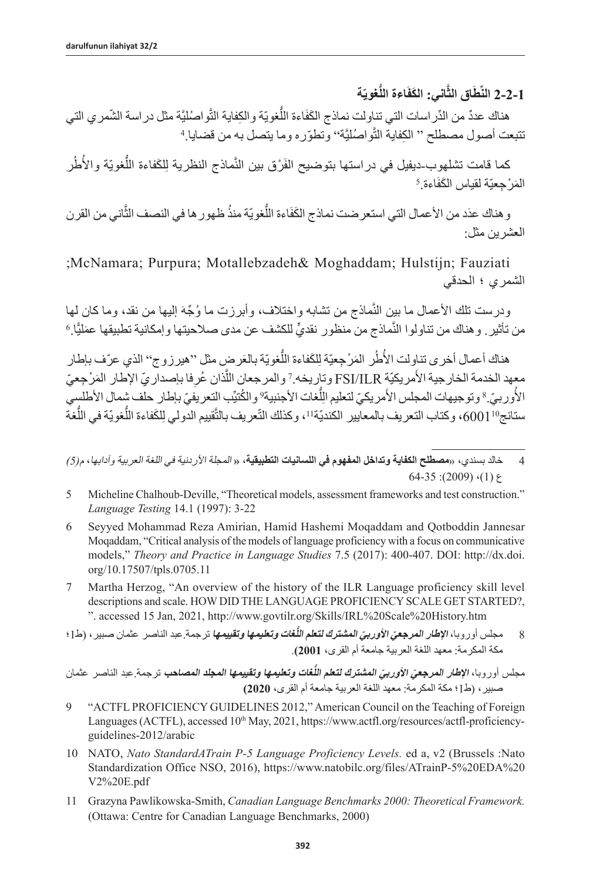### 2-2-1 النِّطَاق الثَّاني: الكَفَاءة اللُّغويّة

هناك عددٌ من الدِّراسات التي تناولت نماذج الكَفَاءة اللُّغويّة والكِفاية التَّواصُليَّة مثل دراسة الشّمري التي تتبعت أصول مصطلح " الكِفاية التَّواصُليَّة" وتطوّره وما يتصل به من قضايا.[4]

كما قامت تشلهوب-ديفيل في دراستها بتوضيح الفَرْق بين النَّماذج النظرية لِلكَفاءة اللُّغويّة والأُطُر المَرْجِعيّة لقياس الكَفَاءة.[5]

وهناك عدَد من الأعمال التي استعرضت نماذج الكَفَاءة اللُّغويّة منذُ ظهورها في النصف الثَّاني من القرن العشرين مثل:

;McNamara; Purpura; Motallebzadeh& Moghaddam; Hulstijn; Fauziati
الشمري ؛ الحدقي

ودرست تلك الأعمال ما بين النَّماذج من تشابه واختلاف، وأبرزت ما وُجِّهَ إليها من نقد، وما كان لها من تأثير. وهناك من تناولوا النَّماذج من منظور نقديٍّ للكشف عن مدى صلاحيتها وإمكانية تطبيقها عمَليًّا.[6]

هناك أعمال أخرى تناولت الأُطُر المَرْجِعيّة لِلكَفاءة اللُّغويّة بالعَرض مثل "هيرزوج" الذي عرّف بإطار معهد الخدمة الخارجية الأمريكيّة FSI/ILR وتاريخه.[7] والمرجعان اللَّذان عُرِفا بإصداريّ الإطار المَرْجِعيّ الأُوربيّ.[8] وتوجيهات المجلس الأَمريكيّ لتعليم اللُّغات الأجنبية[9] والكُتيِّب التعريفيّ بإطار حلف شمال الأطلسي ستانج6001[10]، وكتاب التعريف بالمعايير الكنديّة[11]، وكذلك التّعريف بالتَّقييم الدولي لِلكَفاءة اللُّغويّة في اللُّغة

---

4 خالد بسندي، «**مصطلح الكفاية وتداخل المفهوم في اللسانيات التطبيقية**، « *المجلة الأردنية في اللغة العربية وآدابها*، م(5) ع (1)، (2009): 35-64.

5 Micheline Chalhoub-Deville, "Theoretical models, assessment frameworks and test construction." *Language Testing* 14.1 (1997): 3-22

6 Seyyed Mohammad Reza Amirian, Hamid Hashemi Moqaddam and Qotboddin Jannesar Moqaddam, "Critical analysis of the models of language proficiency with a focus on communicative models," *Theory and Practice in Language Studies* 7.5 (2017): 400-407. DOI: http://dx.doi.org/10.17507/tpls.0705.11

7 Martha Herzog, "An overview of the history of the ILR Language proficiency skill level descriptions and scale. HOW DID THE LANGUAGE PROFICIENCY SCALE GET STARTED?, ". accessed 15 Jan, 2021, http://www.govtilr.org/Skills/IRL%20Scale%20History.htm

8 مجلس أوروبا، ***الإطار المرجعيّ الأوربيّ المشترك لتعلم اللُّغات وتعليمها وتقييمها*** ترجمة.عبد الناصر عثمان صبير، (ط1؛ مكة المكرمة: معهد اللغة العربية جامعة أم القرى، **2001**).

مجلس أوروبا، ***الإطار المرجعيّ الأوربيّ المشترك لتعلم اللُّغات وتعليمها وتقييمها المجلد المصاحب*** ترجمة.عبد الناصر عثمان صبير، (ط1؛ مكة المكرمة: معهد اللغة العربية جامعة أم القرى، **2020**)

9 "ACTFL PROFICIENCY GUIDELINES 2012," American Council on the Teaching of Foreign Languages (ACTFL), accessed 10th May, 2021, https://www.actfl.org/resources/actfl-proficiency-guidelines-2012/arabic

10 NATO, *Nato StandardATrain P-5 Language Proficiency Levels.* ed a, v2 (Brussels :Nato Standardization Office NSO, 2016), https://www.natobilc.org/files/ATrainP-5%20EDA%20V2%20E.pdf

11 Grazyna Pawlikowska-Smith, *Canadian Language Benchmarks 2000: Theoretical Framework.* (Ottawa: Centre for Canadian Language Benchmarks, 2000)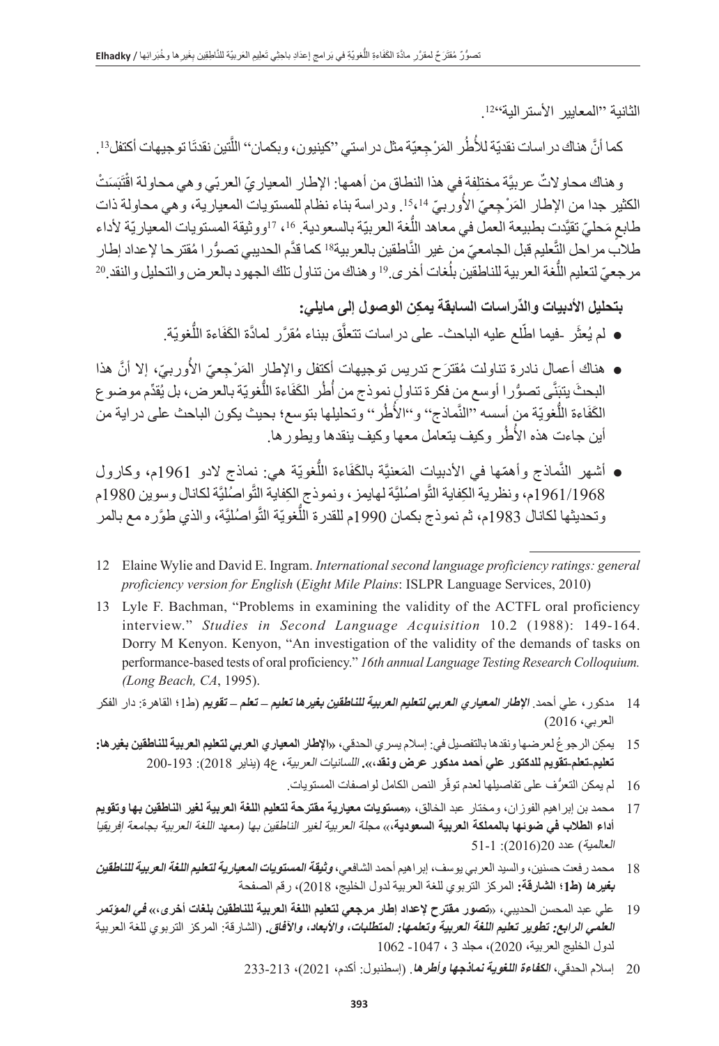الثانية "المعايير الأسترالية"[12].

كما أنَّ هناك دراسات نقديّة للأُطُر المَرْجِعيّة مثل دراستي "كينيون، وبكمان" اللَّتين نقدتَا توجيهات أكتفل[13].

وهناك محاولاتٌ عربيَّة مختلِفة في هذا النطاق من أهمها: الإطار المعياريّ العربّي وهي محاولة اقْتَبَسَتْ الكثير جدا من الإطار المَرْجِعيّ الأُوربيّ [14]،[15]. ودراسة بناء نظام للمستويات المعيارية، وهي محاولة ذات طابعٍ مَحليّ تقيَّدت بطبيعة العمل في معاهد اللُّغة العربيّة بالسعودية. [16]، [17]ووثيقة المستويات المعياريّة لأداء طلاب مراحل التَّعليم قبل الجامعيّ من غير النَّاطقين بالعربية[18] كما قدَّم الحديبي تصوُّرا مُقترحا لإعداد إطار مرجعيّ لتعليم اللُّغة العربية للناطقين بلُغات أخرى.[19] وهناك من تناول تلك الجهود بالعرض والتحليل والنقد.[20]

**بتحليل الأدبيات والدِّراسات السابقة يمكِن الوصول إلى مايلي:**

- لم يُعثَر -فيما اطّلع عليه الباحث- على دراسات تتعلَّق ببناء مُقرَّر لمادَّة الكَفَاءة اللُّغويّة.
- هناك أعمال نادرة تناولت مُقترَح تدريس توجيهات أكتفل والإطار المَرْجِعيّ الأُوربيّ، إلا أنَّ هذا البحثَ يتبَنَّى تصوُّرا أوسع من فكرة تناولِ نموذج من أُطُر الكَفَاءة اللُّغويّة بالعرض، بل يُقدِّم موضوع الكَفَاءة اللُّغويّة من أسسه "النَّماذج" و"الأُطُر" وتحليلها بتوسع؛ بحيث يكون الباحث على دراية من أين جاءت هذه الأُطُر وكيف يتعامل معها وكيف ينقدها ويطورها.
- أشهر النَّماذج وأهمّها في الأدبيات المَعنيَّة بالكَفَاءة اللُّغويّة هي: نماذج لادو 1961م، وكارول 1961/1968م، ونظرية الكِفاية التَّواصُليَّة لهايمز، ونموذج الكِفاية التَّواصُليَّة لكانال وسوين 1980م وتحديثها لكانال 1983م، ثم نموذج بكمان 1990م للقدرة اللُّغويّة التَّواصُليَّة، والذي طوَّره مع بالمر

---

12 Elaine Wylie and David E. Ingram. *International second language proficiency ratings: general proficiency version for English* (*Eight Mile Plains*: ISLPR Language Services, 2010)

13 Lyle F. Bachman, "Problems in examining the validity of the ACTFL oral proficiency interview." *Studies in Second Language Acquisition* 10.2 (1988): 149-164. Dorry M Kenyon. Kenyon, "An investigation of the validity of the demands of tasks on performance-based tests of oral proficiency." *16th annual Language Testing Research Colloquium. (Long Beach, CA*, 1995).

14 مدكور، علي أحمد. ***الإطار المعياري العربي لتعليم العربية للناطقين بغيرها تعليم – تعلم – تقويم*** (ط1؛ القاهرة: دار الفكر العربي، 2016)

15 يمكن الرجوعُ لعرضها ونقدها بالتفصيل في: إسلام يسري الحدقي، «**الإطار المعياري العربي لتعليم العربية للناطقين بغيرها: تعليم-تعلم-تقويم للدكتور علي أحمد مدكور عرض ونقد**.». *اللسانيات العربية*، ع4 (يناير 2018): 193-200

16 لم يمكن التعرُّف على تفاصيلها لعدم توفّر النص الكامل لواصفات المستويات.

17 محمد بن إبراهيم الفوزان، ومختار عبد الخالق، «**مستويات معيارية مقترحة لتعليم اللغة العربية لغير الناطقين بها وتقويم أداء الطلاب في ضوئها بالمملكة العربية السعودية**،» مجلة *العربية لغير الناطقين بها (معهد اللغة العربية بجامعة إفريقيا العالمية)* عدد 20(2016): 1-51

18 محمد رفعت حسنين، والسيد العربي يوسف، إبراهيم أحمد الشافعي، ***وثيقة المستويات المعيارية لتعليم اللغة العربية للناطقين بغيرها* (ط1؛ الشارقة:** المركز التربوي للغة العربية لدول الخليج، 2018)، رقم الصفحة

19 علي عبد المحسن الحديبي، «**تصور مقترح لإعداد إطار مرجعي لتعليم اللغة العربية للناطقين بلغات أخرى**،» ***في المؤتمر العلمي الرابع: تطوير تعليم اللغة العربية وتعلمها: المتطلبات، والأبعاد، والآفاق.*** (الشارقة: المركز التربوي للغة العربية لدول الخليج العربية، 2020)، مجلد 3 ، 1047- 1062

20 إسلام الحدقي، ***الكفاءة اللغوية نماذجها وأطرها***. (إسطنبول: أكدم، 2021)، 213-233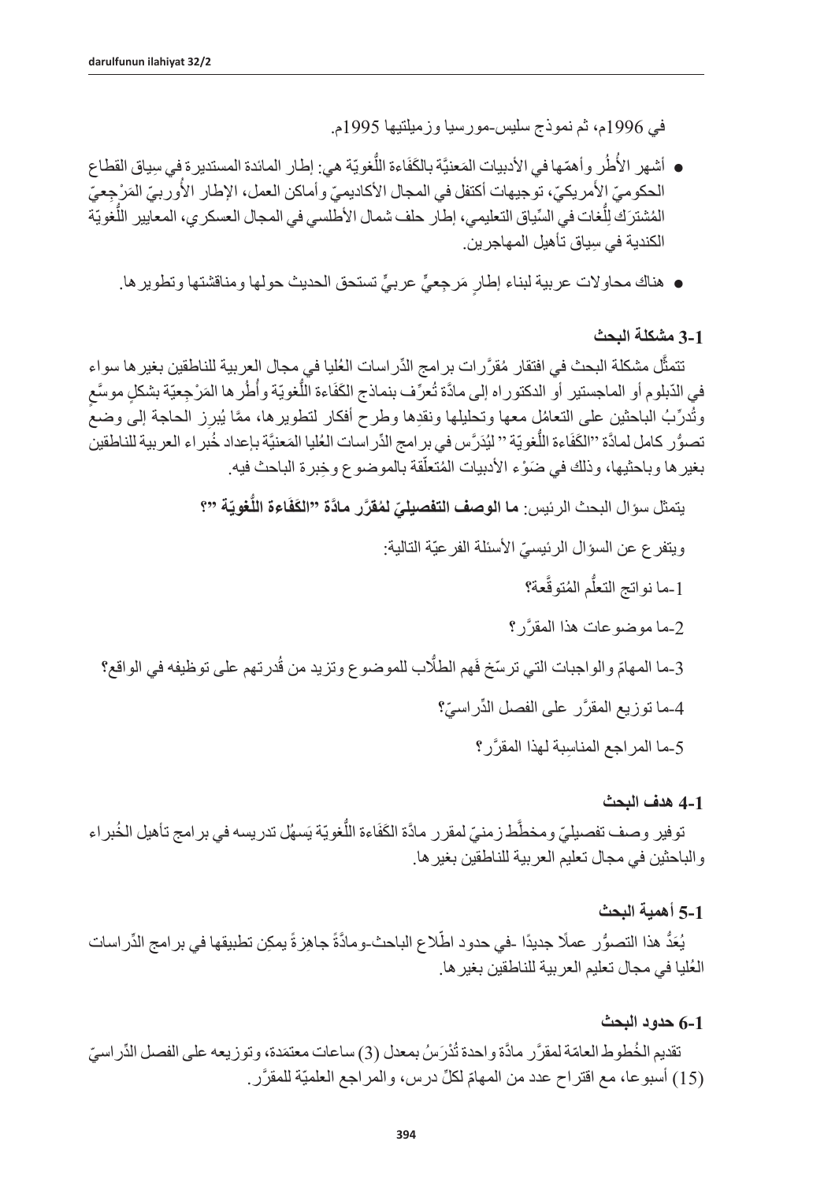في 1996م، ثم نموذج سليس-مورسيا وزميلتيها 1995م.

- أشهر الأُطُر وأهمّها في الأدبيات المَعنيَّة بالكَفَاءة اللُّغويّة هي: إطار المائدة المستديرة في سِياق القطاع الحكوميّ الأمريكيّ، توجيهات أكتفل في المجال الأكاديميّ وأماكن العمل، الإطار الأُوربيّ المَرْجِعيّ المُشترَك لِلُّغات في السِّياق التعليمي، إطار حلف شمال الأطلسي في المجال العسكري، المعايير اللُّغويّة الكندية في سِياق تأهيل المهاجرين.
- هناك محاولات عربية لبناء إطارٍ مَرجِعيٍّ عربيٍّ تستحق الحديث حولها ومناقشتها وتطويرها.

### 3-1 مشكلة البحث

تتمثَّل مشكلة البحث في افتقار مُقرَّرات برامج الدِّراسات العُليا في مجال العربية للناطقين بغيرها سواء في الدّبلوم أو الماجستير أو الدكتوراه إلى مادَّة تُعرِّف بنماذج الكَفَاءة اللُّغويّة وأُطُرها المَرْجِعيّة بشكلٍ موسَّعٍ وتُدرِّبُ الباحثين على التعامُل معها وتحليلها ونقدِها وطرح أفكار لتطويرها، ممَّا يُبرِز الحاجة إلى وضعِ تصوُّر كامل لمادَّة "الكَفَاءة اللُّغويّة" ليُدَرَّس في برامج الدِّراسات العُليا المَعنيَّة بإعداد خُبراء العربية للناطقين بغيرها وباحثيها، وذلك في ضَوْء الأدبيات المُتعلّقة بالموضوع وخِبرة الباحث فيه.

يتمثل سؤال البحث الرئيس: **ما الوصف التفصيليّ لمُقرَّر مادَّة "الكَفَاءة اللُّغويّة"؟**

ويتفرع عن السؤال الرئيسيّ الأسئلة الفرعيّة التالية:

1-ما نواتج التعلُّم المُتوقَّعة؟

2-ما موضوعات هذا المقرَّر؟

3-ما المهامّ والواجبات التي ترسّخ فَهم الطلَّاب للموضوع وتزيد من قُدرتهم على توظيفه في الواقع؟

4-ما توزيع المقرَّر على الفصل الدِّراسيّ؟

5-ما المراجع المناسِبة لهذا المقرَّر؟

### 4-1 هدف البحث

توفير وصف تفصيليّ ومخطَّط زمنيّ لمقرر مادَّة الكَفَاءة اللُّغويّة يَسهُل تدريسه في برامج تأهيل الخُبراء والباحثين في مجال تعليم العربية للناطقين بغيرها.

### 5-1 أهمية البحث

يُعَدُّ هذا التصوُّر عملًا جديدًا -في حدود اطّلاع الباحث-ومادَّةً جاهِزةً يمكِن تطبيقها في برامج الدِّراسات العُليا في مجال تعليم العربية للناطقين بغيرها.

### 6-1 حدود البحث

تقديم الخُطوط العامّة لمقرَّر مادَّة واحدة تُدْرَسُ بمعدل (3) ساعات معتمَدة، وتوزيعه على الفصل الدِّراسيّ (15) أسبوعا، مع اقتراح عدد من المهامّ لكلّ درس، والمراجع العلميّة للمقرَّر.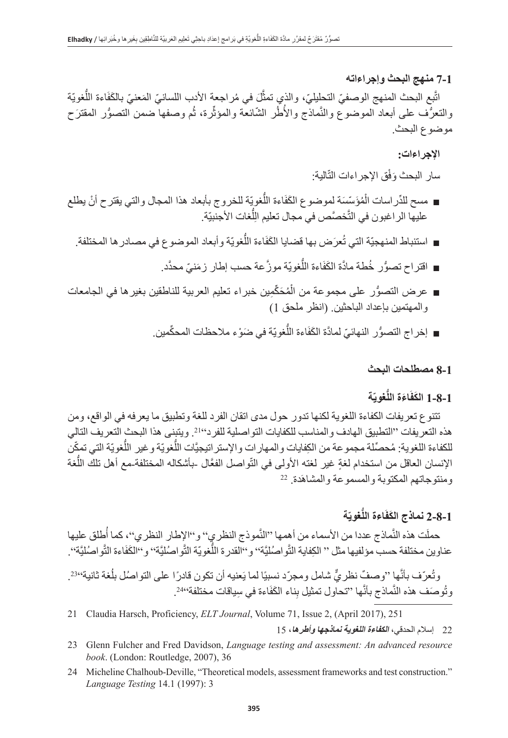### 7-1 منهج البحث وإجراءاته

اتَّبع البحث المنهج الوصفيّ التحليليّ، والذي تمثَّلَ في مُراجعة الأدب اللسانيّ المَعنيّ بالكَفَاءة اللُّغويّة والتعرُّف على أبعاد الموضوع والنَّماذج والأُطُر الشّائعة والمؤثِّرة، ثُم وصفها ضمن التصوُّر المقترَح موضوع البحث.

**الإجراءات:**

سار البحث وَفْق الإجراءات التّالية:

- مسح للدِّراسات الْمُؤَسّسَة لموضوع الكَفَاءة اللُّغويّة للخروج بأبعاد هذا المجال والتي يقترح أنْ يطلع عليها الراغبون في التَّخصُّص في مجال تعليم اللُّغات الأجنبيّة.
- استنباط المنهجيّة التي تُعرَض بها قضايا الكَفَاءة اللُّغويّة وأبعاد الموضوع في مصادرها المختلفة.
- اقتراح تصوُّر خُطة مادَّة الكَفَاءة اللُّغويّة موزَّعة حسب إطار زمَنيّ محدَّد.
- عرض التصوُّر على مجموعة من الْمُحَكِّمِين خبراء تعليم العربية للناطقين بغيرها في الجامعات والمهتمين بإعداد الباحثين. (انظر ملحق 1)
- إخراج التصوُّر النهائيّ لمادَّة الكَفَاءة اللُّغويّة في ضَوْء ملاحظات المحكِّمين.

### 8-1 مصطلحات البحث

#### 1-8-1 الكَفَاءَة اللُّغويّة

تتنوع تعريفات الكفاءة اللغوية لكنها تدور حول مدى اتقان الفرد للغة وتطبيق ما يعرفه في الواقع، ومن هذه التعريفات "التطبيق الهادف والمناسب للكفايات التواصلية للفرد"[21]. ويتبنى هذا البحث التعريف التالي للكفاءة اللغوية: مُحصِّلة مجموعة من الكِفايات والمهارات والإستراتيجيَّات اللُّغويّة وغير اللُّغويّة التي تمكِّن الإنسان العاقل من استخدام لغةٍ غير لغته الأولى في التّواصل الفعَّال -بأشكاله المختلفة- مع أهل تلك اللُّغة ومنتوجاتهم المكتوبة والمسموعة والمشاهَدة.[22]

#### 2-8-1 نماذج الكَفَاءة اللُّغويّة

حملَت هذه النَّماذج عددا من الأسماء من أهمها "النَّموذج النظري" و"الإطار النظري"، كما أُطلق عليها عناوين مختلفة حسب مؤلفيها مثل " الكِفاية التَّواصُليَّة" و"القدرة اللُّغويّة التَّواصُليَّة" و"الكَفَاءة التَّواصُليَّة".

وتُعرّف بأنَّها "وصفٌ نظريٌّ شامل ومجرّد نسبيًا لما يَعنيه أن تكون قادرًا على التواصُل بلُغة ثانية"[23]. وتُوصَف هذه النَّماذج بأنَّها "تحاول تمثيل بِناء الكَفَاءة في سِياقات مختلفة"[24].

---

21 Claudia Harsch, Proficiency, *ELT Journal*, Volume 71, Issue 2, (April 2017), 251

22 إسلام الحدقي، ***الكفاءة اللغوية نماذجها وأطرها***، 15

23 Glenn Fulcher and Fred Davidson, *Language testing and assessment: An advanced resource book*. (London: Routledge, 2007), 36

24 Micheline Chalhoub-Deville, "Theoretical models, assessment frameworks and test construction." *Language Testing* 14.1 (1997): 3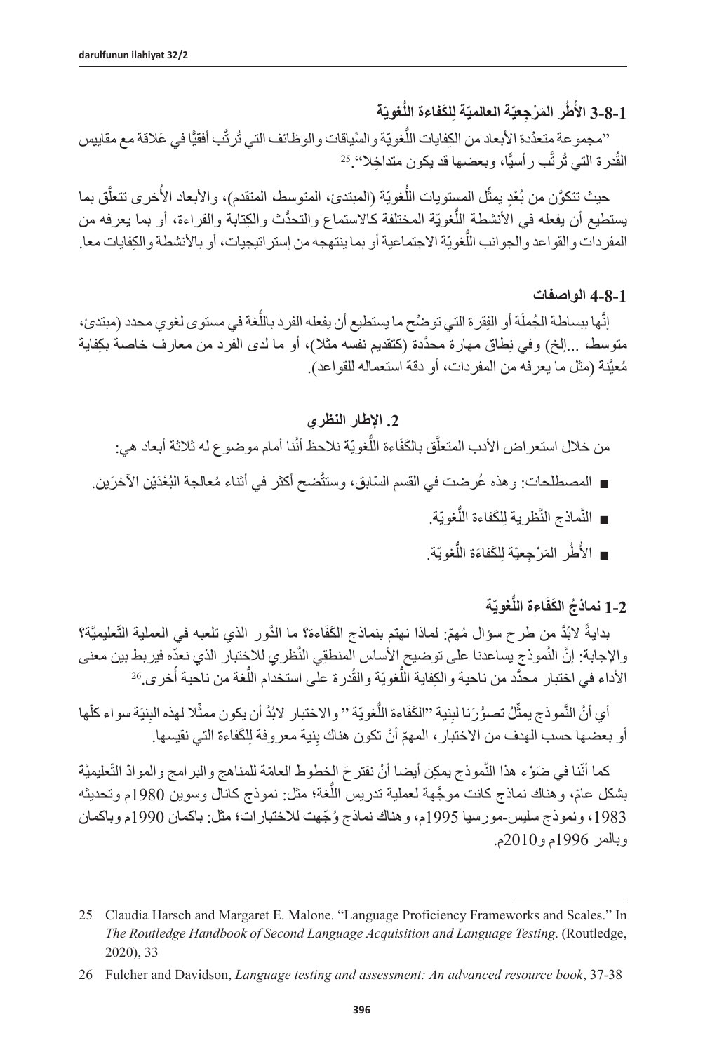### 3-8-1 الأُطُر المَرْجِعيّة العالميّة لِلكَفاءة اللُّغويّة

"مجموعة متعدِّدة الأبعاد من الكِفايات اللُّغويّة والسِّياقات والوظائف التي تُرتَّب أفقيًّا في عَلاقة مع مقاييس القُدرة التي تُرتَّب رأسيًّا، وبعضها قد يكون متداخِلا".[25]

حيث تتكوَّن من بُعْدٍ يمثِّل المستويات اللُّغويّة (المبتدئ، المتوسط، المتقدم)، والأبعاد الأُخرى تتعلَّق بما يستطيع أن يفعله في الأنشطة اللُّغويّة المختلفة كالاستماع والتحدُّث والكِتابة والقراءة، أو بما يعرفه من المفردات والقواعد والجوانب اللُّغويّة الاجتماعية أو بما ينتهجه من إستراتيجيات، أو بالأنشطة والكِفايات معا.

### 4-8-1 الواصفات

إنَّها ببساطة الجُملَة أو الفِقرة التي توضِّح ما يستطيع أن يفعله الفرد باللُّغة في مستوى لغوي محدد (مبتدئ، متوسط، ...إلخ) وفي نِطاق مهارة محدَّدة (كتقديم نفسه مثلا)، أو ما لدى الفرد من معارف خاصة بكِفاية مُعيَّنة (مثل ما يعرفه من المفردات، أو دقة استعماله للقواعد).

## 2. الإطار النظري

من خلال استعراض الأدب المتعلِّق بالكَفَاءة اللُّغويّة نلاحظ أنَّنا أمام موضوع له ثلاثة أبعاد هي:

- المصطلحات: وهذه عُرِضت في القسم السّابق، وستتَّضح أكثر في أثناء مُعالجة البُعْدَيْن الآخرَين.
- النَّماذج النَّظرية لِلكَفاءة اللُّغويّة.
- الأُطُر المَرْجِعيّة لِلكَفاءَة اللُّغويّة.

### 1-2 نماذجُ الكَفَاءة اللُّغويّة

بدايةً لابُدَّ من طرح سؤال مُهمّ: لماذا نهتم بنماذج الكَفَاءة؟ ما الدَّور الذي تلعبه في العملية التّعليميَّة؟ والإجابة: إنَّ النَّموذج يساعدنا على توضيح الأساس المنطقِي النَّظري للاختبار الذي نعدّه فيربط بين معنى الأداء في اختبار محدَّد من ناحية والكِفاية اللُّغويّة والقُدرة على استخدام اللُّغة من ناحية أُخرى.[26]

أي أنَّ النَّموذج يمثِّلُ تصوُّرَنا لبِنية "الكَفَاءة اللُّغويّة " والاختبار لابُدَّ أن يكون ممثِّلا لهذه البِنيَة سواء كلّها أو بعضها حسب الهدف من الاختبار، المهمّ أنْ تكون هناك بِنية معروفة لِلكَفاءة التي نقيسها.

كما أنّنا في ضَوْء هذا النَّموذج يمكِن أيضا أنْ نقترحَ الخطوط العامّة للمناهج والبرامج والموادّ التّعليميَّة بشكل عامّ، وهناك نماذج كانت موجَّهة لعملية تدريس اللُّغة؛ مثل: نموذج كانال وسوين 1980م وتحديثه 1983، ونموذج سليس-مورسيا 1995م، وهناك نماذج وُجّهت للاختبارات؛ مثل: باكمان 1990م وباكمان وبالمر 1996م و2010م.

---

25 Claudia Harsch and Margaret E. Malone. "Language Proficiency Frameworks and Scales." In *The Routledge Handbook of Second Language Acquisition and Language Testing*. (Routledge, 2020), 33

26 Fulcher and Davidson, *Language testing and assessment: An advanced resource book*, 37-38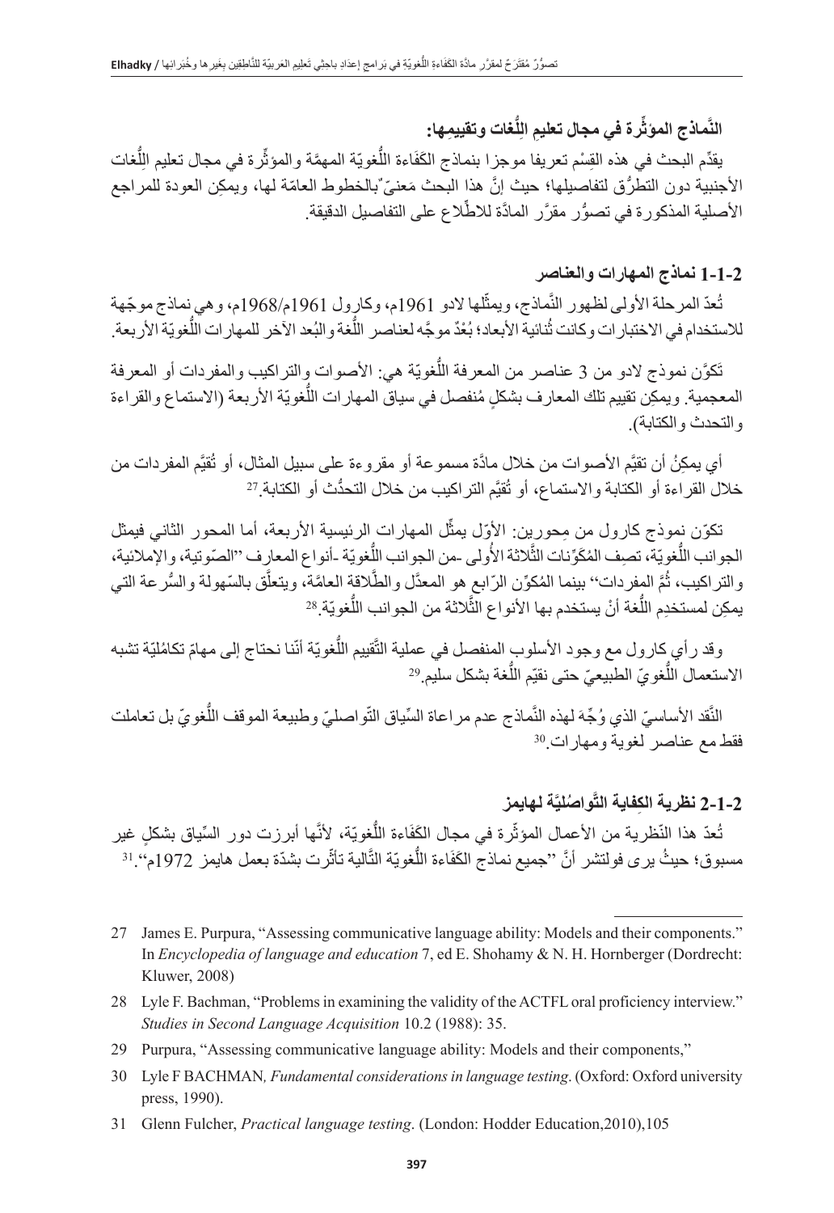**النَّماذج المؤثِّرة في مجال تعليمِ اللُّغات وتقييمِها:**

يقدِّم البحث في هذه القِسْم تعريفا موجزا بنماذج الكَفَاءة اللُّغويّة المهمَّة والمؤثِّرة في مجال تعليم اللُّغات الأجنبية دون التطرُّق لتفاصيلها؛ حيث إنَّ هذا البحث مَعنيّ بالخطوط العامّة لها، ويمكِن العودة للمراجع الأصلية المذكورة في تصوُّر مقرَّر المادَّة للاطِّلاع على التفاصيل الدقيقة.

**2-1-1 نماذج المهارات والعناصر**

تُعدّ المرحلة الأولى لظهور النَّماذج، ويمثِّلها لادو 1961م، وكارول 1961م/1968م، وهي نماذج موجّهة للاستخدام في الاختبارات وكانت ثُنائية الأبعاد؛ بُعْدٌ موجَّه لعناصر اللُّغة والبُعد الآخر للمهارات اللُّغويّة الأربعة.

تَكوَّن نموذج لادو من 3 عناصر من المعرفة اللُّغويّة هي: الأصوات والتراكيب والمفردات أو المعرفة المعجمية. ويمكِن تقييم تلك المعارف بشكلٍ مُنفصل في سياق المهارات اللُّغويّة الأربعة (الاستماع والقراءة والتحدث والكتابة).

أي يمكِنُ أن تقيَّم الأصوات من خلال مادَّة مسموعة أو مقروءة على سبيل المثال، أو تُقيَّم المفردات من خلال القراءة أو الكتابة والاستماع، أو تُقيَّم التراكيب من خلال التحدُّث أو الكتابة.[27]

تكوّن نموذج كارول من مِحورين: الأوّل يمثِّل المهارات الرئيسية الأربعة، أما المحور الثاني فيمثل الجوانب اللُّغويّة، تصِف المُكوِّنات الثَّلاثة الأُولى -من الجوانب اللُّغويّة -أنواع المعارف "الصّوتية، والإملائية، والتراكيب، ثُمَّ المفردات" بينما المُكوِّن الرّابع هو المعدّل والطَّلاقة العامَّة، ويتعلَّق بالسّهولة والسُّرعة التي يمكِن لمستخدِم اللُّغة أنْ يستخدم بها الأنواع الثَّلاثة من الجوانب اللُّغويّة.[28]

وقد رأي كارول مع وجود الأسلوب المنفصل في عملية التَّقييم اللُّغويّة أنّنا نحتاج إلى مهامّ تكامُليّة تشبه الاستعمال اللُّغويّ الطبيعيّ حتى نقيّم اللُّغة بشكل سليم.[29]

النَّقد الأساسيّ الذي وُجِّهَ لهذه النَّماذج عدم مراعاة السِّياق التّواصليّ وطبيعة الموقف اللُّغويّ بل تعاملت فقط مع عناصر لغوية ومهارات.[30]

**2-1-2 نظرية الكِفاية التَّواصُليَّة لهايمز**

تُعدّ هذا النّظرية من الأعمال المؤثّرة في مجال الكَفَاءة اللُّغويّة، لأنَّها أبرزت دور السِّياق بشكلٍ غير مسبوق؛ حيثُ يرى فولتشر أنَّ "جميع نماذج الكَفَاءة اللُّغويّة التَّالية تأثَّرت بشدّة بعمل هايمز 1972م".[31]

---

27 James E. Purpura, "Assessing communicative language ability: Models and their components." In *Encyclopedia of language and education* 7, ed E. Shohamy & N. H. Hornberger (Dordrecht: Kluwer, 2008)

28 Lyle F. Bachman, "Problems in examining the validity of the ACTFL oral proficiency interview." *Studies in Second Language Acquisition* 10.2 (1988): 35.

29 Purpura, "Assessing communicative language ability: Models and their components,"

30 Lyle F BACHMAN*, Fundamental considerations in language testing*. (Oxford: Oxford university press, 1990).

31 Glenn Fulcher, *Practical language testing*. (London: Hodder Education,2010),105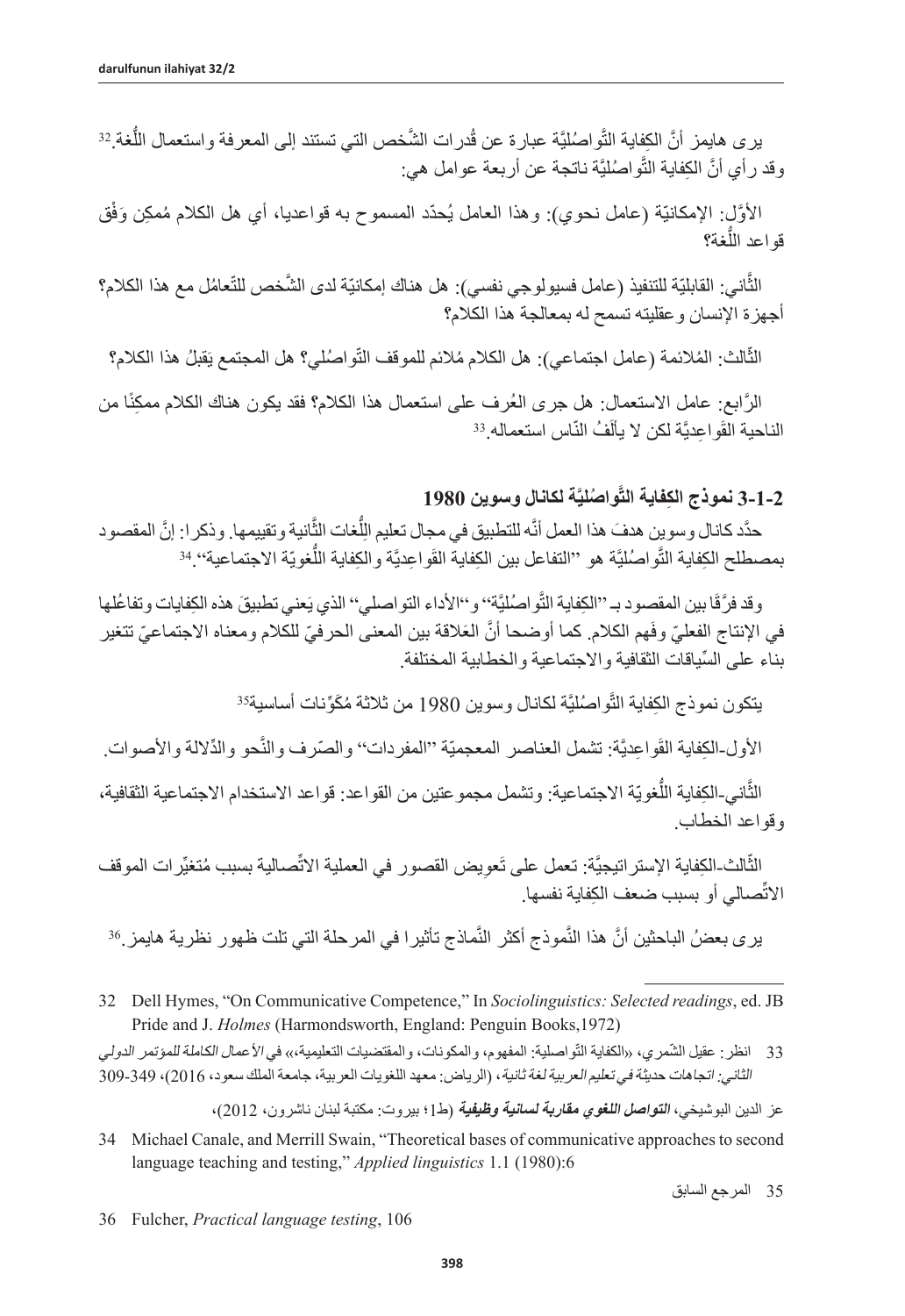يرى هايمز أنَّ الكِفاية التَّواصُليَّة عبارة عن قُدرات الشَّخص التي تستند إلى المعرفة واستعمال اللُّغة.[32] وقد رأي أنَّ الكِفاية التَّواصُليَّة ناتجة عن أربعة عوامل هي:

الأوَّل: الإمكانيّة (عامل نحوي): وهذا العامل يُحدّد المسموح به قواعديا، أي هل الكلام مُمكِن وَفْق قواعد اللُّغة؟

الثَّاني: القابليّة للتنفيذ (عامل فسيولوجي نفسي): هل هناك إمكانيّة لدى الشَّخص للتّعامُل مع هذا الكلام؟ أجهزة الإنسان وعقليته تسمح له بمعالجة هذا الكلام؟

الثَّالث: المُلائمة (عامل اجتماعي): هل الكلام مُلائم للموقف التّواصُلي؟ هل المجتمع يَقبلُ هذا الكلام؟

الرَّابع: عامل الاستعمال: هل جرى العُرف على استعمال هذا الكلام؟ فقد يكون هناك الكلام ممكِنًا من الناحية القَواعِديَّة لكن لا يألَفُ النّاس استعماله.[33]

### 3-1-2 نموذج الكِفاية التَّواصُليَّة لكانال وسوين 1980

حدَّد كانال وسوين هدفَ هذا العمل أنَّه للتطبيق في مجال تعليم اللُّغات الثَّانية وتقييمها. وذكرا: إنَّ المقصود بمصطلح الكِفاية التَّواصُليَّة هو "التفاعل بين الكِفاية القَواعِديَّة والكِفاية اللُّغويّة الاجتماعية".[34]

وقد فرَّقَا بين المقصود بـ"الكِفاية التَّواصُليَّة" و"الأداء التواصلي" الذي يَعني تطبيقَ هذه الكِفايات وتفاعُلها في الإنتاج الفعليّ وفَهم الكلام. كما أوضحا أنَّ العَلاقة بين المعنى الحرفيّ للكلام ومعناه الاجتماعيّ تتغير بناء على السِّياقات الثقافية والاجتماعية والخطابية المختلفة.

يتكون نموذج الكِفاية التَّواصُليَّة لكانال وسوين 1980 من ثلاثة مُكَوِّنات أساسية[35]

الأول-الكِفاية القَواعِديَّة: تشمل العناصر المعجميّة "المفردات" والصّرف والنَّحو والدّلالة والأصوات.

الثَّاني-الكِفاية اللُّغويّة الاجتماعية: وتشمل مجموعتين من القواعد: قواعد الاستخدام الاجتماعية الثقافية، وقواعد الخطاب.

الثَّالث-الكِفاية الإستراتيجيَّة: تعمل على تَعوِيض القصور في العملية الاتِّصالية بسبب مُتغيِّرات الموقف الاتِّصالي أو بسبب ضعف الكِفاية نفسها.

يرى بعضُ الباحثين أنَّ هذا النَّموذج أكثر النَّماذج تأثيرا في المرحلة التي تلت ظهور نظرية هايمز.[36]

---

32 Dell Hymes, "On Communicative Competence," In *Sociolinguistics: Selected readings*, ed. JB Pride and J. *Holmes* (Harmondsworth, England: Penguin Books,1972)

33 انظر: عقيل الشّمري، «الكفاية التّواصلية: المفهوم، والمكونات، والمقتضيات التعليمية،» في *الأعمال الكاملة للمؤتمر الدولي الثاني: اتجاهات حديثة في تعليم العربية لغة ثانية*، (الرياض: معهد اللغويات العربية، جامعة الملك سعود، 2016)، 349-309

عز الدين البوشيخي، ***التواصل اللغوي مقاربة لسانية وظيفية*** (ط1؛ بيروت: مكتبة لبنان ناشرون، 2012)،

34 Michael Canale, and Merrill Swain, "Theoretical bases of communicative approaches to second language teaching and testing," *Applied linguistics* 1.1 (1980):6

35 المرجع السابق

36 Fulcher, *Practical language testing*, 106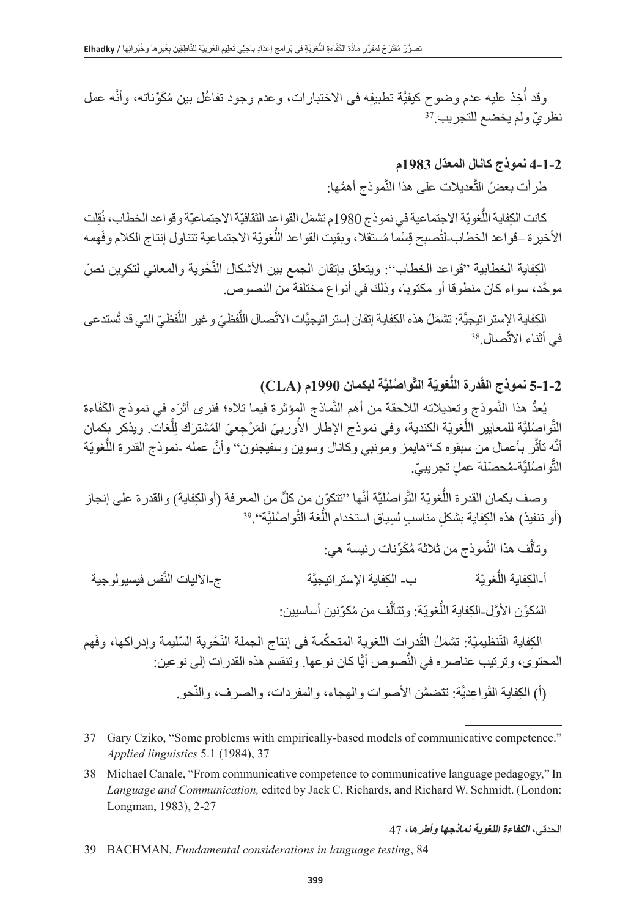وقد أُخِذ عليه عدم وضوح كيفيَّة تطبيقِه في الاختبارات، وعدم وجود تفاعُل بين مُكَوِّناته، وأنَّه عمل نظريّ ولم يخضع للتجريب.[37]

### 2-1-4 نموذج كانال المعدّل 1983م

طرأَت بعضُ التَّعديلات على هذا النَّموذج أهمُّها:

كانت الكِفاية اللُّغويّة الاجتماعية في نموذج 1980م تشمَل القواعد الثقافيّة الاجتماعيّة وقواعد الخطاب، نُقِلت الأخيرة –قواعد الخطاب-لتُصبِح قِسْما مُستقلا، وبقيت القواعد اللُّغويّة الاجتماعية تتناول إنتاج الكلام وفَهمه

الكِفاية الخطابية "قواعد الخطاب": ويتعلق بإتقان الجمع بين الأشكال النَّحْوية والمعاني لتكوِين نصّ موحَّد، سواء كان منطوقا أو مكتوبا، وذلك في أنواع مختلفة من النصوص.

الكِفاية الإستراتيجيَّة: تشمَلُ هذه الكِفاية إتقان إستراتيجيَّات الاتِّصال اللَّفظيّ وغير اللَّفظيّ التي قد تُستدعى في أثناء الاتِّصال.[38]

### 2-1-5 نموذج القُدرة اللُّغويّة التَّواصُليَّة لبكمان 1990م (CLA)

يُعدُّ هذا النَّموذج وتعديلاته اللاحقة من أهم النَّماذج المؤثرة فيما تلاه؛ فنرى أثرَه في نموذج الكَفَاءة التَّواصُليَّة للمعايير اللُّغويّة الكندية، وفي نموذج الإطار الأُوربيّ المَرْجِعيّ المُشترَك لِلُّغات. ويذكر بكمان أنَّه تأثَّر بأعمال من سبقوه كـ"هايمز ومونبي وكانال وسوين وسفيجنون" وأنَّ عمله -نموذج القدرة اللُّغويّة التَّواصُليَّة-مُحصّلة عملٍ تجريبيّ.

وصف بكمان القدرة اللُّغويّة التَّواصُليَّة أنَّها "تتكوّن من كلٍّ من المعرفة (أوالكِفاية) والقدرة على إنجاز (أو تنفيذ) هذه الكِفاية بشكلٍ مناسبٍ لسِياق استخدام اللُّغة التَّواصُليَّة".[39]

وتألَّف هذا النَّموذج من ثلاثة مُكَوِّنات رئيسة هي:

أ-الكِفاية اللُّغويّة ب- الكِفاية الإستراتيجيَّة ج-الآليات النَّفس فيسيولوجية

المُكوِّن الأوَّل-الكِفاية اللُّغويّة: وتتألَّف من مُكوّنين أساسيين:

الكِفاية التَّنظيميّة: تشمَلُ القُدرات اللغوية المتحكِّمة في إنتاج الجملة النَّحْوية السّليمة وإدراكها، وفَهم المحتوى، وترتيب عناصره في النُّصوص أيًّا كان نوعها. وتنقسم هذه القدرات إلى نوعين:

(أ) الكِفاية القَواعِديَّة: تتضمَّن الأصوات والهجاء، والمفردات، والصرف، والنّحو.

---

37 Gary Cziko, "Some problems with empirically-based models of communicative competence." *Applied linguistics* 5.1 (1984), 37

38 Michael Canale, "From communicative competence to communicative language pedagogy," In *Language and Communication,* edited by Jack C. Richards, and Richard W. Schmidt. (London: Longman, 1983), 2-27

الحدقي، ***الكفاءة اللغوية نماذجها وأطرها***، 47

39 BACHMAN, *Fundamental considerations in language testing*, 84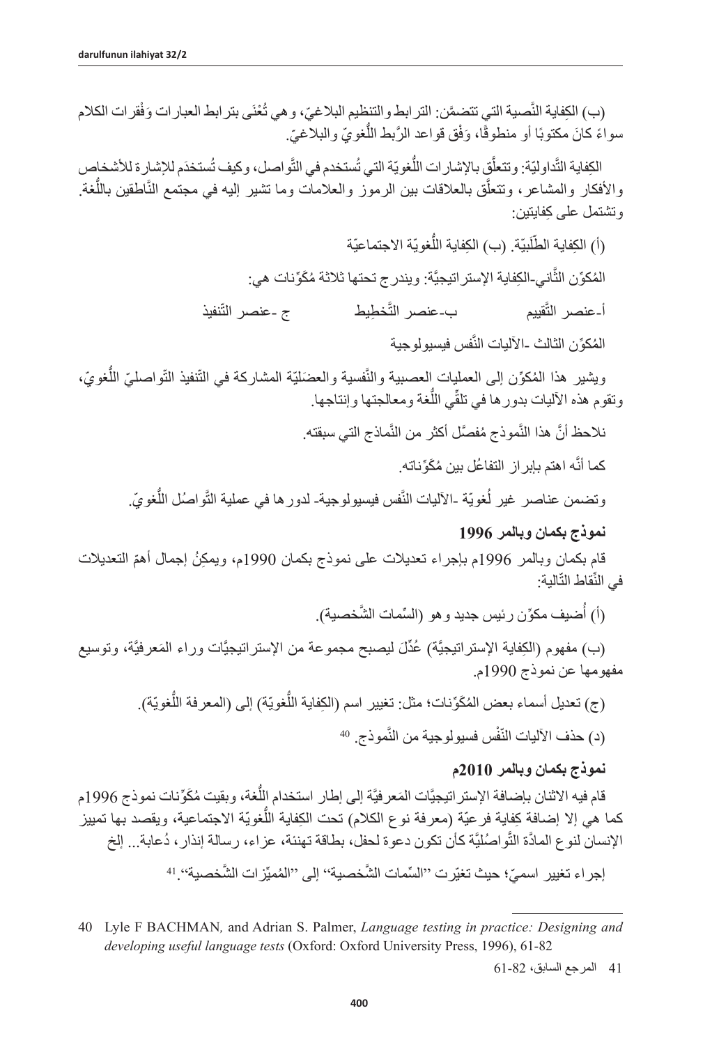(ب) الكِفاية النَّصية التي تتضمَّن: الترابط والتنظيم البلاغيّ، وهي تُعْنَى بترابط العبارات وَفْقرات الكلام سواءً كانَ مكتوبًا أو منطوقًا، وَفْق قواعد الرَّبط اللُّغويّ والبلاغيّ.

الكِفاية التَّداوليّة: وتتعلَّق بالإشارات اللُّغويّة التي تُستخدم في التَّواصل، وكيف تُستخدَم للإشارة للأشخاص والأفكار والمشاعر، وتتعلَّق بالعلاقات بين الرموز والعلامات وما تشير إليه في مجتمع النَّاطقين باللُّغة. وتشتمل على كِفايتين:

(أ) الكِفاية الطَّلَبيّة. (ب) الكِفاية اللُّغويّة الاجتماعيّة

المُكوِّن الثَّاني-الكِفاية الإستراتيجيَّة: ويندرج تحتها ثلاثة مُكَوِّنات هي:

أ-عنصر التَّقييم ب-عنصر التَّخطِيط ج -عنصر التّنفيذ

المُكوِّن الثالث -الآليات النَّفس فيسيولوجية

ويشير هذا المُكوِّن إلى العمليات العصبية والنَّفسية والعضَليّة المشاركة في التّنفيذ التّواصليّ اللُّغويّ، وتقوم هذه الآليات بدورها في تلقِّي اللُّغة ومعالجتها وإنتاجها.

نلاحظ أنَّ هذا النَّموذج مُفصَّل أكثر من النَّماذج التي سبقته.

كما أنَّه اهتم بإبراز التفاعُل بين مُكَوِّناته.

وتضمن عناصر غير لُغويّة -الآليات النَّفس فيسيولوجية- لدورها في عملية التَّواصُل اللُّغويّ.

**نموذج بكمان وبالمر 1996**

قام بكمان وبالمر 1996م بإجراء تعديلات على نموذج بكمان 1990م، ويمكِنُ إجمال أهمّ التعديلات في النِّقاط التّالية:

(أ) أُضيف مكوِّن رئيس جديد وهو (السِّمات الشَّخصية).

(ب) مفهوم (الكِفاية الإستراتيجيَّة) عُدِّلَ ليصبح مجموعة من الإستراتيجيَّات وراء المَعرفيَّة، وتوسيع مفهومها عن نموذج 1990م.

(ج) تعديل أسماء بعض المُكوِّنات؛ مثل: تغيير اسم (الكِفاية اللُّغويّة) إلى (المعرفة اللُّغويّة).

(د) حذف الآليات النّفْس فسيولوجية من النَّموذج.[40]

**نموذج بكمان وبالمر 2010م**

قام فيه الاثنان بإضافة الإستراتيجيَّات المَعرفيَّة إلى إطار استخدام اللُّغة، وبقيت مُكَوِّنات نموذج 1996م كما هي إلا إضافة كِفاية فرعيّة (معرفة نوع الكلام) تحت الكِفاية اللُّغويّة الاجتماعية، ويقصد بها تمييز الإنسان لنوع المادَّة التَّواصُليَّة كأن تكون دعوة لحفل، بطاقة تهنئة، عزاء، رسالة إنذار، دُعابة... إلخ

إجراء تغيير اسميّ؛ حيث تغيّرت "السِّمات الشَّخصية" إلى "المُميِّزات الشَّخصية".[41]

---

40 Lyle F BACHMAN, and Adrian S. Palmer, *Language testing in practice: Designing and developing useful language tests* (Oxford: Oxford University Press, 1996), 61-82

41 المرجع السابق، 82-61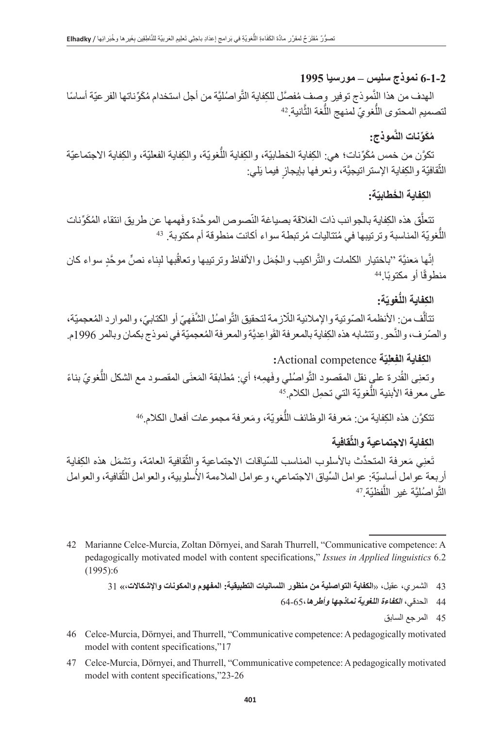### 6-1-2 نموذج سليس – مورسيا 1995

الهدف من هذا النَّموذج توفير وصف مُفصَّل للكِفاية التَّواصُليَّة من أجل استخدام مُكَوِّناتها الفرعيّة أساسًا لتصميم المحتوى اللُّغويّ لمنهج اللُّغة الثَّانية.[42]

#### مُكَوِّنات النَّموذج:

تكوَّن من خمس مُكَوِّنات؛ هي: الكِفاية الخطابيّة، والكِفاية اللُّغويّة، والكِفاية الفعليّة، والكِفاية الاجتماعيّة الثَّقافيّة والكِفاية الإستراتيجيَّة، ونعرفها بإيجازٍ فيما يَلي:

#### الكِفاية الخَطابيّة:

تتعلَّق هذه الكِفاية بالجوانب ذات العَلاقة بصياغة النّصوص الموحَّدة وفَهمها عن طريق انتقاء المُكَوِّنات اللُّغويّة المناسبة وترتيبها في مُتتاليات مُرتبطة سواء أكانت منطوقة أم مكتوبة.[43]

إنَّها مَعنيَّة "باختيار الكلمات والتَّراكيب والجُمَل والألفاظ وترتيبها وتعاقُبها لبناء نصٍّ موحَّدٍ سواء كان منطوقًا أو مكتوبًا.[44]

#### الكفاية اللُّغويّة:

تتألَّف من: الأنظمة الصّوتية والإملائية اللّازمة لتحقيق التَّواصُل الشَّفَهيّ أو الكتابيّ، والموارد المُعجميّة، والصّرف، والنَّحو. وتتشابه هذه الكِفاية بالمعرفة القَواعِديَّة والمعرفة المُعجميّة في نموذج بكمان وبالمر 1996م.

#### الكِفاية الفِعليّة Actional competence:

وتعنِي القُدرة على نقل المقصود التَّواصُلي وفَهمِه؛ أي: مُطابقة المَعنَى المقصود مع الشكل اللُّغويّ بناءً على معرفة الأبنية اللُّغويّة التي تحمِل الكلام.[45]

تتكوَّن هذه الكِفاية من: مَعرفة الوظائف اللُّغويّة، ومَعرفة مجموعات أفعال الكلام.[46]

#### الكِفاية الاجتماعية والثَّقافية

تَعنِي مَعرفة المتحدِّث بالأسلوب المناسب للسِّياقات الاجتماعية والثَّقافية العامّة، وتشمَل هذه الكِفاية أربعة عوامل أساسيّة: عوامل السِّياق الاجتماعي، وعوامل الملاءمة الأُسلوبية، والعوامل الثَّقافية، والعوامل التَّواصُليَّة غير اللَّفظيّة.[47]

---

42 Marianne Celce-Murcia, Zoltan Dörnyei, and Sarah Thurrell, "Communicative competence: A pedagogically motivated model with content specifications," *Issues in Applied linguistics* 6.2 (1995):6

43 الشمري، عقيل، «**الكفاية التواصلية من منظور اللسانيات التطبيقية: المفهوم والمكونات والإشكالات**،» 31

44 الحدقي، ***الكفاءة اللغوية نماذجها وأطرها***، 65-64

45 المرجع السابق

46 Celce-Murcia, Dörnyei, and Thurrell, "Communicative competence: A pedagogically motivated model with content specifications,"17

47 Celce-Murcia, Dörnyei, and Thurrell, "Communicative competence: A pedagogically motivated model with content specifications,"23-26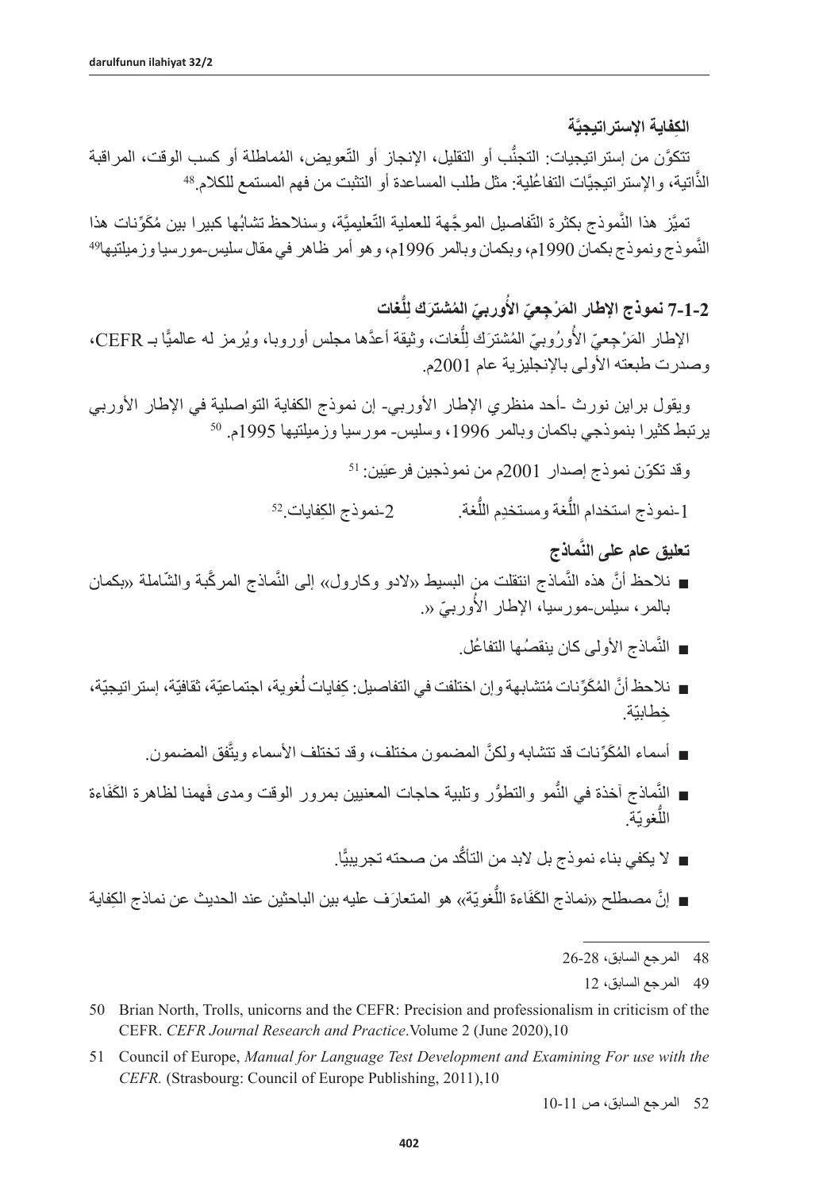**الكِفاية الإستراتيجيَّة**

تتكوَّن من إستراتيجيات: التجنُّب أو التقليل، الإنجاز أو التَّعويض، المُماطلة أو كسب الوقت، المراقبة الذَّاتية، والإستراتيجيَّات التفاعُلية: مثل طلب المساعدة أو التثبت من فهم المستمع للكلام.[48]

تميَّز هذا النَّموذج بكثرة التَّفاصيل الموجَّهة للعملية التَّعليميَّة، وسنلاحظ تشابُها كبيرا بين مُكَوِّنات هذا النَّموذج ونموذج بكمان 1990م، وبكمان وبالمر 1996م، وهو أمر ظاهر في مقال سليس-مورسيا وزميلتيها[49]

## 2-1-7 نموذج الإطار المَرْجِعيّ الأُوربيّ المُشترَك لِلُّغات

الإطار المَرْجِعيّ الأُورُوبيّ المُشترَك لِلُّغات، وثيقة أعدَّها مجلس أوروبا، ويُرمز له عالميًّا بـ CEFR، وصدرت طبعته الأولى بالإنجليزية عام 2001م.

ويقول براين نورث -أحد منظري الإطار الأوربي- إن نموذج الكفاية التواصلية في الإطار الأوربي يرتبط كثيرا بنموذجي باكمان وبالمر 1996، وسليس- مورسيا وزميلتيها 1995م. [50]

وقد تكوّن نموذج إصدار 2001م من نموذجين فرعيَين: [51]

1-نموذج استخدام اللُّغة ومستخدِم اللُّغة. 2-نموذج الكِفايات.[52]

**تعليق عام على النَّماذج**

- نلاحظ أنَّ هذه النَّماذج انتقلت من البسيط «لادو وكارول» إلى النَّماذج المركَّبة والشّاملة «بكمان بالمر، سيلس-مورسيا، الإطار الأُوربيّ «.
- النَّماذج الأولى كان ينقصُها التفاعُل.
- نلاحظ أنَّ المُكَوِّنات مُتشابهة وإن اختلفت في التفاصيل: كِفايات لُغوية، اجتماعيّة، ثقافيّة، إستراتيجيّة، خِطابيّة.
- أسماء المُكَوِّنات قد تتشابه ولكنَّ المضمون مختلف، وقد تختلف الأسماء ويتَّفق المضمون.
- النَّماذج آخذة في النُّمو والتطوُّر وتلبية حاجات المعنيين بمرور الوقت ومدى فَهمنا لظاهرة الكَفاءة اللُّغويّة.
- لا يكفي بناء نموذج بل لابد من التأكُّد من صحته تجريبيًّا.
- إنَّ مصطلح «نماذج الكَفاءة اللُّغويّة» هو المتعارَف عليه بين الباحثين عند الحديث عن نماذج الكِفاية

---

48 المرجع السابق، 28-26

49 المرجع السابق، 12

50 Brian North, Trolls, unicorns and the CEFR: Precision and professionalism in criticism of the CEFR. *CEFR Journal Research and Practice*.Volume 2 (June 2020),10

51 Council of Europe, *Manual for Language Test Development and Examining For use with the CEFR.* (Strasbourg: Council of Europe Publishing, 2011),10

52 المرجع السابق، ص 11-10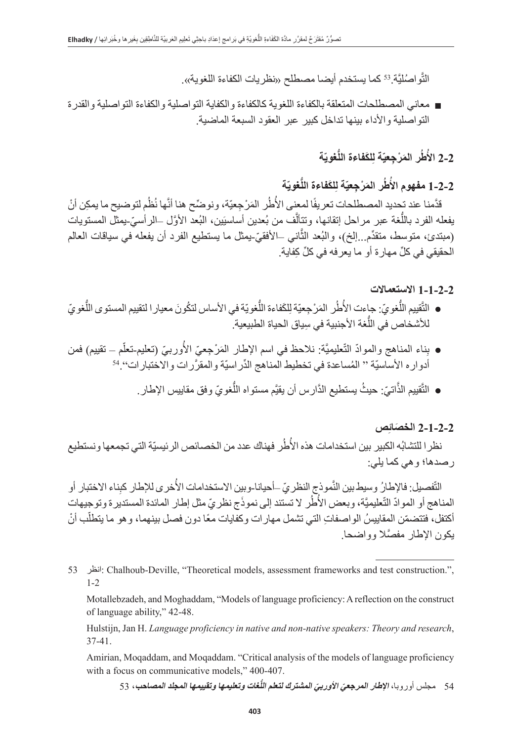التَّواصُليَّة.[53] كما يستخدم أيضا مصطلح «نظريات الكفاءة اللغوية».

- معاني المصطلحات المتعلقة بالكفاءة اللغوية كالكفاءة والكفاية التواصلية والكفاءة التواصلية والقدرة التواصلية والأداء بينها تداخل كبير عبر العقود السبعة الماضية.

## 2-2 الأُطُر المَرْجِعيّة لِلكَفاءة اللُّغويّة

### 1-2-2 مفهوم الأُطُر المَرْجِعيّة لِلكفاءة اللُّغويّة

قدَّمنا عند تحديد المصطلحات تعريفًا لمعنى الأُطُر المَرْجِعيّة، ونوضِّح هنا أنَّها نُظُم لتوضيح ما يمكِن أنْ يفعله الفرد باللُّغة عبر مراحل إتقانها، وتتألَّف من بُعدين أساسيَين، البُعد الأوَّل –الرأسيّ-يمثل المستويات (مبتدئ، متوسط، متقدِّم...إلخ)، والبُعد الثَّاني –الأفقيّ-يمثل ما يستطيع الفرد أن يفعله في سياقات العالم الحقيقي في كلِّ مهارة أو ما يعرفه في كلِّ كِفاية.

#### 1-1-2-2 الاستعمالات

- التَّقييم اللُّغويّ: جاءت الأُطُر المَرْجِعيّة لِلكَفاءة اللُّغويّة في الأساس لتكُونَ معيارا لتقييم المستوى اللُّغويّ للأشخاص في اللُّغة الأجنبية في سِياق الحياة الطبيعية.
- بناء المناهج والموادّ التّعليميَّة: نلاحظ في اسم الإطار المَرْجِعيّ الأُوربيّ (تعليم-تعلّم – تقييم) فمن أدواره الأساسيّة " المُساعدة في تخطيط المناهج الدّراسيّة والمقرَّرات والاختبارات".[54]
- التَّقييم الذَّاتيّ: حيثُ يستطيع الدَّارس أن يقيِّم مستواه اللُّغويّ وفق مقاييس الإطار.

#### 2-1-2-2 الخصَائِص

نظرا للتشابُه الكبير بين استخدامات هذه الأُطُر فهناك عدد من الخصائص الرئيسيّة التي تجمعها ونستطيع رصدها؛ وهي كما يلي:

التّفصيل: فالإطارُ وسيط بين النَّموذج النظريّ –أحيانا-وبين الاستخدامات الأُخرى للإطار كبِناء الاختبار أو المناهج أو الموادّ التّعليميَّة، وبعض الأُطُر لا تستند إلى نموذَج نظريّ مثل إطار المائدة المستديرة وتوجيهات أكتفل، فتتضمّن المقاييسُ الواصفاتِ التي تشمل مهارات وكفايات معًا دون فصل بينهما، وهو ما يتطلّب أنْ يكون الإطار مفصَّلا وواضحا.

---

53 انظر: Chalhoub-Deville, "Theoretical models, assessment frameworks and test construction.", 1-2

Motallebzadeh, and Moghaddam, "Models of language proficiency: A reflection on the construct of language ability," 42-48.

Hulstijn, Jan H. *Language proficiency in native and non-native speakers: Theory and research*, 37-41.

Amirian, Moqaddam, and Moqaddam. "Critical analysis of the models of language proficiency with a focus on communicative models," 400-407.

54 مجلس أوروبا، ***الإطار المرجعيّ الأوربيّ المشترك لتعلم اللُّغات وتعليمها وتقييمها المجلد المصاحب***، 53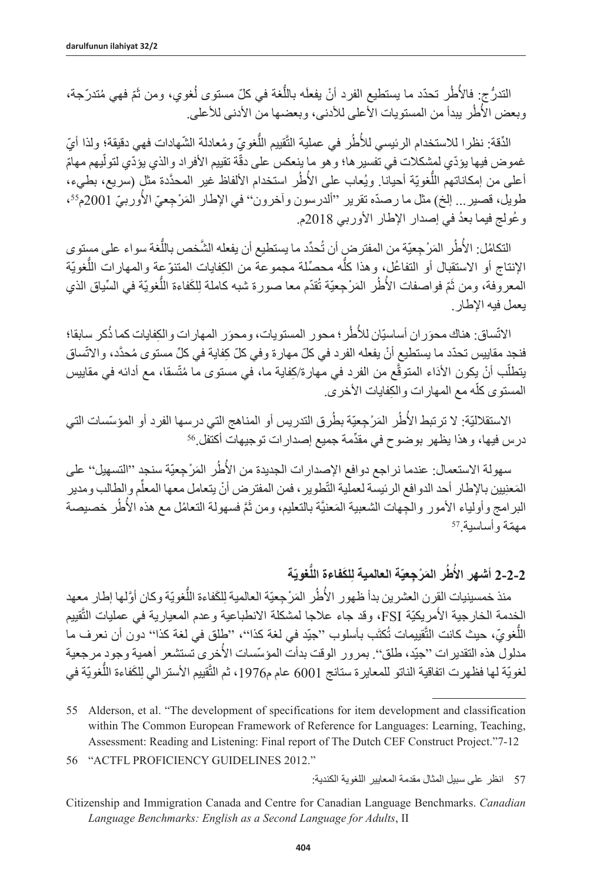التدرُّج: فالأُطُر تحدّد ما يستطيع الفرد أنْ يفعلَه باللُّغة في كلّ مستوى لُغوي، ومن ثَمّ فهي مُتدرّجة، وبعض الأُطُر يبدأ من المستويات الأعلى للأدنى، وبعضها من الأدنى للأعلى.

الدِّقة: نظرا للاستخدام الرئيسي للأُطُر في عملية التَّقييم اللُّغويّ ومُعادلة الشّهادات فهي دقيقة؛ ولذا أيّ غموض فيها يؤدّي لمشكلات في تفسيرها؛ وهو ما ينعكس على دقّة تقييم الأفراد والذي يؤدّي لتولّيهم مهامّ أعلى من إمكاناتهم اللُّغويّة أحيانا. ويُعاب على الأُطُر استخدام الألفاظ غير المحدَّدة مثل (سريع، بطيء، طويل، قصير... إلخ) مثل ما رصدّه تقرير "ألدرسون وآخرون" في الإطار المَرْجِعيّ الأُوربيّ 2001م[55]، وعُولج فيما بعدُ في إصدار الإطار الأوربي 2018م.

التكامُل: الأُطُر المَرْجِعيّة من المفترض أن تُحدِّد ما يستطيع أن يفعله الشَّخص باللُّغة سواء على مستوى الإنتاج أو الاستقبال أو التفاعُل، وهذا كلُّه محصِّلة مجموعة من الكِفايات المتنوّعة والمهارات اللُّغويّة المعروفة، ومن ثَمّ فواصفات الأُطُر المَرْجِعيّة تُقدّم معا صورة شبه كاملة لِلكَفاءة اللُّغويّة في السِّياق الذي يعمل فيه الإطار.

الاتّساق: هناك محوَران أساسيّان للأُطُر؛ محور المستويات، ومحوَر المهارات والكِفايات كما ذُكر سابقا؛ فنجد مقاييس تحدّد ما يستطيع أنْ يفعله الفرد في كلّ مهارة وفي كلّ كِفاية في كلِّ مستوى مُحدَّد، والاتّساق يتطلّب أنْ يكون الأدَاء المتوقَّع من الفرد في مهارة/كِفاية ما، في مستوى ما مُتّسقا، مع أدائه في مقاييس المستوى كلّه مع المهارات والكِفايات الأخرى.

الاستقلاليّة: لا ترتبط الأُطُر المَرْجِعيّة بطُرق التدريس أو المناهج التي درسها الفرد أو المؤسّسات التي درس فيها، وهذا يظهر بوضوح في مقدِّمة جميع إصدارات توجيهات أكتفل.[56]

سهولة الاستعمال: عندما نراجع دوافع الإصدارات الجديدة من الأُطُر المَرْجِعيّة سنجد "التسهيل" على المَعنِيين بالإطار أحد الدوافع الرئيسة لعملية التّطوير، فمن المفترض أنْ يتعامل معها المعلِّم والطالب ومدير البرامج وأولياء الأمور والجِهات الشعبية المَعنيَّة بالتعليم، ومن ثَمَّ فسهولة التعامُل مع هذه الأُطُر خصيصة مهمّة وأساسية.[57]

### 2-2-2 أشهر الأُطُر المَرْجِعيّة العالمية لِلكَفاءة اللُّغويّة

منذ خمسينيات القرن العشرين بدأ ظهور الأُطُر المَرْجِعيّة العالمية لِلكَفاءة اللُّغويّة وكان أوَّلها إطار معهد الخدمة الخارجية الأمريكيّة FSI، وقد جاء علاجا لمشكلة الانطباعية وعدم المعيارية في عمليات التَّقييم اللُّغويّ، حيث كانت التَّقييمات تُكتَب بأسلوب "جيّد في لغة كذا"، "طلق في لغة كذا" دون أن نعرف ما مدلول هذه التقديرات "جيّد، طلق". بمرور الوقت بدأت المؤسّسات الأُخرى تستشعر أهمية وجود مرجعية لغويّة لها فظهرت اتفاقية الناتو للمعايرة ستانج 6001 عام م1976، ثم التَّقييم الأسترالي لِلكَفاءة اللُّغويّة في

---

55 Alderson, et al. "The development of specifications for item development and classification within The Common European Framework of Reference for Languages: Learning, Teaching, Assessment: Reading and Listening: Final report of The Dutch CEF Construct Project."7-12

56 "ACTFL PROFICIENCY GUIDELINES 2012."

57 انظر على سبيل المثال مقدمة المعايير اللغوية الكندية:

Citizenship and Immigration Canada and Centre for Canadian Language Benchmarks. *Canadian Language Benchmarks: English as a Second Language for Adults*, II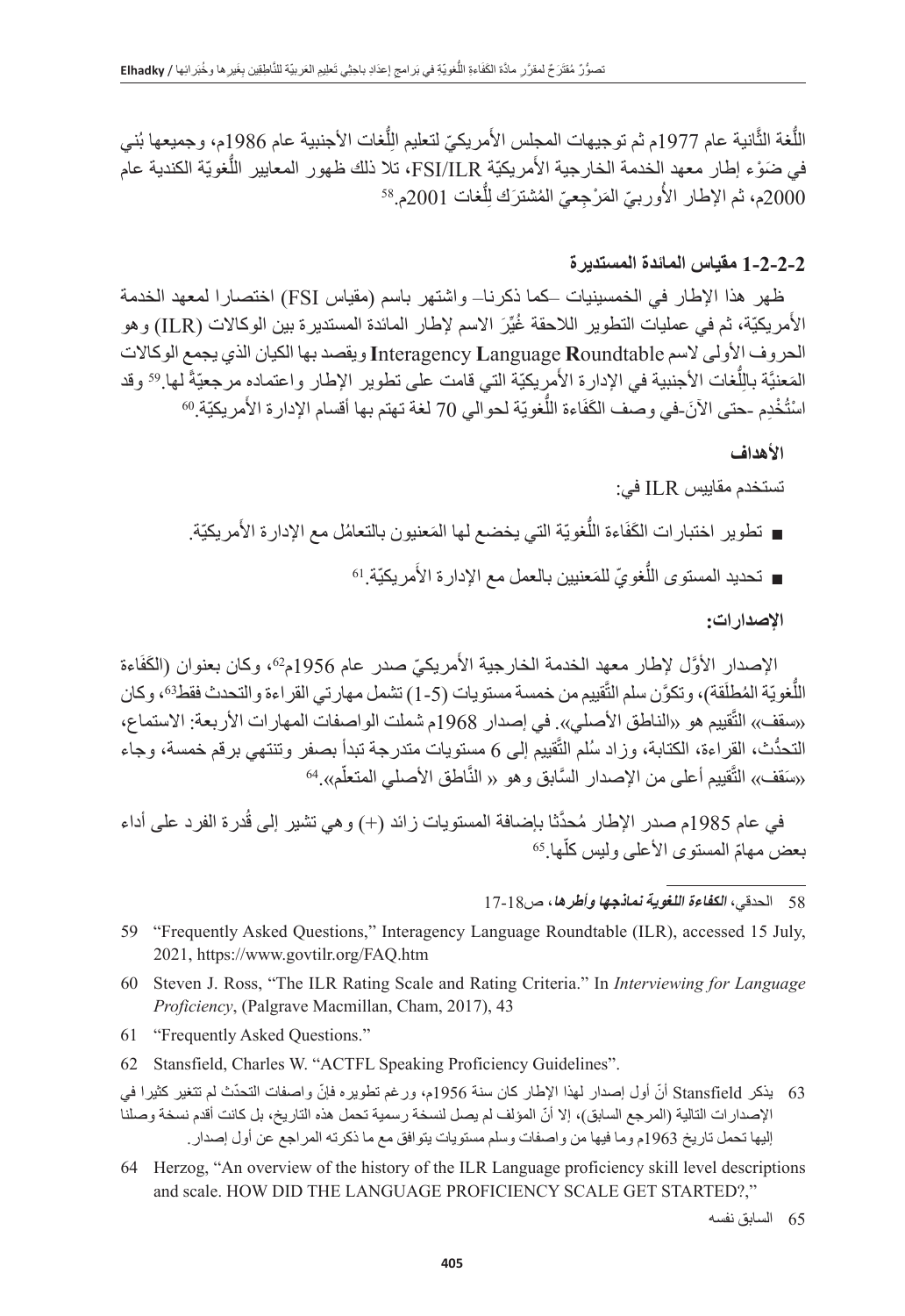اللُّغة الثَّانية عام 1977م ثم توجيهات المجلس الأمريكيّ لتعليم اللُّغات الأجنبية عام 1986م، وجميعها بُني في ضَوْء إطار معهد الخدمة الخارجية الأمريكيّة FSI/ILR، تلا ذلك ظهور المعايير اللُّغويّة الكندية عام 2000م، ثم الإطار الأُوربيّ المَرْجعيّ المُشترَك لِلُّغات 2001م.[58]

### 1-2-2-2 مقياس المائدة المستديرة

ظهر هذا الإطار في الخمسينيات –كما ذكرنا– واشتهر باسم (مقياس FSI) اختصارا لمعهد الخدمة الأمريكيّة، ثم في عمليات التطوير اللاحقة غُيِّرَ الاسم لإطار المائدة المستديرة بين الوكالات (ILR) وهو الحروف الأولى لاسم **I**nteragency **L**anguage **R**oundtable ويقصد بها الكيان الذي يجمع الوكالات المَعنيّة باللُّغات الأجنبية في الإدارة الأمريكيّة التي قامت على تطوير الإطار واعتماده مرجعيّةً لها.[59] وقد استُخْدِم -حتى الآنَ-في وصف الكَفَاءة اللُّغويّة لحوالي 70 لغة تهتم بها أقسام الإدارة الأمريكيّة.[60]

**الأهداف**

تستخدم مقاييس ILR في:

- تطوير اختبارات الكَفَاءة اللُّغويّة التي يخضع لها المَعنيون بالتعامُل مع الإدارة الأمريكيّة.
- تحديد المستوى اللُّغويّ للمَعنيين بالعمل مع الإدارة الأمريكيّة.[61]

**الإصدارات:**

الإصدار الأوَّل لإطار معهد الخدمة الخارجية الأمريكيّ صدر عام 1956م[62]، وكان بعنوان (الكَفَاءة اللُّغويّة المُطلَقة)، وتكوَّن سلم التَّقييم من خمسة مستويات (1-5) تشمل مهارتي القراءة والتحدث فقط[63]، وكان «سقف» التَّقييم هو «الناطق الأصلي». في إصدار 1968م شملت الواصفات المهارات الأربعة: الاستماع، التحدُّث، القراءة، الكتابة، وزاد سُلم التَّقييم إلى 6 مستويات متدرجة تبدأ بصفر وتنتهي برقم خمسة، وجاء «سَقف» التَّقييم أعلى من الإصدار السَّابق وهو « النَّاطق الأصلي المتعلّم».[64]

في عام 1985م صدر الإطار مُحدَّثا بإضافة المستويات زائد (+) وهي تشير إلى قُدرة الفرد على أداء بعض مهامّ المستوى الأعلى وليس كلّها.[65]

---

58 الحدقي، ***الكفاءة اللغوية نماذجها وأطرها***، ص18-17

59 "Frequently Asked Questions," Interagency Language Roundtable (ILR), accessed 15 July, 2021, https://www.govtilr.org/FAQ.htm

60 Steven J. Ross, "The ILR Rating Scale and Rating Criteria." In *Interviewing for Language Proficiency*, (Palgrave Macmillan, Cham, 2017), 43

61 "Frequently Asked Questions."

62 Stansfield, Charles W. "ACTFL Speaking Proficiency Guidelines".

63 يذكر Stansfield أنّ أول إصدار لهذا الإطار كان سنة 1956م، ورغم تطويره فإنّ واصفات التحدّث لم تتغير كثيرا في الإصدارات التالية (المرجع السابق)، إلا أنّ المؤلف لم يصل لنسخة رسمية تحمل هذه التاريخ، بل كانت أقدم نسخة وصلنا إليها تحمل تاريخ 1963م وما فيها من واصفات وسلم مستويات يتوافق مع ما ذكرته المراجع عن أول إصدار.

64 Herzog, "An overview of the history of the ILR Language proficiency skill level descriptions and scale. HOW DID THE LANGUAGE PROFICIENCY SCALE GET STARTED?,"

65 السابق نفسه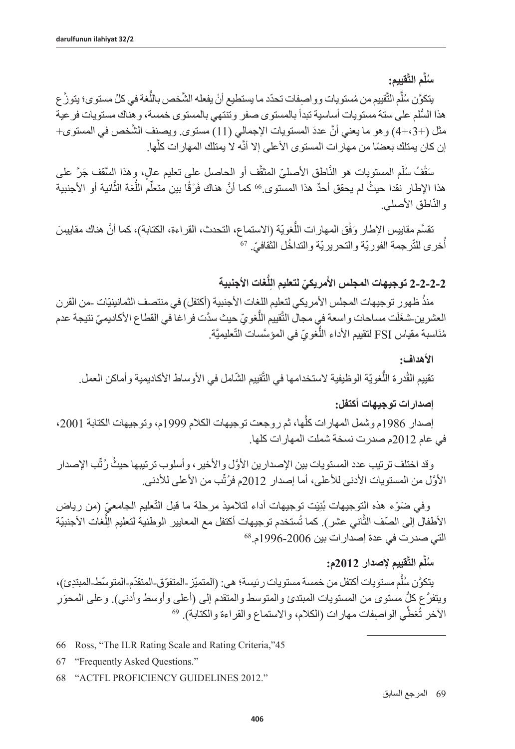**سُلَّم التَّقييم:**

يتكوَّن سُلَّم التَّقييم من مُستويات وواصِفات تحدّد ما يستطيع أنْ يفعله الشَّخص باللُّغة في كلِّ مستوى؛ يتوزَّع هذا السُّلم على ستة مستويات أساسية تبدأ بالمستوى صفر وتنتهي بالمستوى خمسة، وهناك مستويات فرعية مثل (+3،+4) وهو ما يعني أنَّ عددَ المستويات الإجمالي (11) مستوى. ويصنف الشَّخص في المستوى+ إن كان يمتلك بعضًا من مهارات المستوى الأعلى إلا أنَّه لا يمتلك المهارات كلَّها.

سَقْفُ سُلَّم المستويات هو النَّاطق الأصليّ المثقَّف أو الحاصل على تعليم عالٍ، وهذا السَّقف جَرَّ على هذا الإطار نقدا حيثُ لم يحقق أحدٌ هذا المستوى.[66] كما أنَّ هناك فَرْقًا بين متعلِّم اللُّغة الثَّانية أو الأجنبية والنّاطق الأصلي.

تقسَّم مقاييس الإطار وَفْق المهارات اللُّغويّة (الاستماع، التحدث، القراءة، الكتابة)، كما أنَّ هناك مقاييسَ أُخرى للتّرجمة الفوريّة والتحريريّة والتداخُل الثقافيّ. [67]

### 2-2-2-2 توجيهات المجلس الأَمريكيّ لتعليم اللُّغات الأجنبية

منذُ ظهور توجيهات المجلس الأمريكي لتعليم اللغات الأجنبية (أكتفل) في منتصف الثمانينيّات -من القرن العشرين-شغَلَت مساحات واسعة في مجال التَّقييم اللُّغويّ حيث سدَّت فراغا في القطاع الأكاديميّ نتيجة عدم مُناسبة مقياس FSI لتقييم الأداء اللُّغويّ في المؤسَّسات التَّعليميَّة.

**الأهداف:**

تقييم القُدرة اللُّغويّة الوظيفية لاستخدامها في التَّقييم الشّامل في الأوساط الأكاديمية وأماكن العمل.

**إصدارات توجيهات أكتفل:**

إصدار 1986م وشمل المهارات كلَّها، ثم روجعت توجيهات الكلام 1999م، وتوجيهات الكتابة 2001، في عام 2012م صدرت نسخة شملت المهارات كلها.

وقد اختلف ترتيب عدد المستويات بين الإصدارين الأوَّل والأخير، وأسلوب ترتيبها حيثُ رُتِّب الإصدار الأوَّل من المستويات الأدنى للأعلى، أما إصدار 2012م فرُتِّب من الأعلى للأدنى.

وفي ضَوْء هذه التوجيهات بُنِيَت توجيهات أداء لتلاميذ مرحلة ما قبل التّعليم الجامعيّ (من رياض الأطفال إلى الصّف الثَّاني عشر). كما تُستخدم توجيهات أكتفل مع المعايير الوطنية لتعليم اللُّغات الأجنبيّة التي صدرت في عدة إصدارات بين 2006-1996م.[68]

**سُلَّم التَّقييم لإصدار 2012م:**

يتكوَّن سُلَّم مستويات أكتفل من خمسة مستويات رئيسة؛ هي: (المتميّز-المتفوّق-المتقدّم-المتوسّط-المبتدِئ)، ويتفرَّع كلُّ مستوى من المستويات المبتدئ والمتوسط والمتقدم إلى (أعلى وأوسط وأدنى). وعلى المحوَرِ الآخر تُغطِّي الواصِفات مهارات (الكلام، والاستماع والقراءة والكتابة). [69]

---

66 Ross, "The ILR Rating Scale and Rating Criteria,"45

67 "Frequently Asked Questions."

68 "ACTFL PROFICIENCY GUIDELINES 2012."

69 المرجع السابق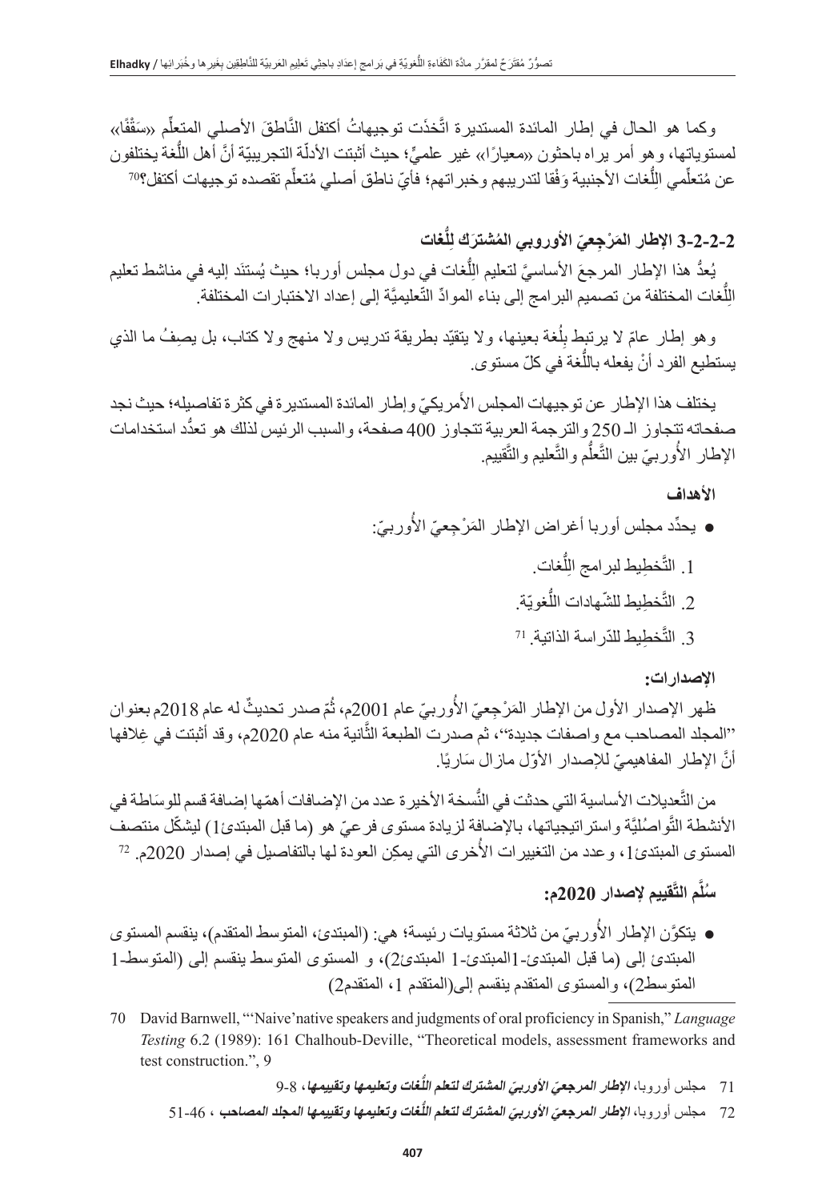وكما هو الحال في إطار المائدة المستديرة اتَّخذَت توجيهاتُ أكتفل النَّاطقَ الأصلي المتعلِّم «سَقْفًا» لمستوياتها، وهو أمر يراه باحثون «معيارًا» غير علميٍّ؛ حيث أثبتت الأدلّة التجريبيّة أنَّ أهل اللُّغة يختلفون عن مُتعلِّمي اللُّغات الأجنبية وَفْقًا لتدريبهم وخبراتهم؛ فأيّ ناطق أصلي مُتعلِّم تقصده توجيهات أكتفل؟[70]

## 3-2-2-2 الإطار المَرْجِعيّ الأوروبي المُشتَرَك لِلُّغات

يُعدُّ هذا الإطار المرجعَ الأساسيَّ لتعليم اللُّغات في دول مجلس أوربا؛ حيث يُستنَد إليه في مناشط تعليم اللُّغات المختلفة من تصميم البرامج إلى بناء الموادِّ التَّعليميَّة إلى إعداد الاختبارات المختلفة.

وهو إطار عامّ لا يرتبط بلُغة بعينها، ولا يتقيّد بطريقة تدريس ولا منهج ولا كتاب، بل يصِفُ ما الذي يستطيع الفرد أنْ يفعله باللُّغة في كلّ مستوى.

يختلف هذا الإطار عن توجيهات المجلس الأمريكيّ وإطار المائدة المستديرة في كثرة تفاصيله؛ حيث نجد صفحاته تتجاوز الـ 250 والترجمة العربية تتجاوز 400 صفحة، والسبب الرئيس لذلك هو تعدُّد استخدامات الإطار الأوربيّ بين التَّعلُّم والتَّعليم والتَّقييم.

**الأهداف**

- يحدِّد مجلس أوربا أغراض الإطار المَرْجِعيّ الأوربيّ:

1. التَّخطِيط لبرامج اللُّغات.
2. التَّخطِيط للشّهادات اللُّغويّة.
3. التَّخطِيط للدّراسة الذاتية.[71]

**الإصدارات:**

ظهر الإصدار الأول من الإطار المَرْجِعيّ الأوربيّ عام 2001م، ثُمّ صدر تحديثٌ له عام 2018م بعنوان "المجلد المصاحب مع واصفات جديدة"، ثم صدرت الطبعة الثَّانية منه عام 2020م، وقد أثبتت في غِلافها أنَّ الإطار المفاهيميّ للإصدار الأوّل مازال سَاريًا.

من التَّعديلات الأساسية التي حدثت في النُّسخة الأخيرة عدد من الإضافات أهمّها إضافة قسم للوسَاطة في الأنشطة التَّواصُليَّة واستراتيجياتها، بالإضافة لزيادة مستوى فرعيّ هو (ما قبل المبتدئ1) ليشكّل منتصف المستوى المبتدئ1، وعدد من التغييرات الأُخرى التي يمكِن العودة لها بالتفاصيل في إصدار 2020م.[72]

**سُلَّم التَّقييم لإصدار 2020م:**

- يتكوَّن الإطار الأُوربيّ من ثلاثة مستويات رئيسة؛ هي: (المبتدئ، المتوسط المتقدم)، ينقسم المستوى المبتدئ إلى (ما قبل المبتدئ-1المبتدئ-1 المبتدئ2)، و المستوى المتوسط ينقسم إلى (المتوسط-1 المتوسط2)، والمستوى المتقدم ينقسم إلى(المتقدم 1، المتقدم2)

---

70 David Barnwell, "'Naive'native speakers and judgments of oral proficiency in Spanish," *Language Testing* 6.2 (1989): 161 Chalhoub-Deville, "Theoretical models, assessment frameworks and test construction.", 9

71 مجلس أوروبا، ***الإطار المرجعيّ الأوربيّ المشترك لتعلم اللُّغات وتعليمها وتقييمها***، 8-9

72 مجلس أوروبا، ***الإطار المرجعيّ الأوربيّ المشترك لتعلم اللُّغات وتعليمها وتقييمها المجلد المصاحب*** ، 46-51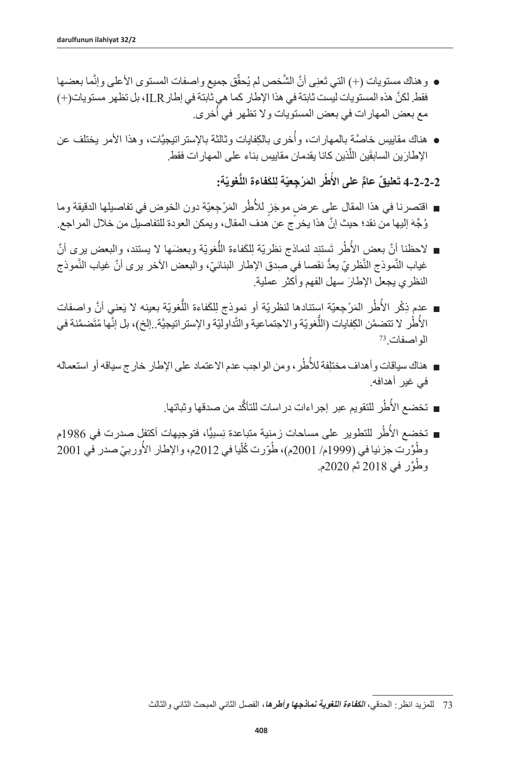- وهناك مستويات (+) التي تَعنِي أنَّ الشَّخص لم يُحقِّق جميع واصفات المستوى الأعلى وإنَّما بعضها فقط. لكنَّ هذه المستويات ليست ثابتة في هذا الإطار كما هي ثابتة في إطار ILR، بل تظهر مستويات(+) مع بعض المهارات في بعض المستويات ولا تظهر في أُخرى.
- هناك مقاييس خاصَّة بالمهارات، وأُخرى بالكِفايات وثالثة بالإستراتيجيَّات، وهذا الأمر يختلف عن الإطارَين السابقَين اللَّذين كانا يقدمان مقاييس بناء على المهارات فقط.

## 2-2-4 تَعليقٌ عامٌّ على الأُطُر المَرْجِعيّة لِلكَفاءة اللُّغويّة:

- اقتصرنا في هذا المقال على عرضٍ موجَزٍ للأُطُر المَرْجِعيّة دون الخوض في تفاصيلها الدقيقة وما وُجِّهَ إليها من نقد؛ حيث إنَّ هذا يخرج عن هدف المقال، ويمكن العودة للتفاصيل من خلال المراجع.
- لاحظنا أنَّ بعض الأُطُر تَستنِد لنماذج نظريّة لِلكَفاءة اللُّغويّة وبعضَها لا يستند، والبعض يرى أنَّ غياب النَّموذج النَّظريّ يعدُّ نقصا في صِدق الإطار البنائيّ، والبعض الآخر يرى أنَّ غياب النَّموذج النظري يجعل الإطارَ سهل الفهم وأكثر عمليةً.
- عدم ذِكْر الأُطُر المَرْجِعيّة استنادها لنظريّة أو نموذج لِلكَفاءة اللُّغويّة بعينه لا يَعني أنَّ واصفات الأُطُر لا تتضمَّن الكِفايات (اللُّغويّة والاجتماعية والتَّداوليّة والإستراتيجيَّة..إلخ)، بل إنَّها مُتَضمَّنة في الواصفات.[73]
- هناك سياقات وأهداف مختلِفة للأُطُر، ومن الواجب عدم الاعتماد على الإطار خارج سياقه أو استعماله في غير أهدافه.
- تخضع الأُطُر للتقويم عبر إجراءات دراسات للتأكُّد من صدقها وثباتها.
- تخضع الأُطُر للتطوير على مساحات زمنية متباعدة نِسبيًّا، فتوجيهات أكتفل صدرت في 1986م وطُوِّرت جزئيا في (1999م/ 2001م)، طُوّرت كُلّيا في 2012م، والإطار الأُوربيّ صدر في 2001 وطُوِّر في 2018 ثم 2020م.

---

73 للمزيد انظر: الحدقي، ***الكفاءة اللغوية نماذجها وأطرها***، الفصل الثاني المبحث الثاني والثالث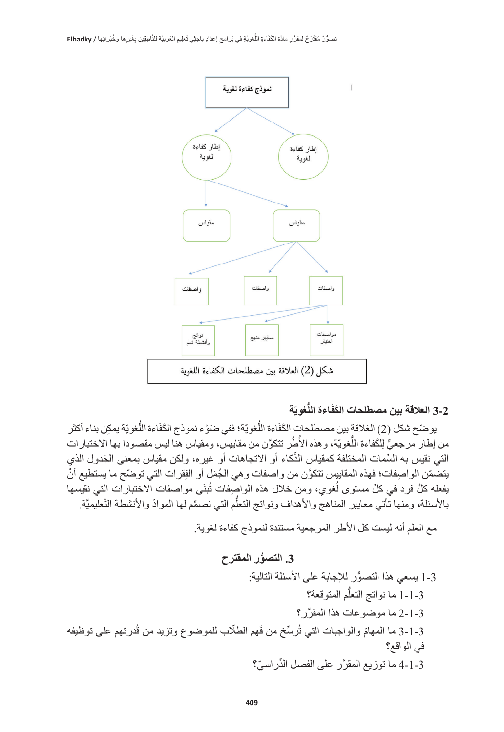نموذج كفاءة لغوية

إطار كفاءة لغويّة

إطار كفاءة لغوية

مقياس

مقياس

واصفات

واصفات

واصفات

مواصفات اختبار

معايير منهج

نواتج وأنشطة تعلم

شكل (2) العلاقة بين مصطلحات الكفاءة اللغوية

## 2-3 العَلاقة بين مصطلحات الكَفَاءة اللُّغويّة

يوضّح شكل (2) العَلاقة بين مصطلحات الكَفَاءة اللُّغويّة؛ ففي ضَوْء نموذج الكَفَاءة اللُّغويّة يمكِن بناء أكثر من إطار مرجعيٍّ لِلكَفاءة اللُّغويّة، وهذه الأُطُر تتكوّن من مقاييس، ومقياس هنا ليس مقصودا بها الاختبارات التي نقيس به السِّمات المختلفة كمقياس الذّكاء أو الاتجاهات أو غيره، ولكن مقياس بمعنى الجَدول الذي يتضمّن الواصِفات؛ فهذه المقاييس تتكوَّن من واصفات وهي الجُمَل أو الفِقرات التي توضّح ما يستطيع أنْ يفعله كلُّ فرد في كلِّ مستوى لُغوي، ومن خلال هذه الواصِفات تُبنَى مواصفات الاختبارات التي نقيسها بالأسئلة، ومنها تأتي معايير المناهج والأهداف ونواتج التعلُّم التي نصمِّم لها الموادّ والأنشطة التّعليميَّة.

مع العلم أنه ليست كل الأطر المرجعية مستندة لنموذج كفاءة لغوية.

## 3. التصوُّر المقترح

3-1 يسعى هذا التصوُّر للإجابة على الأسئلة التالية:

3-1-1 ما نواتج التعلُّم المتوقعة؟

3-1-2 ما موضوعات هذا المقرَّر؟

3-1-3 ما المهامّ والواجبات التي تُرسِّخ من فَهم الطلّاب للموضوع وتزيد من قُدرتهم على توظيفه في الواقع؟

3-1-4 ما توزيع المقرَّر على الفصل الدِّراسيّ؟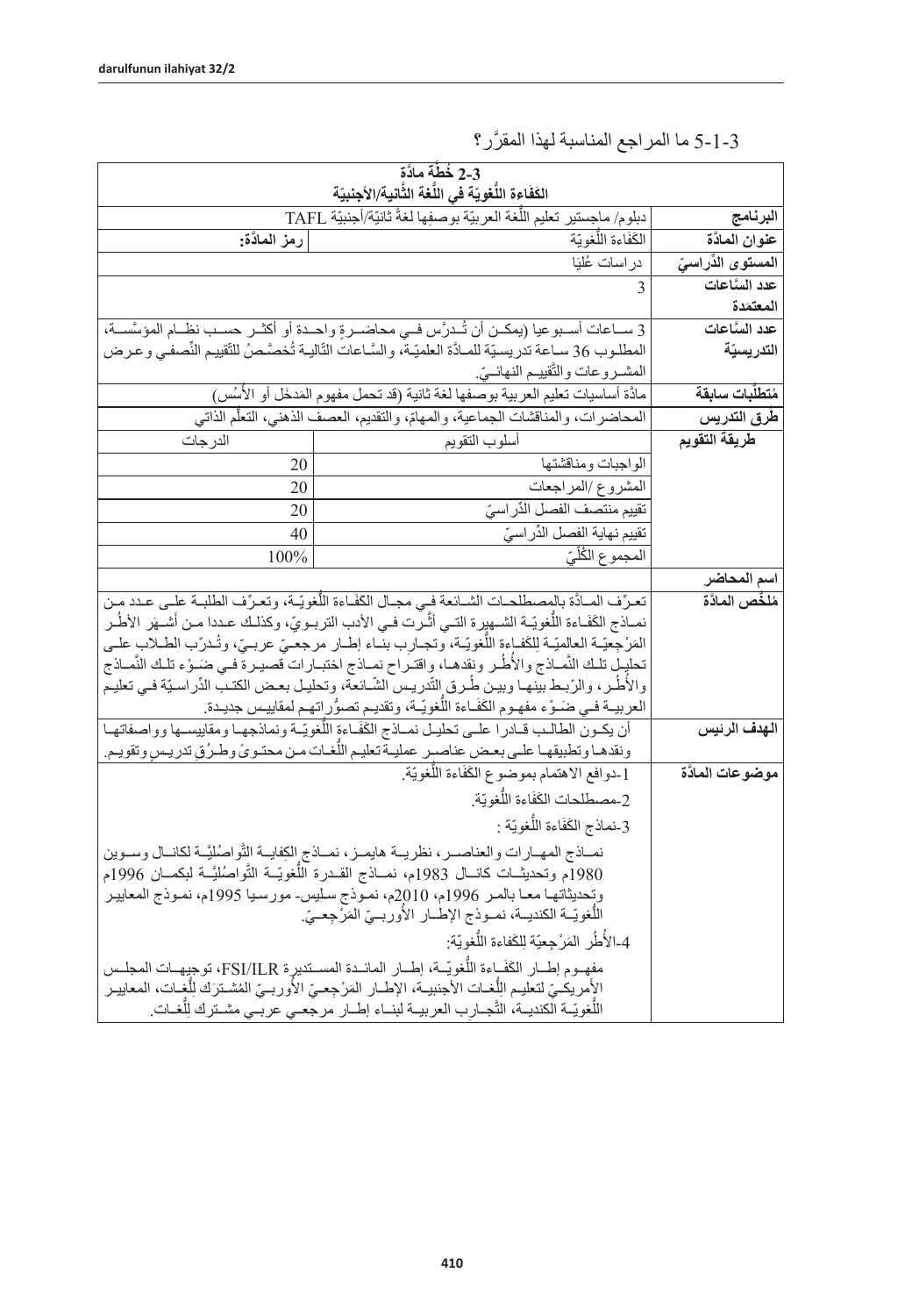5-1-3 ما المراجع المناسبة لهذا المقرَّر؟

| 2-3 خُطَّة مادَّة الكَفَاءة اللُّغويّة في اللُّغة الثَّانية/الأجنبيّة | | |
|---|---|---|
| **البرنامج** | دبلوم/ ماجستير تعليم اللُّغة العربيّة بوصفها لغةً ثانيَة/أجنبيَة TAFL | |
| **عنوان المادَّة** | الكَفَاءة اللُّغويّة | **رمز المادَّة:** |
| **المستوى الدِّراسيّ** | دراسات عُليا | |
| **عدد السَّاعات المعتمدة** | 3 | |
| **عدد السَّاعات التدريسيّة** | 3 ساعات أسبوعيا (يمكن أن تُدرَّس في محاضرة واحدة أو أكثر حسب نظام المؤسَّسة، المطلوب 36 ساعة تدريسيّة للمادَّة العلميّة، والسَّاعات التَّالية تُخصَّصُ للتّقييم النِّصفي وعرض المشروعات والتَّقييم النهائيّ. | |
| **مُتطلّبات سابقة** | مادَّة أساسيات تعليم العربية بوصفها لغة ثانية (قد تحمل مفهوم المَدخَل أو الأُسُس) | |
| **طُرق التدريس** | المحاضرات، والمناقشات الجماعية، والمهامّ، والتقديم، العصف الذهني، التعلُّم الذاتي | |
| **طريقة التقويم** | أسلوب التقويم | الدرجات |
| | الواجبات ومناقشتها | 20 |
| | المشروع /المراجعات | 20 |
| | تقييم منتصف الفصل الدِّراسيّ | 20 |
| | تقييم نهاية الفصل الدِّراسيّ | 40 |
| | المجموع الكُلّيّ | 100% |
| **اسم المحاضر** | | |
| **مُلخَّص المادَّة** | تعرِّف المادَّة بالمصطلحات الشائعة في مجال الكَفَاءة اللُّغويّة، وتعرِّف الطلبة على عدد من نماذج الكَفَاءة اللُّغويّة الشهيرة التي أثَّرت في الأدب التربويّ، وكذلك عددا من أشهَر الأُطُر المَرْجِعيّة العالميّة لِلكفاءة اللُّغويّة، وتجارب بناء إطار مرجعيّ عربيّ، وتُدرّب الطلاب على تحليل تلك النَّماذج والأُطُر ونقدها، واقتراح نماذج اختبارات قصيرة في ضَوْء تلك النَّماذج والأُطُر، والرّبط بينها وبين طُرق التّدريس الشّائعة، وتحليل بعض الكتب الدّراسيّة في تعليم العربية في ضَوْء مفهوم الكَفَاءة اللُّغويّة، وتقديم تصوُّراتهم لمقاييس جديدة. | |
| **الهدف الرئيس** | أن يكون الطالب قادرا على تحليل نماذج الكَفَاءة اللُّغويّة ونماذجها ومقاييسها وواصفاتها ونقدها وتطبيقها على بعض عناصر عملية تعليم اللُّغات من محتوىً وطرُق تدريسٍ وتقويم. | |
| **موضوعات المادَّة** | 1-دوافع الاهتمام بموضوع الكَفَاءة اللُّغويّة.<br>2-مصطلحات الكَفَاءة اللُّغويّة.<br>3-نماذج الكَفَاءة اللُّغويّة :<br>نماذج المهارات والعناصر، نظرية هايمز، نماذج الكِفاية التَّواصُليَّة لكانال وسوين 1980م وتحديثات كانال 1983م، نماذج القدرة اللُّغويّة التَّواصُليَّة لبكمان 1996م وتحديثاتها معا بالمر 1996م، 2010م، نموذج سليس- مورسيا 1995م، نموذج المعايير اللُّغويّة الكندية، نموذج الإطار الأوربيّ المَرْجِعيّ.<br>4-الأُطُر المَرْجِعيّة لِلكفاءة اللُّغويّة:<br>مفهوم إطار الكَفَاءة اللُّغويّة، إطار المائدة المستديرة FSI/ILR، توجيهات المجلس الأمريكيّ لتعليم اللُّغات الأجنبية، الإطار المَرْجِعيّ الأوربيّ المُشترَك لِلُّغات، المعايير اللُّغويّة الكندية، التَّجارِب العربية لبناء إطار مرجعي عربي مشترك لِلُّغات. | |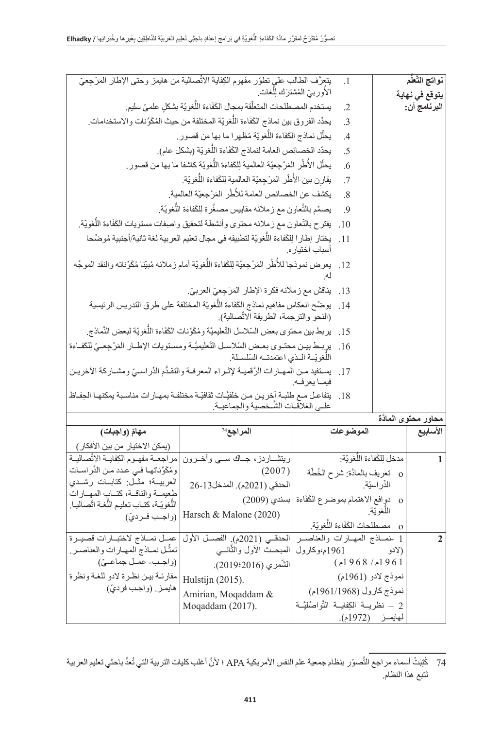| نواتج التَّعلُّم يتوقع في نهاية البرنامج أن: | |
|---|---|
| | 1. يتعرَّف الطالب على تطوّر مفهوم الكِفاية الاتِّصالية من هايمز وحتى الإطار المَرْجِعيّ الأُوربيّ المُشترَك لِلُّغات. |
| | 2. يستخدم المصطلحات المتعلِّقة بمجال الكفَاءة اللُّغويّة بشكلٍ علميّ سليم. |
| | 3. يحدّد الفروق بين نماذج الكفَاءة اللُّغويّة المختلفة من حيث المُكوِّنات والاستخدامات. |
| | 4. يحلّل نماذج الكفَاءة اللُّغويّة مُظهرا ما بها من قصور. |
| | 5. يحدّد الخصائص العامة لنماذج الكفَاءة اللُّغويّة (بشكل عام). |
| | 6. يحلّل الأُطُر المَرْجِعيّة العالمية لِلكفَاءة اللُّغويّة كاشفا ما بها من قصور. |
| | 7. يقارِن بين الأُطُر المَرْجِعيّة العالمية لِلكفَاءة اللُّغويّة. |
| | 8. يكشف عن الخصائص العامة للأُطُر المَرْجِعيّة العالمية. |
| | 9. يصمِّم بالتَّعاون مع زملائه مقاييس مصغَّرة لِلكفَاءة اللُّغويّة. |
| | 10. يقترح بالتَّعاون مع زملائه محتوى وأنشطة لتحقيق واصِفات مستويات الكفَاءة اللُّغويّة. |
| | 11. يختار إطارا لِلكفاءة اللُّغويّة لتطبيقه في مجال تعليم العربية لغة ثانية/أجنبية مُوضِّحا أسباب اختياره. |
| | 12. يعرض نموذجا للأُطُر المَرْجِعيّة لِلكفَاءة اللُّغويّة أمام زملائه مُبيِّنا مُكوِّناته والنقد الموجَّه له. |
| | 13. يناقش مع زملائه فكرة الإطار المَرْجِعيّ العربيّ. |
| | 14. يوضِّح انعكاس مفاهيم نماذج الكفَاءة اللُّغويّة المختلفة على طرق التدريس الرئيسية (النحو والترجمة، الطريقة الاتِّصالية). |
| | 15. يربط بين محتوى بعض السّلاسل التّعليميَّة ومُكوِّنات الكفاءة اللُّغويّة لبعض النَّماذج. |
| | 16. يربط بين محتوى بعض السّلاسل التّعليميَّة ومستويات الإطار المَرْجِعيّ لِلكفَاءة اللُّغويّة الذي اعتمدته السّلسلة. |
| | 17. يستفيد من المهارات الرَّقمية لإثراء المعرفة والتقدُّم الدِّراسيّ ومشاركة الآخرين فيما يعرفه. |
| | 18. يتفاعل مع طلبة آخرين من خلفيَّات ثقافيّة مختلفة بمهارات مناسبة يمكنها الحِفاظ على العَلاقات الشَّخصية والجماعية. |

**محاور محتوى المادَّة**

| الأسابيع | الموضوعات | المراجع[74] | مهامّ (واجبات) (يمكن الاختيار من بين الأفكار) |
|---|---|---|---|
| 1 | مدخل لِلكفاءة اللُّغويّة: <br> o تعريف بالمادَّة: شرح الخُطَّة الدِّراسيّة. <br> o دوافع الاهتمام بموضوع الكفَاءة اللُّغويّة. <br> o مصطلحات الكفَاءة اللُّغويّة. | ريتشاردز، جاك سي وآخرون (2007) <br> الحدقي (2021م). المدخل13-26 <br> بسندي (2009) <br> Harsch & Malone (2020) | مراجعة مفهوم الكِفاية الاتِّصالية ومُكوِّناتها في عدد من الدِّراسات العربية؛ مثل: كتابات رشدي طعيمة والناقة، كتاب المهارات اللُّغويّة، كتاب تعليم اللُّغة اتِّصاليا. (واجب فرديّ) |
| 2 | 1 -نماذج المهارات والعناصر (لادو 1961م،وكارول 1961م/ 1968م) <br> نموذج لادو (1961م) <br> نموذج كارول (1961/1968م) <br> 2 – نظرية الكِفاية التَّواصُليَّة لهايمز (1972م). | الحدقي (2021م). الفصل الأول المبحث الأول والثَّاني <br> الشّمري (2016؛2019). <br> Hulstijn (2015). <br> Amirian, Moqaddam & Moqaddam (2017). | عمل نماذج لاختبارات قصيرة تمثِّل نماذج المهارات والعناصر. (واجب- عمل جماعيّ) <br> مقارنة بين نظرة لادو للغة ونظرة هايمز. (واجب فرديّ) |

---

74 كُتِبَتْ أسماء مراجع التَّصوّر بنظام جمعية علم النفس الأمريكية APA ؛ لأنَّ أغلب كليات التربية التي تُعدُّ باحثي تعليم العربية تتبع هذا النظام.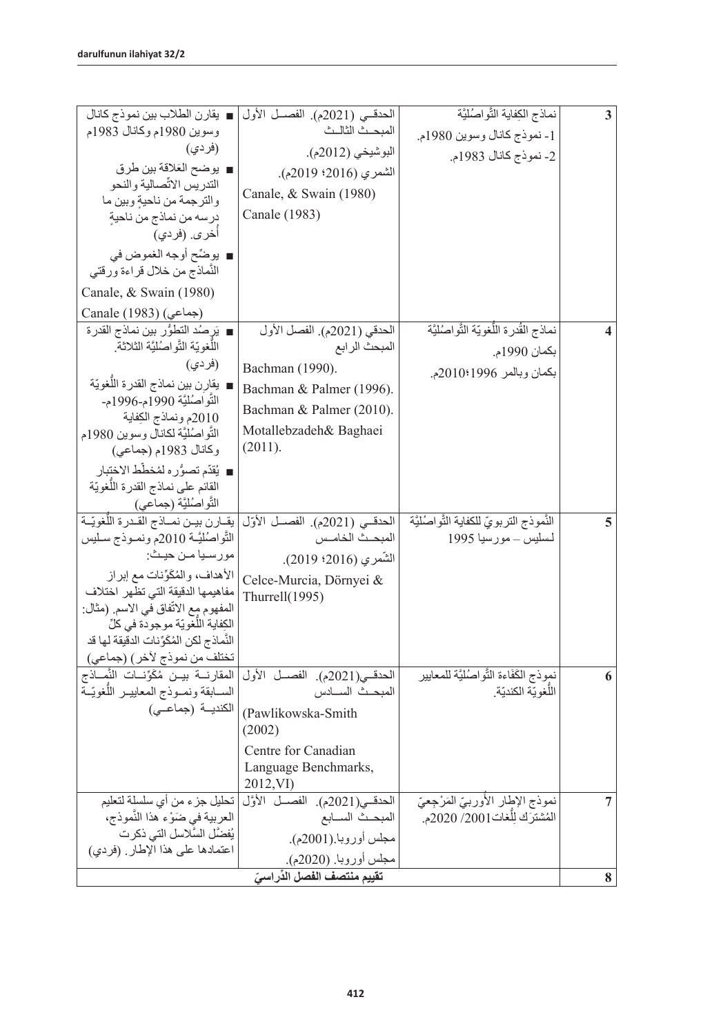| 3 | نماذج الكِفاية التَّواصُليَّة<br>1- نموذج كانال وسوين 1980م.<br>2- نموذج كانال 1983م. | الحدقـي (2021م). الفصـل الأول المبحـث الثالـث<br>البوشيخي (2012م).<br>الشمري (2016؛ 2019م).<br>Canale, & Swain (1980)<br>Canale (1983) | ■ يقارن الطلاب بين نموذج كانال وسوين 1980م وكانال 1983م (فردي)<br>■ يوضح العَلاقة بين طرق التدريس الاتِّصالية والنحو والترجمة من ناحيةٍ وبين ما درسه من نماذج من ناحيةٍ أُخرى. (فردي)<br>■ يوضِّح أوجه الغموض في النَّماذج من خلال قراءة ورقتي<br>Canale, & Swain (1980)<br>Canale (1983) (جماعي) |
|---|---|---|---|
| 4 | نماذج القُدرة اللُّغويّة التَّواصُليَّة<br>بكمان 1990م.<br>بكمان وبالمر 1996؛2010م. | الحدقي (2021م). الفصل الأول المبحث الرابع<br>Bachman (1990).<br>Bachman & Palmer (1996).<br>Bachman & Palmer (2010).<br>Motallebzadeh& Baghaei (2011). | ■ يَرصُد التطوُّر بين نماذج القدرة اللُّغويّة التَّواصُليَّة الثلاثة. (فردي)<br>■ يقارن بين نماذج القدرة اللُّغويّة التَّواصُليَّة 1990م-1996م-2010م ونماذج الكفاية التَّواصُليَّة لكانال وسوين 1980م وكانال 1983م (جماعي)<br>■ يُقدّم تصوُّره لمُخطَّط الاختبار القائم على نماذج القدرة اللُّغويّة التَّواصُليَّة (جماعي) |
| 5 | النَّموذج التربويّ للكفاية التَّواصُليَّة لسليس – مورسيا 1995 | الحدقـي (2021م). الفصـل الأوّل المبحـث الخامـس<br>الشّمري (2016؛ 2019).<br>Celce-Murcia, Dörnyei & Thurrell(1995) | يقـارن بيـن نمـاذج القـدرة اللُّغويّـة التَّواصُليَّـة 2010م ونمـوذج سـليس مورسـيا مـن حيـث:<br>الأهداف، والمُكوِّنات مع إبراز مفاهيمها الدقيقة التي تظهر اختلاف المفهوم مع الاتّفاق في الاسم. (مثال: الكِفاية اللُّغويّة موجودة في كلّ النَّماذج لكن المُكوِّنات الدقيقة لها قد تختلف من نموذج لآخر) (جماعي) |
| 6 | نموذج الكَفاءة التَّواصُليَّة للمعايير اللُّغويّة الكنديّة. | الحدقـي(2021م). الفصـل الأول المبحـث السـادس<br>(Pawlikowska-Smith (2002)<br>Centre for Canadian Language Benchmarks, 2012,VI) | المقارنـة بيـن مُكوِّنـات النَّمـاذج السـابقة ونمـوذج المعاييـر اللُّغويّـة الكنديـة (جماعـي) |
| 7 | نموذج الإطار الأوربيّ المَرْجِعيّ المُشترَك لِلُغات2001/ 2020م. | الحدقـي(2021م). الفصـل الأوَّل المبحـث السـابع<br>مجلس أوروبا.(2001م).<br>مجلس أوروبا. (2020م). | تحليل جزء من أي سلسلة لتعليم العربية في ضَوْء هذا النَّموذج، يُفضَّل السَّلاسل التي ذكرت اعتمادها على هذا الإطار. (فردي) |
| 8 | **تقييم منتصف الفصل الدّراسيّ** | | |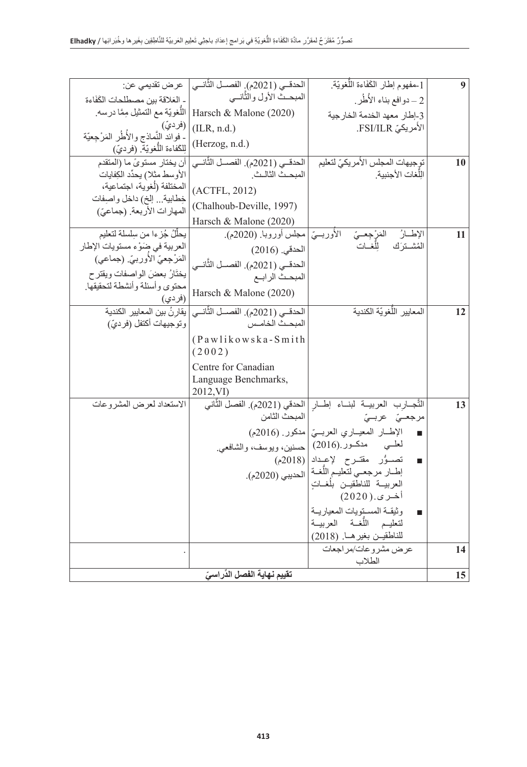| 9 | 1-مفهوم إطار الكَفَاءة اللُّغويّة. 2 – دوافع بناء الأُطُر. 3-إطار معهد الخدمة الخارجية الأمريكيّ FSI/ILR. | الحدقـي (2021م). الفصـل الثَّانـي المبحـث الأول والثَّانـي Harsch & Malone (2020) (ILR, n.d.) (Herzog, n.d.) | عرض تقديمي عن: - العَلاقة بين مصطلحات الكَفَاءة اللُّغويّة مع التمثيل مِمَّا درسه. (فرديّ) - فوائد النَّماذج والأُطُر المَرْجِعيّة للكفاءة اللُّغويّة. (فرديّ) |
|---|---|---|---|
| 10 | توجيهات المجلس الأمريكيّ لتعليم اللُّغات الأجنبية. | الحدقـي (2021م). الفصـل الثَّانـي المبحـث الثالـث. (ACTFL, 2012) (Chalhoub-Deville, 1997) Harsch & Malone (2020) | أن يختار مستوىً ما (المتقدم الأوسط مثلا) يحدِّد الكِفايات المختلفة (لُغوية، اجتماعية، خِطابية... إلخ) داخل واصِفات المهارات الأربعة. (جماعيّ) |
| 11 | الإطـارُ المَرْجِعـيّ الأُوربـيّ المُشـترَك لِلُغـات | مجلس أوروبا. (2020م). الحدقي. (2016) الحدقـي (2021م). الفصـل الثَّانـي المبحـث الرابـع Harsch & Malone (2020) | يحلِّلُ جُزءا من سِلسلة لتعليم العربية في ضَوْء مستويات الإطار المَرْجِعيّ الأُوربيّ. (جماعي) يختَارُ بعضَ الواصفات ويقترح محتوى وأسئلة وأنشطة لتحقيقها. (فردي) |
| 12 | المعايير اللُّغويّة الكندية | الحدقـي (2021م). الفصـل الثَّانـي المبحـث الخامـس (Pawlikowska-Smith (2002) Centre for Canadian Language Benchmarks, 2012,VI) | يقارنُ بين المعايير الكندية وتوجيهات أكتفل (فرديّ) |
| 13 | التَّجـارِب العربيـة لبنـاء إطـارٍ مرجعـيّ عربـيّ ■ الإطـار المعيـاري العربـيّ لعلـي مدكـور.(2016) ■ تصـوُّر مقتـرح لإعـداد إطـار مرجعـي لتعليم اللُّغـة العربيـة للناطقيـن بلُغـاتٍ أخـرى.(2020) ■ وثيقـة المسـتويات المعياريـة لتعليـم اللُّغـة العربيـة للناطقيـن بغيرهـا. (2018) | الحدقي (2021م). الفصل الثَّاني المبحث الثامن مدكور. (2016م) حسنين، ويوسف، والشافعي. (2018م) الحديبي (2020م). | الاستعداد لعرض المشروعات |
| 14 | عرض مشروعات/مراجعات الطلاب | | . |
| 15 | تقييم نهاية الفصل الدِّراسيّ | | |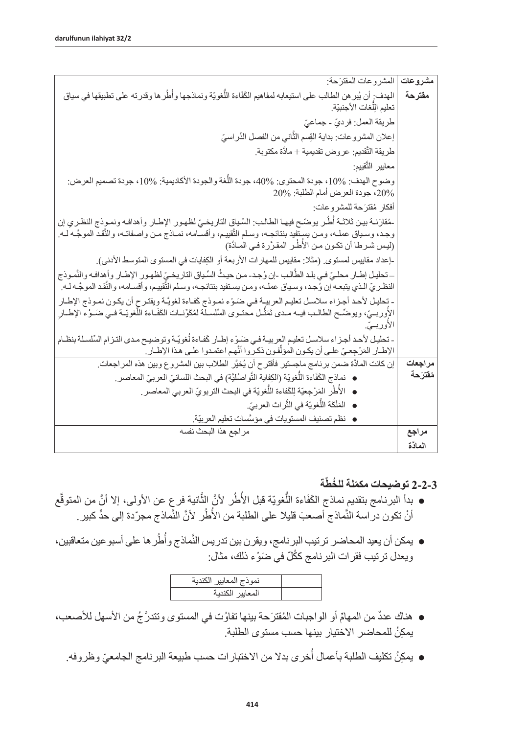| مشروعات مقترحة | المشروعات المقترَحة:<br>الهدف: أن يُبرهن الطالب على استيعابه لمفاهيم الكَفَاءة اللُّغويّة ونماذجها وأُطُرها وقدرته على تطبيقها في سياق تعليم اللُّغات الأجنبيّة.<br>طريقة العمل: فرديّ - جماعيّ<br>إعلان المشروعات: بداية القِسم الثَّاني من الفصل الدّراسيّ<br>طريقة التَّقديم: عروض تقديمية + مادَّة مكتوبة.<br>معايير التَّقييم:<br>وضوح الهدف: 10%، جودة المحتوى: 40%، جودة اللُّغة والجودة الأكاديمية: 10%، جودة تصميم العرض: 20%، جودة العرض أمام الطلبة: 20%<br>أفكار مُقترَحة للمشروعات:<br>-مُقارَنة بين ثلاثة أُطُر يوضّح فيها الطالب: السِّياق التاريخيّ لظهور الإطار وأهدافه ونموذج النظري إن وجد، وسياق عمله، ومن يستفيد بنتائجه، وسلم التَّقييم، وأقسامه، نماذج من واصفاته، والنَّقد الموجَّه له. (ليس شرطا أن تكون من الأُطُر المقرَّرة في المادَّة)<br>-إعداد مقاييس لمستوى. (مثلا: مقاييس للمهارات الأربعة أو الكِفايات في المستوى المتوسط الأدنى).<br>– تحليل إطار محليّ في بلد الطَّالب -إن وُجد- من حيثُ السِّياق التاريخيّ لظهور الإطار وأهدافه والنَّموذج النظريّ الذي يتبعه إن وُجد، وسياق عمله، ومن يستفيد بنتائجه، وسلم التَّقييم، وأقسامه، والنَّقد الموجَّه له.<br>- تحليل لأحد أجزاء سلاسل تعليم العربية في ضَوْء نموذج كفاءة لغويَّة ويقترح أن يكون نموذج الإطار الأُوربيّ، ويوضِّح الطالب فيه مدى تَمَثُّل محتوى السِّلسلة لمُكوِّنات الكَفَاءة اللُّغويّة في ضَوْء الإطار الأُوربيّ.<br>- تحليل لأحد أجزاء سلاسل تعليم العربية في ضَوْء إطار كَفاءة لُغويّة وتوضيح مدى التزام السِّلسلة بنظام الإطار المَرْجِعيّ على أن يكون المؤلِّفون ذكروا أنَّهم اعتمدوا على هذا الإطار. |
|---|---|
| مراجعات مُقترَحة | إن كانت المادَّة ضمن برنامج ماجستير فأقترح أن يُخيَّر الطلاب بين المشروع وبين هذه المراجعات.<br>• نماذج الكَفَاءة اللُّغويّة (الكِفاية التَّواصُليَّة) في البحث اللسانيّ العربيّ المعاصر.<br>• الأُطُر المَرْجِعيّة لِلكَفاءة اللُّغويّة في البحث التربويّ العربي المعاصر.<br>• المَلَكَة اللُّغويّة في التُّراث العربيّ.<br>• نظم تصنيف المستويات في مؤسَّسات تعليم العربيّة. |
| مراجع المادَّة | مراجع هذا البحث نفسه |

### 2-2-3 توضيحات مكمّلة للخُطّة

- بدأ البرنامج بتقديم نماذج الكَفَاءة اللُّغويّة قبل الأُطُر لأنَّ الثَّانية فرع عن الأولى، إلا أنَّ من المتوقَّع أنْ تكون دراسة النَّماذج أصعبَ قليلا على الطلبة من الأُطُر لأنَّ النَّماذج مجرّدة إلى حدٍّ كبير.

- يمكن أن يعيد المحاضر ترتيب البرنامج، ويقرن بين تدريس النَّماذج وأُطُرها على أسبوعين متعاقبين، ويعدل ترتيب فقرات البرنامج ككُلّ في ضَوْء ذلك، مثال:

| | |
|---|---|
| نموذج المعايير الكندية | |
| المعايير الكندية | |

- هناك عددٌ من المهامّ أو الواجبات المُقترَحة بينها تفاوُت في المستوى وتتدرَّجُ من الأسهل للأصعب، يمكِنُ للمحاضر الاختيار بينها حسب مستوى الطلبة.

- يمكِنُ تكليف الطلبة بأعمال أُخرى بدلا من الاختبارات حسب طبيعة البرنامج الجامعيّ وظروفه.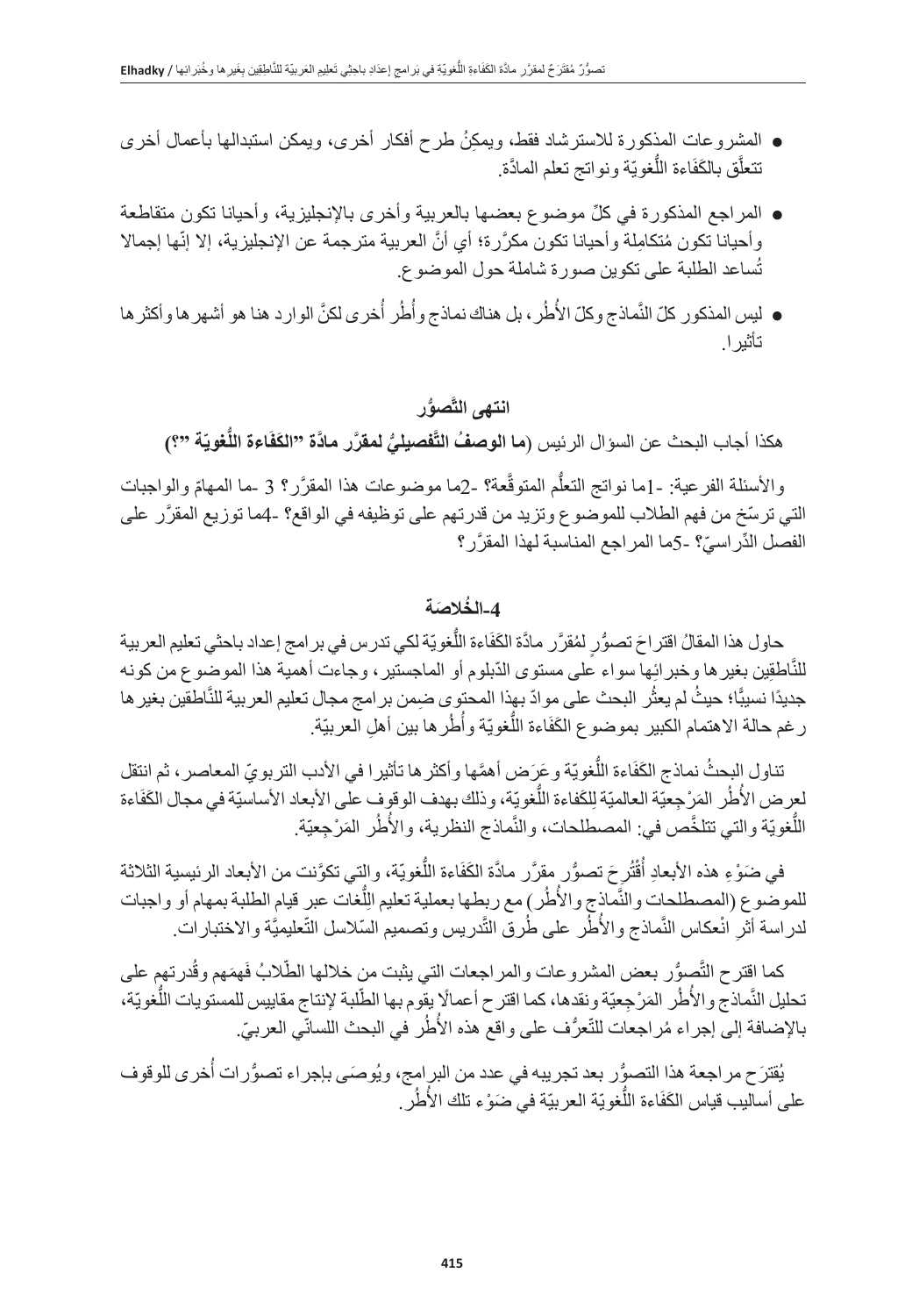- المشروعات المذكورة للاسترشاد فقط، ويمكنُ طرح أفكار أخرى، ويمكن استبدالها بأعمال أخرى تتعلَّق بالكَفَاءة اللُّغويّة ونواتج تعلم المادَّة.
- المراجع المذكورة في كلِّ موضوع بعضها بالعربية وأخرى بالإنجليزية، وأحيانا تكون متقاطعة وأحيانا تكون مُتكامِلة وأحيانا تكون مكرَّرة؛ أي أنَّ العربية مترجمة عن الإنجليزية، إلا إنّها إجمالا تُساعد الطلبة على تكوين صورة شاملة حول الموضوع.
- ليس المذكور كلّ النَّماذج وكلّ الأُطُر، بل هناك نماذج وأُطُر أُخرى لكنَّ الوارد هنا هو أشهرها وأكثرها تأثيرا.

**انتهى التَّصوُّر**

**هكذا أجاب البحث عن السؤال الرئيس (ما الوصفُ التَّفصيليُّ لمقرَّر مادَّة "الكَفَاءة اللُّغويّة "؟)**

والأسئلة الفرعية: -1ما نواتج التعلُّم المتوقَّعة؟ -2ما موضوعات هذا المقرَّر؟ 3 -ما المهامّ والواجبات التي ترسّخ من فهم الطلاب للموضوع وتزيد من قدرتهم على توظيفه في الواقع؟ -4ما توزيع المقرَّر على الفصل الدِّراسيّ؟ -5ما المراجع المناسبة لهذا المقرَّر؟

## 4-الخُلاصَة

حاول هذا المقالُ اقتراحَ تصوُّرٍ لمُقرَّر مادّة الكَفَاءة اللُّغويّة لكي تدرس في برامج إعداد باحثي تعليم العربية للنَّاطقين بغيرها وخبرائِها سواء على مستوى الدّبلوم أو الماجستير، وجاءت أهمية هذا الموضوع من كونه جديدًا نسبيًّا؛ حيثُ لم يعثُر البحث على موادّ بهذا المحتوى ضِمن برامج مجال تعليم العربية للنَّاطقين بغيرها رغم حالة الاهتمام الكبير بموضوع الكَفَاءة اللُّغويّة وأُطُرها بين أهلِ العربيّة.

تناول البحثُ نماذج الكَفَاءة اللُّغويّة وعَرَض أهمَّها وأكثرها تأثيرا في الأدب التربويّ المعاصر، ثم انتقل لعرض الأُطُر المَرْجِعيّة العالميّة لِلكَفَاءة اللُّغويّة، وذلك بهدف الوقوف على الأبعاد الأساسيّة في مجال الكَفَاءة اللُّغويّة والتي تتلخَّص في: المصطلحات، والنَّماذج النظرية، والأُطُر المَرْجِعيّة.

في ضَوْءِ هذه الأبعادِ أُقْتُرِحَ تصوُّرٍ مقرَّر مادَّة الكَفَاءة اللُّغويّة، والتي تكوَّنت من الأبعاد الرئيسية الثلاثة للموضوع (المصطلحات والنَّماذج والأُطُر) مع ربطها بعملية تعليم اللُّغات عبر قيام الطلبة بمهام أو واجبات لدراسة أثرِ انْعكاس النَّماذج والأُطُر على طُرق التَّدريس وتصميم السّلاسل التّعليميَّة والاختبارات.

كما اقترح التَّصوُّر بعض المشروعات والمراجعات التي يثبت من خلالها الطّلابُ فَهمَهم وقُدرتهم على تحليل النَّماذج والأُطُر المَرْجِعيّة ونقدها، كما اقترح أعمالًا يقوم بها الطّلبة لإنتاج مقاييس للمستويات اللُّغويّة، بالإضافة إلى إجراء مُراجعات للتّعرُّف على واقع هذه الأُطُر في البحث اللسانّي العربيّ.

يُقترَح مراجعة هذا التصوُّر بعد تجريبه في عدد من البرامج، ويُوصَى بإجراء تصوُّرات أُخرى للوقوف على أساليب قياس الكَفَاءة اللُّغويّة العربيّة في ضَوْء تلك الأُطُر.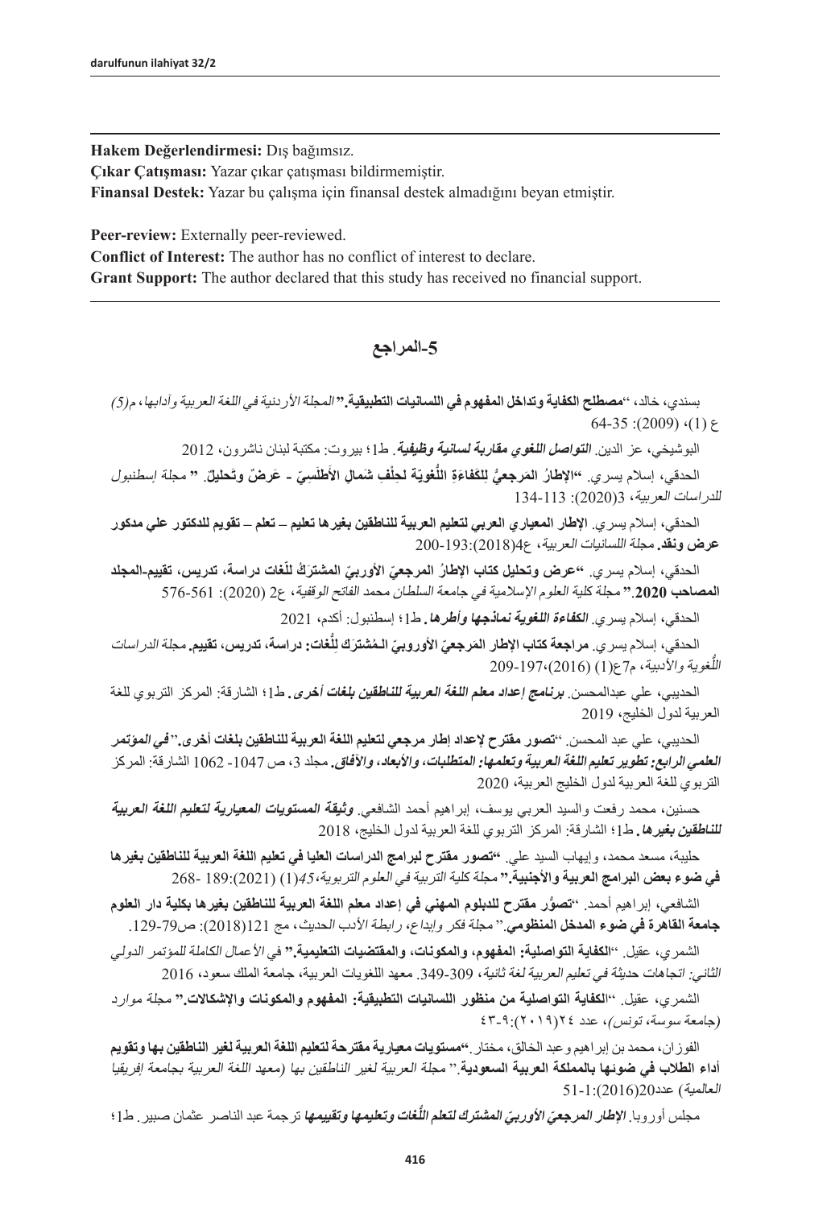**Hakem Değerlendirmesi:** Dış bağımsız.
**Çıkar Çatışması:** Yazar çıkar çatışması bildirmemiştir.
**Finansal Destek:** Yazar bu çalışma için finansal destek almadığını beyan etmiştir.

**Peer-review:** Externally peer-reviewed.
**Conflict of Interest:** The author has no conflict of interest to declare.
**Grant Support:** The author declared that this study has received no financial support.

## 5-المراجع

بسندي، خالد، "**مصطلح الكفاية وتداخل المفهوم في اللسانيات التطبيقية.**" *المجلة الأردنية في اللغة العربية وآدابها*، م*(5)* ع (1)، (2009): 35-64

البوشيخي، عز الدين. ***التواصل اللغوي مقاربة لسانية وظيفية.*** ط1؛ بيروت: مكتبة لبنان ناشرون، 2012

الحدقي، إسلام يسري. "**الإطارُ المَرجعيُّ لِلكَفاءةِ اللُّغويّة لِحِلْفِ شَمالِ الأَطلَسِيّ - عَرضٌ وتَحليلٌ.**" *مجلة إسطنبول للدراسات العربية*، 3(2020): 113-134

الحدقي، إسلام يسري. **الإطار المعياري العربي لتعليم العربية للناطقين بغيرها تعليم – تعلم – تقويم للدكتور علي مدكور عرض ونقد.** *مجلة اللسانيات العربية*، ع4(2018):193-200

الحدقي، إسلام يسري. "**عرض وتحليل كتاب الإطارُ المرجعيّ الأوربيّ المشترَكُ للّغات دراسة، تدريس، تقييم-المجلد المصاحب 2020.**" *مجلة كلية العلوم الإسلامية في جامعة السلطان محمد الفاتح الوقفية*، ع2 (2020): 561-576

الحدقي، إسلام يسري. ***الكفاءة اللغوية نماذجها وأطرها.*** ط1؛ إسطنبول: أكدم، 2021

الحدقي، إسلام يسري. **مراجعة كتاب الإطار المَرجعيّ الأوروبيّ المُشترَك لِلُّغات: دراسة، تدريس، تقييم.** *مجلة الدراسات اللُّغوية والأدبية*، م7ع(1) (2016)،197-209

الحديبي، علي عبدالمحسن. ***برنامج إعداد معلم اللغة العربية للناطقين بلغات أخرى.*** ط1؛ الشارقة: المركز التربوي للغة العربية لدول الخليج، 2019

الحديبي، علي عبد المحسن. "**تصور مقترح لإعداد إطار مرجعي لتعليم اللغة العربية للناطقين بلغات أخرى.**" ***في المؤتمر العلمي الرابع: تطوير تعليم اللغة العربية وتعلمها: المتطلبات، والأبعاد، والآفاق.*** مجلد 3، ص 1047- 1062 الشارقة: المركز التربوي للغة العربية لدول الخليج العربية، 2020

حسنين، محمد رفعت والسيد العربي يوسف، إبراهيم أحمد الشافعي. ***وثيقة المستويات المعيارية لتعليم اللغة العربية للناطقين بغيرها.*** ط1؛ الشارقة: المركز التربوي للغة العربية لدول الخليج، 2018

حلبية، مسعد محمد، وإيهاب السيد علي. "**تصور مقترح لبرامج الدراسات العليا في تعليم اللغة العربية للناطقين بغيرها في ضوء بعض البرامج العربية والأجنبية.**" *مجلة كلية التربية في العلوم التربوية*،*45*(1) (2021):189- 268

الشافعي، إبراهيم أحمد. "**تصوُّر مقترح للدبلوم المهني في إعداد معلم اللغة العربية للناطقين بغيرها بكلية دار العلوم جامعة القاهرة في ضوء المدخل المنظومي.**" *مجلة فكر وإبداع، رابطة الأدب الحديث*، مج 121(2018): ص79-129.

الشمري، عقيل. "**الكفاية التواصلية: المفهوم، والمكونات، والمقتضيات التعليمية.**" في *الأعمال الكاملة للمؤتمر الدولي الثاني: اتجاهات حديثة في تعليم العربية لغة ثانية*، 309-349. معهد اللغويات العربية، جامعة الملك سعود، 2016

الشمري، عقيل. "**الكفاية التواصلية من منظور اللسانيات التطبيقية: المفهوم والمكونات والإشكالات.**" *مجلة موارد (جامعة سوسة، تونس)*، عدد ٢٤(٢٠١٩):٩-٤٣

الفوزان، محمد بن إبراهيم وعبد الخالق، مختار. "**مستويات معيارية مقترحة لتعليم اللغة العربية لغير الناطقين بها وتقويم أداء الطلاب في ضوئها بالمملكة العربية السعودية.**" *مجلة العربية لغير الناطقين بها (معهد اللغة العربية بجامعة إفريقيا العالمية)* عدد20(2016):1-51

مجلس أوروبا. ***الإطار المرجعيّ الأوروبيّ المشترك لتعلم اللُّغات وتعليمها وتقييمها*** ترجمة عبد الناصر عثمان صبير. ط1؛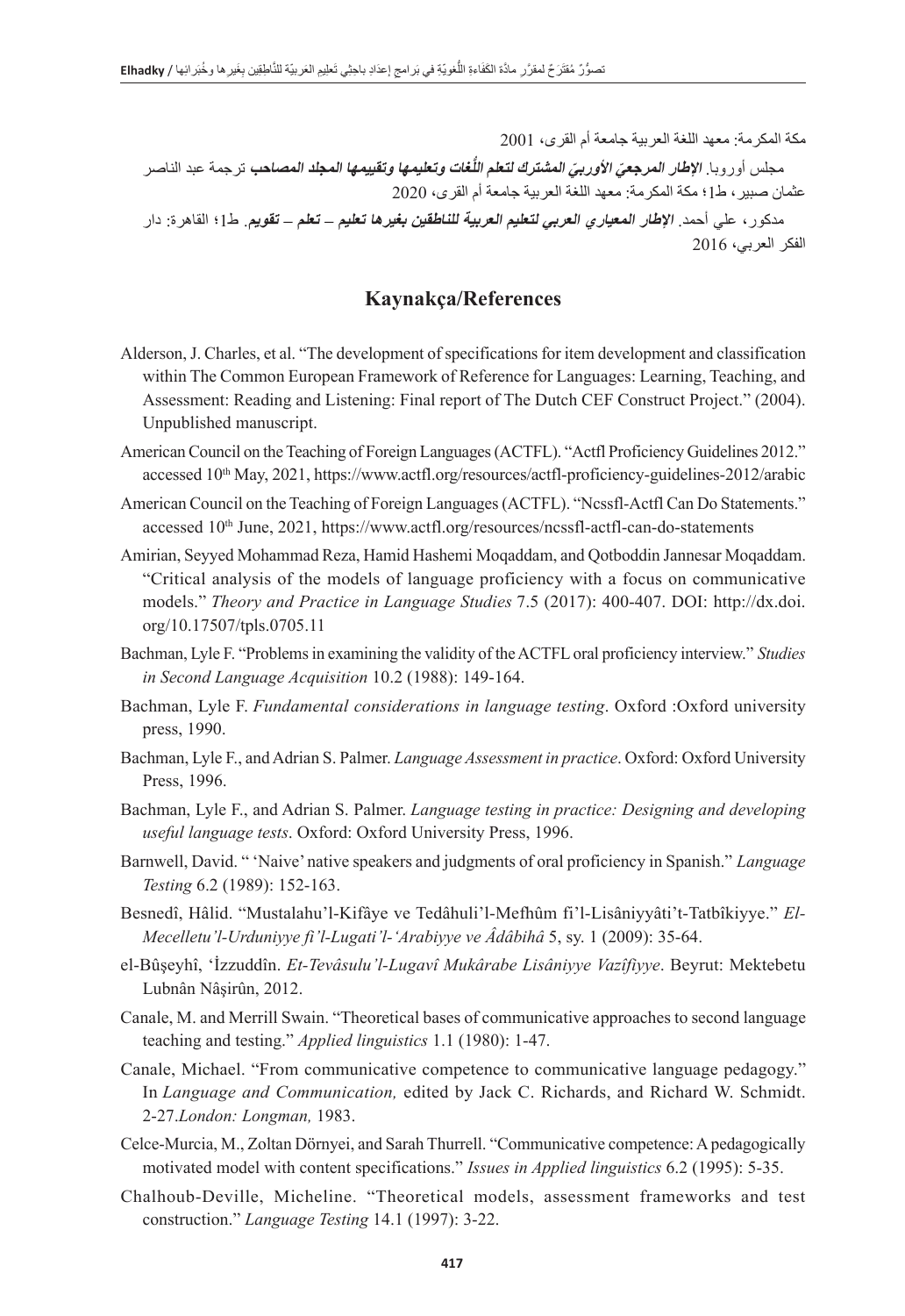مكة المكرمة: معهد اللغة العربية جامعة أم القرى، 2001

مجلس أوروبا. ***الإطار المرجعيّ الأوربيّ المشترك لتعلم اللُّغات وتعليمها وتقييمها المجلد المصاحب*** ترجمة عبد الناصر عثمان صبير، ط1؛ مكة المكرمة: معهد اللغة العربية جامعة أم القرى، 2020

مدكور، علي أحمد. ***الإطار المعياري العربي لتعليم العربية للناطقين بغيرها تعليم – تعلم – تقويم***. ط1؛ القاهرة: دار الفكر العربي، 2016

## Kaynakça/References

Alderson, J. Charles, et al. "The development of specifications for item development and classification within The Common European Framework of Reference for Languages: Learning, Teaching, and Assessment: Reading and Listening: Final report of The Dutch CEF Construct Project." (2004). Unpublished manuscript.

American Council on the Teaching of Foreign Languages (ACTFL). "Actfl Proficiency Guidelines 2012." accessed 10th May, 2021, https://www.actfl.org/resources/actfl-proficiency-guidelines-2012/arabic

American Council on the Teaching of Foreign Languages (ACTFL). "Ncssfl-Actfl Can Do Statements." accessed 10th June, 2021, https://www.actfl.org/resources/ncssfl-actfl-can-do-statements

Amirian, Seyyed Mohammad Reza, Hamid Hashemi Moqaddam, and Qotboddin Jannesar Moqaddam. "Critical analysis of the models of language proficiency with a focus on communicative models." *Theory and Practice in Language Studies* 7.5 (2017): 400-407. DOI: http://dx.doi.org/10.17507/tpls.0705.11

Bachman, Lyle F. "Problems in examining the validity of the ACTFL oral proficiency interview." *Studies in Second Language Acquisition* 10.2 (1988): 149-164.

Bachman, Lyle F. *Fundamental considerations in language testing*. Oxford :Oxford university press, 1990.

Bachman, Lyle F., and Adrian S. Palmer. *Language Assessment in practice*. Oxford: Oxford University Press, 1996.

Bachman, Lyle F., and Adrian S. Palmer. *Language testing in practice: Designing and developing useful language tests*. Oxford: Oxford University Press, 1996.

Barnwell, David. " 'Naive' native speakers and judgments of oral proficiency in Spanish." *Language Testing* 6.2 (1989): 152-163.

Besnedî, Hâlid. "Mustalahu'l-Kifâye ve Tedâhuli'l-Mefhûm fi'l-Lisâniyyâti't-Tatbîkiyye." *El-Mecelletu'l-Urduniyye fi'l-Lugati'l-'Arabiyye ve Âdâbihâ* 5, sy. 1 (2009): 35-64.

el-Bûşeyhî, 'İzzuddîn. *Et-Tevâsulu'l-Lugavî Mukârabe Lisâniyye Vazîfiyye*. Beyrut: Mektebetu Lubnân Nâşirûn, 2012.

Canale, M. and Merrill Swain. "Theoretical bases of communicative approaches to second language teaching and testing." *Applied linguistics* 1.1 (1980): 1-47.

Canale, Michael. "From communicative competence to communicative language pedagogy." In *Language and Communication,* edited by Jack C. Richards, and Richard W. Schmidt. 2-27.*London: Longman,* 1983.

Celce-Murcia, M., Zoltan Dörnyei, and Sarah Thurrell. "Communicative competence: A pedagogically motivated model with content specifications." *Issues in Applied linguistics* 6.2 (1995): 5-35.

Chalhoub-Deville, Micheline. "Theoretical models, assessment frameworks and test construction." *Language Testing* 14.1 (1997): 3-22.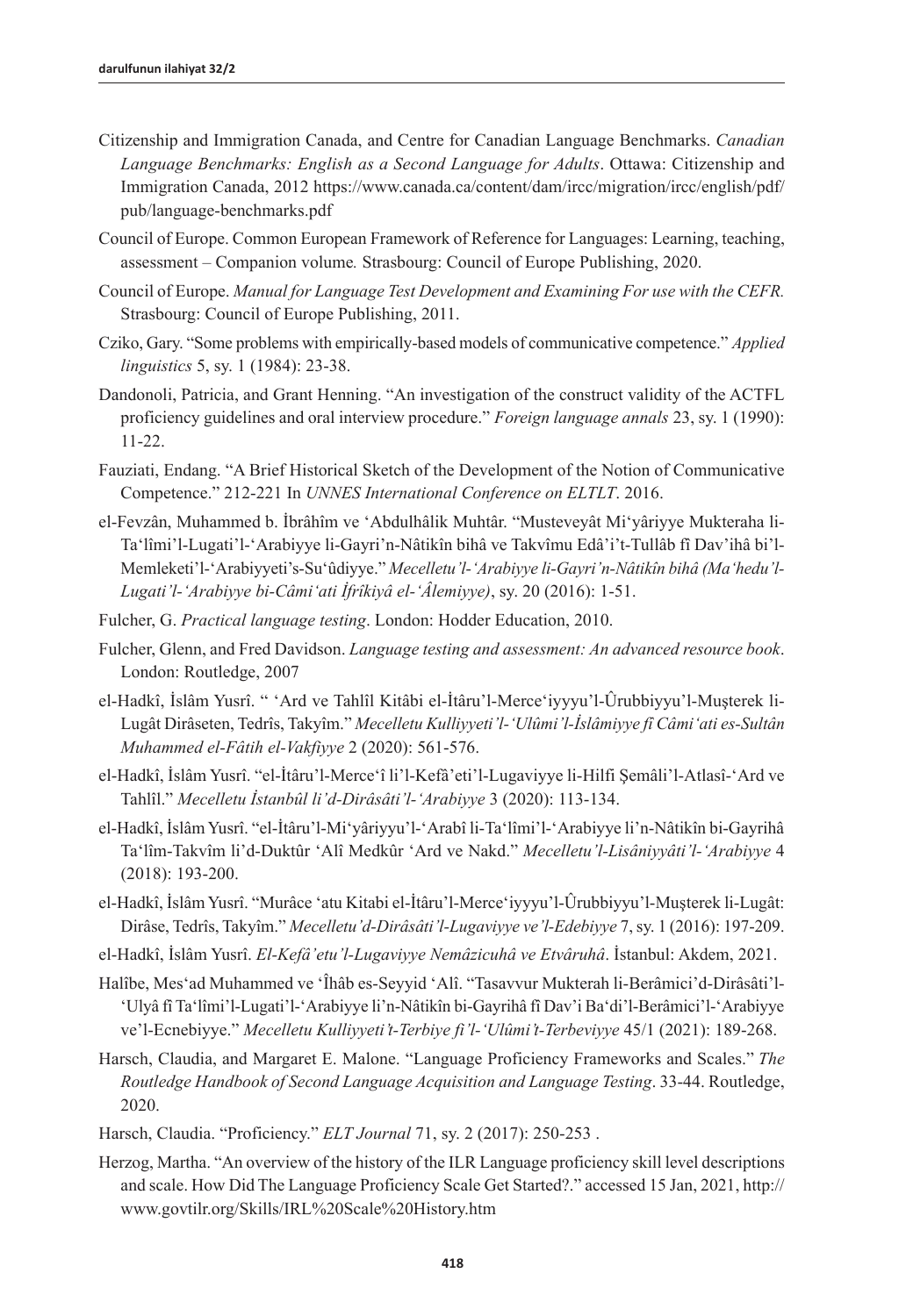Citizenship and Immigration Canada, and Centre for Canadian Language Benchmarks. *Canadian Language Benchmarks: English as a Second Language for Adults*. Ottawa: Citizenship and Immigration Canada, 2012 https://www.canada.ca/content/dam/ircc/migration/ircc/english/pdf/pub/language-benchmarks.pdf

Council of Europe. Common European Framework of Reference for Languages: Learning, teaching, assessment – Companion volume*.* Strasbourg: Council of Europe Publishing, 2020.

Council of Europe. *Manual for Language Test Development and Examining For use with the CEFR.* Strasbourg: Council of Europe Publishing, 2011.

Cziko, Gary. "Some problems with empirically-based models of communicative competence." *Applied linguistics* 5, sy. 1 (1984): 23-38.

Dandonoli, Patricia, and Grant Henning. "An investigation of the construct validity of the ACTFL proficiency guidelines and oral interview procedure." *Foreign language annals* 23, sy. 1 (1990): 11-22.

Fauziati, Endang. "A Brief Historical Sketch of the Development of the Notion of Communicative Competence." 212-221 In *UNNES International Conference on ELTLT*. 2016.

el-Fevzân, Muhammed b. İbrâhîm ve ʻAbdulhâlik Muhtâr. "Musteveyât Miʻyâriyye Mukteraha li-Taʻlîmi'l-Lugati'l-ʻArabiyye li-Gayri'n-Nâtikîn bihâ ve Takvîmu Edâ'i't-Tullâb fî Dav'ihâ bi'l-Memleketi'l-ʻArabiyyeti's-Suʻûdiyye." *Mecelletu'l-ʻArabiyye li-Gayri'n-Nâtikîn bihâ (Maʻhedu'l-Lugati'l-ʻArabiyye bi-Câmiʻati İfrîkiyâ el-ʻÂlemiyye)*, sy. 20 (2016): 1-51.

Fulcher, G. *Practical language testing*. London: Hodder Education, 2010.

Fulcher, Glenn, and Fred Davidson. *Language testing and assessment: An advanced resource book*. London: Routledge, 2007

el-Hadkî, İslâm Yusrî. " ʻArd ve Tahlîl Kitâbi el-İtâru'l-Merceʻiyyyu'l-Ûrubbiyyu'l-Muşterek li-Lugât Dirâseten, Tedrîs, Takyîm." *Mecelletu Kulliyyeti'l-ʻUlûmi'l-İslâmiyye fî Câmiʻati es-Sultân Muhammed el-Fâtih el-Vakfiyye* 2 (2020): 561-576.

el-Hadkî, İslâm Yusrî. "el-İtâru'l-Merceʻî li'l-Kefâ'eti'l-Lugaviyye li-Hilfi Şemâli'l-Atlasî-ʻArd ve Tahlîl." *Mecelletu İstanbûl li'd-Dirâsâti'l-ʻArabiyye* 3 (2020): 113-134.

el-Hadkî, İslâm Yusrî. "el-İtâru'l-Miʻyâriyyu'l-ʻArabî li-Taʻlîmi'l-ʻArabiyye li'n-Nâtikîn bi-Gayrihâ Taʻlîm-Takvîm li'd-Duktûr ʻAlî Medkûr ʻArd ve Nakd." *Mecelletu'l-Lisâniyyâti'l-ʻArabiyye* 4 (2018): 193-200.

el-Hadkî, İslâm Yusrî. "Murâce ʻatu Kitabi el-İtâru'l-Merceʻiyyu'l-Ûrubbiyyu'l-Muşterek li-Lugât: Dirâse, Tedrîs, Takyîm." *Mecelletu'd-Dirâsâti'l-Lugaviyye ve'l-Edebiyye* 7, sy. 1 (2016): 197-209.

el-Hadkî, İslâm Yusrî. *El-Kefâ'etu'l-Lugaviyye Nemâzicuhâ ve Etvâruhâ*. İstanbul: Akdem, 2021.

Halîbe, Mesʻad Muhammed ve ʻÎhâb es-Seyyid ʻAlî. "Tasavvur Mukterah li-Berâmici'd-Dirâsâti'l-ʻUlyâ fî Taʻlîmi'l-Lugati'l-ʻArabiyye li'n-Nâtikîn bi-Gayrihâ fî Dav'i Baʻdi'l-Berâmici'l-ʻArabiyye ve'l-Ecnebiyye." *Mecelletu Kulliyyeti't-Terbiye fi'l-ʻUlûmi't-Terbeviyye* 45/1 (2021): 189-268.

Harsch, Claudia, and Margaret E. Malone. "Language Proficiency Frameworks and Scales." *The Routledge Handbook of Second Language Acquisition and Language Testing*. 33-44. Routledge, 2020.

Harsch, Claudia. "Proficiency." *ELT Journal* 71, sy. 2 (2017): 250-253 .

Herzog, Martha. "An overview of the history of the ILR Language proficiency skill level descriptions and scale. How Did The Language Proficiency Scale Get Started?." accessed 15 Jan, 2021, http://www.govtilr.org/Skills/IRL%20Scale%20History.htm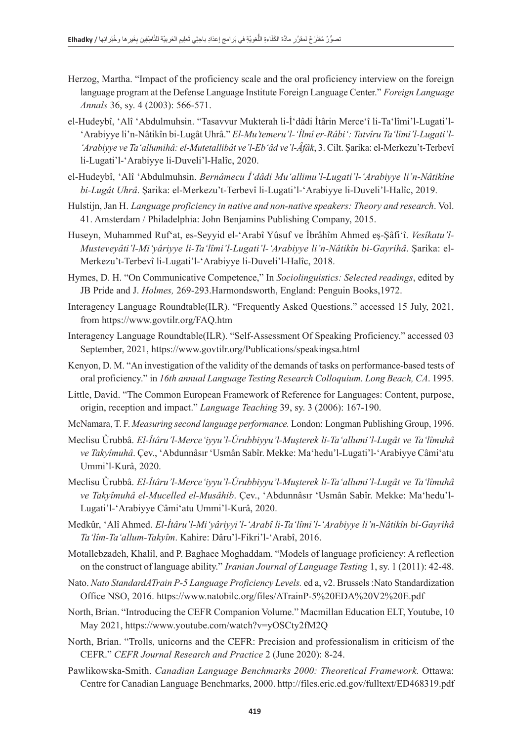Herzog, Martha. "Impact of the proficiency scale and the oral proficiency interview on the foreign language program at the Defense Language Institute Foreign Language Center." *Foreign Language Annals* 36, sy. 4 (2003): 566-571.

el-Hudeybî, 'Alî 'Abdulmuhsin. "Tasavvur Mukterah li-İ'dâdi İtârin Merce'î li-Ta'lîmi'l-Lugati'l-'Arabiyye li'n-Nâtikîn bi-Lugât Uhrâ." *El-Mu'temeru'l-'İlmî er-Râbi': Tatvîru Ta'lîmi'l-Lugati'l-'Arabiyye ve Ta'allumihâ: el-Mutetallibât ve'l-Eb'âd ve'l-Âfâk*, 3. Cilt. Şarika: el-Merkezu't-Terbevî li-Lugati'l-'Arabiyye li-Duveli'l-Halîc, 2020.

el-Hudeybî, 'Alî 'Abdulmuhsin. *Bernâmecu İ'dâdi Mu'allimu'l-Lugati'l-'Arabiyye li'n-Nâtikîne bi-Lugât Uhrâ*. Şarika: el-Merkezu't-Terbevî li-Lugati'l-'Arabiyye li-Duveli'l-Halîc, 2019.

Hulstijn, Jan H. *Language proficiency in native and non-native speakers: Theory and research*. Vol. 41. Amsterdam / Philadelphia: John Benjamins Publishing Company, 2015.

Huseyn, Muhammed Ruf'at, es-Seyyid el-'Arabî Yûsuf ve İbrâhîm Ahmed eş-Şâfi'î. *Vesîkatu'l-Musteveyâti'l-Mi'yâriyye li-Ta'lîmi'l-Lugati'l-'Arabiyye li'n-Nâtikîn bi-Gayrihâ*. Şarika: el-Merkezu't-Terbevî li-Lugati'l-'Arabiyye li-Duveli'l-Halîc, 2018.

Hymes, D. H. "On Communicative Competence," In *Sociolinguistics: Selected readings*, edited by JB Pride and J. *Holmes,* 269-293.Harmondsworth, England: Penguin Books,1972.

Interagency Language Roundtable(ILR). "Frequently Asked Questions." accessed 15 July, 2021, from https://www.govtilr.org/FAQ.htm

Interagency Language Roundtable(ILR). "Self-Assessment Of Speaking Proficiency." accessed 03 September, 2021, https://www.govtilr.org/Publications/speakingsa.html

Kenyon, D. M. "An investigation of the validity of the demands of tasks on performance-based tests of oral proficiency." in *16th annual Language Testing Research Colloquium. Long Beach, CA*. 1995.

Little, David. "The Common European Framework of Reference for Languages: Content, purpose, origin, reception and impact." *Language Teaching* 39, sy. 3 (2006): 167-190.

McNamara, T. F. *Measuring second language performance.* London: Longman Publishing Group, 1996.

Meclisu Ûrubbâ. *El-İtâru'l-Merce'iyyu'l-Ûrubbiyyu'l-Muşterek li-Ta'allumi'l-Lugât ve Ta'lîmuhâ ve Takyîmuhâ*. Çev., 'Abdunnâsır 'Usmân Sabîr. Mekke: Ma'hedu'l-Lugati'l-'Arabiyye Câmi'atu Ummi'l-Kurâ, 2020.

Meclisu Ûrubbâ. *El-İtâru'l-Merce'iyyu'l-Ûrubbiyyu'l-Muşterek li-Ta'allumi'l-Lugât ve Ta'lîmuhâ ve Takyîmuhâ el-Mucelled el-Musâhib*. Çev., 'Abdunnâsır 'Usmân Sabîr. Mekke: Ma'hedu'l-Lugati'l-'Arabiyye Câmi'atu Ummi'l-Kurâ, 2020.

Medkûr, 'Alî Ahmed. *El-İtâru'l-Mi'yâriyyi'l-'Arabî li-Ta'lîmi'l-'Arabiyye li'n-Nâtikîn bi-Gayrihâ Ta'lîm-Ta'allum-Takyîm*. Kahire: Dâru'l-Fikri'l-'Arabî, 2016.

Motallebzadeh, Khalil, and P. Baghaee Moghaddam. "Models of language proficiency: A reflection on the construct of language ability." *Iranian Journal of Language Testing* 1, sy. 1 (2011): 42-48.

Nato. *Nato StandardATrain P-5 Language Proficiency Levels.* ed a, v2. Brussels :Nato Standardization Office NSO, 2016. https://www.natobilc.org/files/ATrainP-5%20EDA%20V2%20E.pdf

North, Brian. "Introducing the CEFR Companion Volume." Macmillan Education ELT, Youtube, 10 May 2021, https://www.youtube.com/watch?v=yOSCty2fM2Q

North, Brian. "Trolls, unicorns and the CEFR: Precision and professionalism in criticism of the CEFR." *CEFR Journal Research and Practice* 2 (June 2020): 8-24.

Pawlikowska-Smith. *Canadian Language Benchmarks 2000: Theoretical Framework.* Ottawa: Centre for Canadian Language Benchmarks, 2000. http://files.eric.ed.gov/fulltext/ED468319.pdf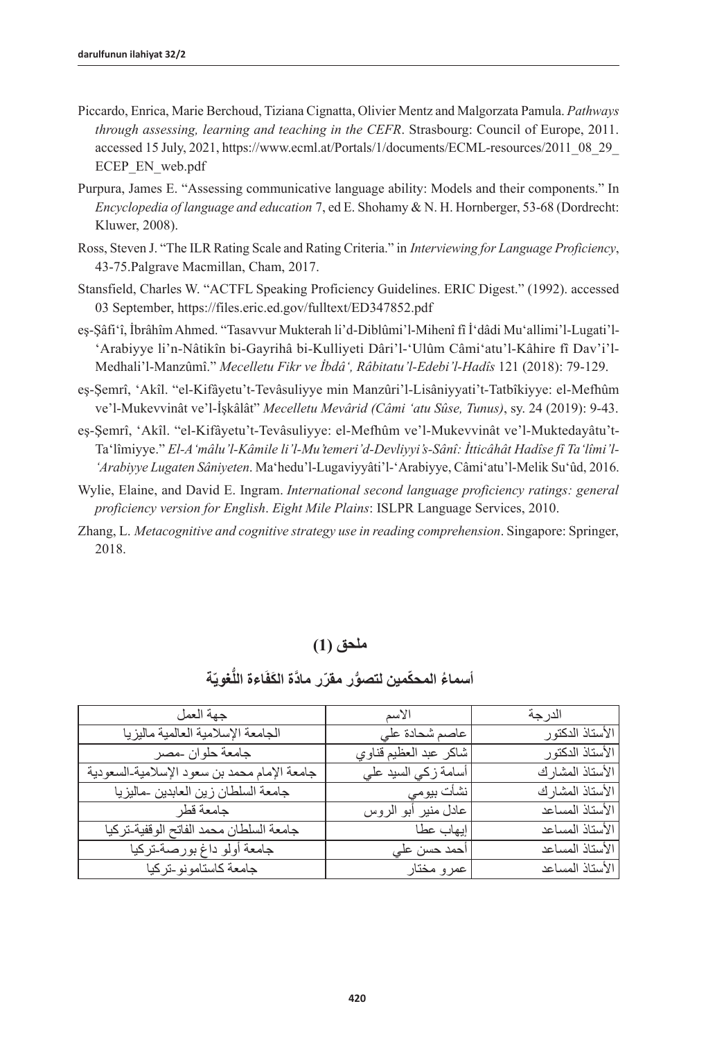Piccardo, Enrica, Marie Berchoud, Tiziana Cignatta, Olivier Mentz and Malgorzata Pamula. *Pathways through assessing, learning and teaching in the CEFR*. Strasbourg: Council of Europe, 2011. accessed 15 July, 2021, https://www.ecml.at/Portals/1/documents/ECML-resources/2011_08_29_ECEP_EN_web.pdf

Purpura, James E. "Assessing communicative language ability: Models and their components." In *Encyclopedia of language and education* 7, ed E. Shohamy & N. H. Hornberger, 53-68 (Dordrecht: Kluwer, 2008).

Ross, Steven J. "The ILR Rating Scale and Rating Criteria." in *Interviewing for Language Proficiency*, 43-75.Palgrave Macmillan, Cham, 2017.

Stansfield, Charles W. "ACTFL Speaking Proficiency Guidelines. ERIC Digest." (1992). accessed 03 September, https://files.eric.ed.gov/fulltext/ED347852.pdf

eş-Şâfi'î, İbrâhîm Ahmed. "Tasavvur Mukterah li'd-Diblûmi'l-Mihenî fî İ'dâdi Mu'allimi'l-Lugati'l-'Arabiyye li'n-Nâtikîn bi-Gayrihâ bi-Kulliyeti Dâri'l-'Ulûm Câmi'atu'l-Kâhire fî Dav'i'l-Medhali'l-Manzûmî." *Mecelletu Fikr ve İbdâ', Râbitatu'l-Edebi'l-Hadîs* 121 (2018): 79-129.

eş-Şemrî, 'Akîl. "el-Kifâyetu't-Tevâsuliyye min Manzûri'l-Lisâniyyati't-Tatbîkiyye: el-Mefhûm ve'l-Mukevvinât ve'l-İşkâlât" *Mecelletu Mevârid (Câmi 'atu Sûse, Tunus)*, sy. 24 (2019): 9-43.

eş-Şemrî, 'Akîl. "el-Kifâyetu't-Tevâsuliyye: el-Mefhûm ve'l-Mukevvinât ve'l-Muktedayâtu't-Ta'lîmiyye." *El-A'mâlu'l-Kâmile li'l-Mu'temeri'd-Devliyyi's-Sânî: İtticâhât Hadîse fî Ta'lîmi'l-'Arabiyye Lugaten Sâniyeten*. Ma'hedu'l-Lugaviyyâti'l-'Arabiyye, Câmi'atu'l-Melik Su'ûd, 2016.

Wylie, Elaine, and David E. Ingram. *International second language proficiency ratings: general proficiency version for English*. *Eight Mile Plains*: ISLPR Language Services, 2010.

Zhang, L. *Metacognitive and cognitive strategy use in reading comprehension*. Singapore: Springer, 2018.

## ملحق (1)

### أسماءُ المحكّمين لتصوُّر مقرّر مادَّة الكَفَاءة اللُّغويّة

| الدرجة | الاسم | جهة العمل |
|---|---|---|
| الأستاذ الدكتور | عاصم شحادة علي | الجامعة الإسلامية العالمية ماليزيا |
| الأستاذ الدكتور | شاكر عبد العظيم قناوي | جامعة حلوان -مصر |
| الأستاذ المشارك | أسامة زكي السيد علي | جامعة الإمام محمد بن سعود الإسلامية-السعودية |
| الأستاذ المشارك | نشأت بيومي | جامعة السلطان زين العابدين -ماليزيا |
| الأستاذ المساعد | عادل منير أبو الروس | جامعة قطر |
| الأستاذ المساعد | إيهاب عطا | جامعة السلطان محمد الفاتح الوقفية-تركيا |
| الأستاذ المساعد | أحمد حسن علي | جامعة أولو داغ بورصة-تركيا |
| الأستاذ المساعد | عمرو مختار | جامعة كاستامونو-تركيا |